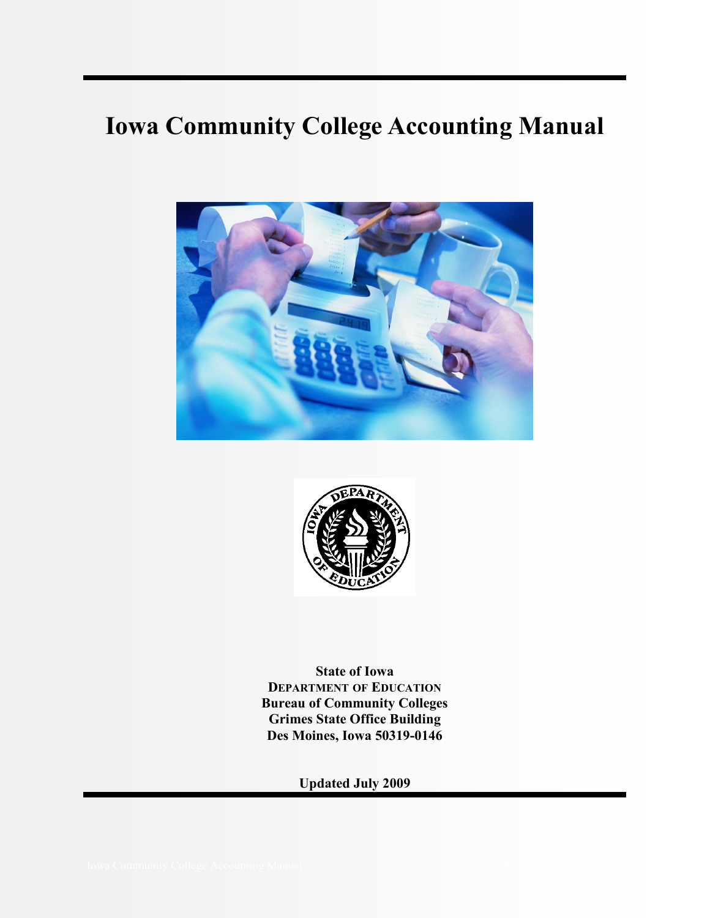# Iowa Community College Accounting Manual

**State of Iowa**
**DEPARTMENT OF EDUCATION**
**Bureau of Community Colleges**
**Grimes State Office Building**
**Des Moines, Iowa 50319-0146**

**Updated July 2009**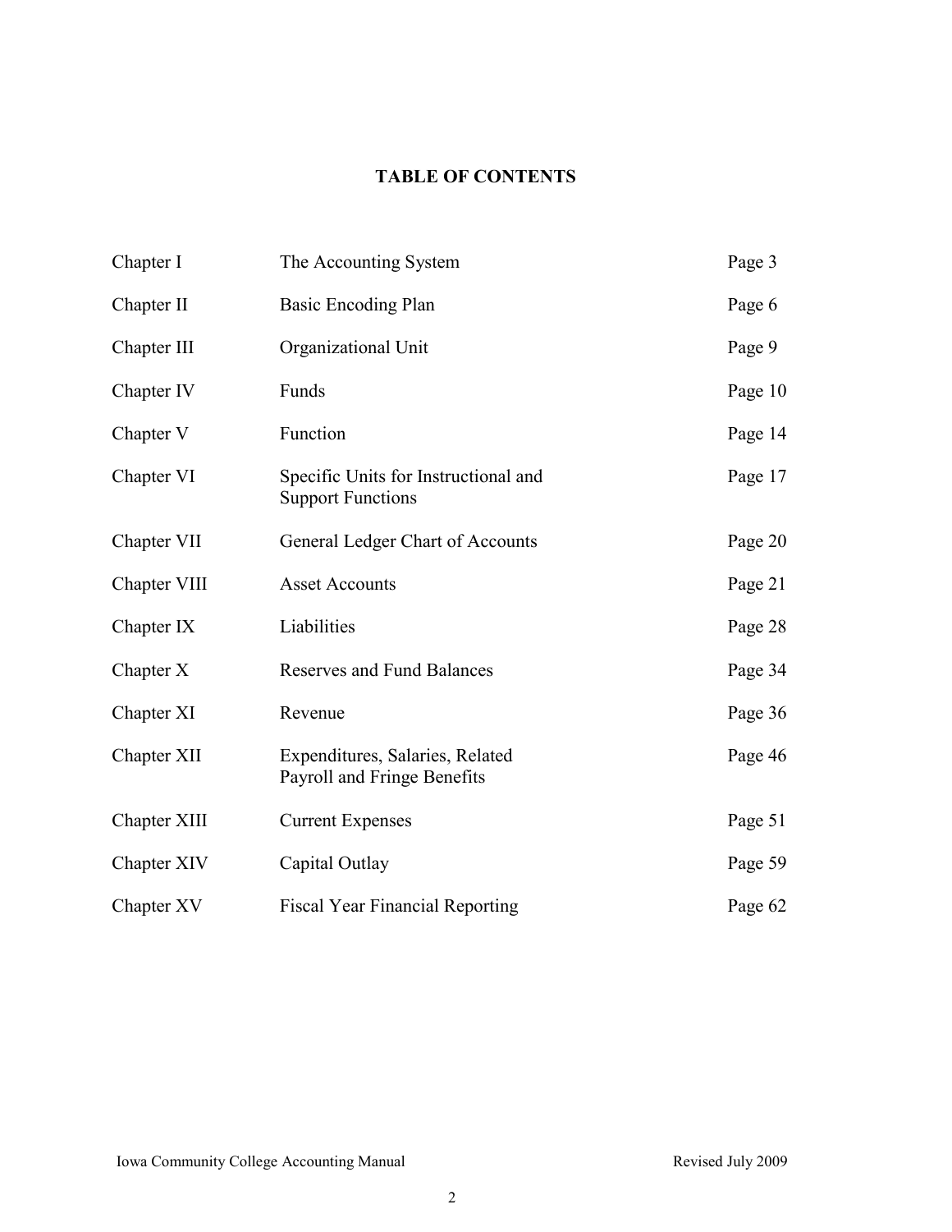# TABLE OF CONTENTS

| | | |
|---|---|---|
| Chapter I | The Accounting System | Page 3 |
| Chapter II | Basic Encoding Plan | Page 6 |
| Chapter III | Organizational Unit | Page 9 |
| Chapter IV | Funds | Page 10 |
| Chapter V | Function | Page 14 |
| Chapter VI | Specific Units for Instructional and Support Functions | Page 17 |
| Chapter VII | General Ledger Chart of Accounts | Page 20 |
| Chapter VIII | Asset Accounts | Page 21 |
| Chapter IX | Liabilities | Page 28 |
| Chapter X | Reserves and Fund Balances | Page 34 |
| Chapter XI | Revenue | Page 36 |
| Chapter XII | Expenditures, Salaries, Related Payroll and Fringe Benefits | Page 46 |
| Chapter XIII | Current Expenses | Page 51 |
| Chapter XIV | Capital Outlay | Page 59 |
| Chapter XV | Fiscal Year Financial Reporting | Page 62 |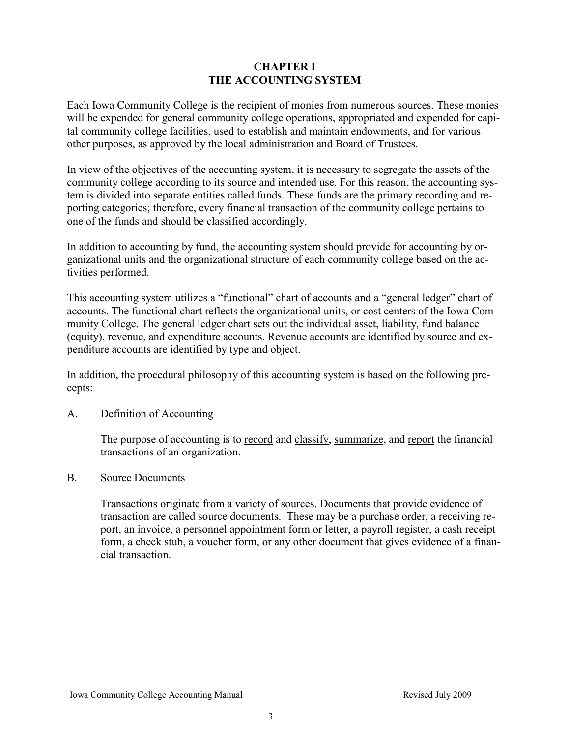# CHAPTER I
# THE ACCOUNTING SYSTEM

Each Iowa Community College is the recipient of monies from numerous sources. These monies will be expended for general community college operations, appropriated and expended for capital community college facilities, used to establish and maintain endowments, and for various other purposes, as approved by the local administration and Board of Trustees.

In view of the objectives of the accounting system, it is necessary to segregate the assets of the community college according to its source and intended use. For this reason, the accounting system is divided into separate entities called funds. These funds are the primary recording and reporting categories; therefore, every financial transaction of the community college pertains to one of the funds and should be classified accordingly.

In addition to accounting by fund, the accounting system should provide for accounting by organizational units and the organizational structure of each community college based on the activities performed.

This accounting system utilizes a "functional" chart of accounts and a "general ledger" chart of accounts. The functional chart reflects the organizational units, or cost centers of the Iowa Community College. The general ledger chart sets out the individual asset, liability, fund balance (equity), revenue, and expenditure accounts. Revenue accounts are identified by source and expenditure accounts are identified by type and object.

In addition, the procedural philosophy of this accounting system is based on the following precepts:

A. Definition of Accounting

The purpose of accounting is to <u>record</u> and <u>classify</u>, <u>summarize</u>, and <u>report</u> the financial transactions of an organization.

B. Source Documents

Transactions originate from a variety of sources. Documents that provide evidence of transaction are called source documents. These may be a purchase order, a receiving report, an invoice, a personnel appointment form or letter, a payroll register, a cash receipt form, a check stub, a voucher form, or any other document that gives evidence of a financial transaction.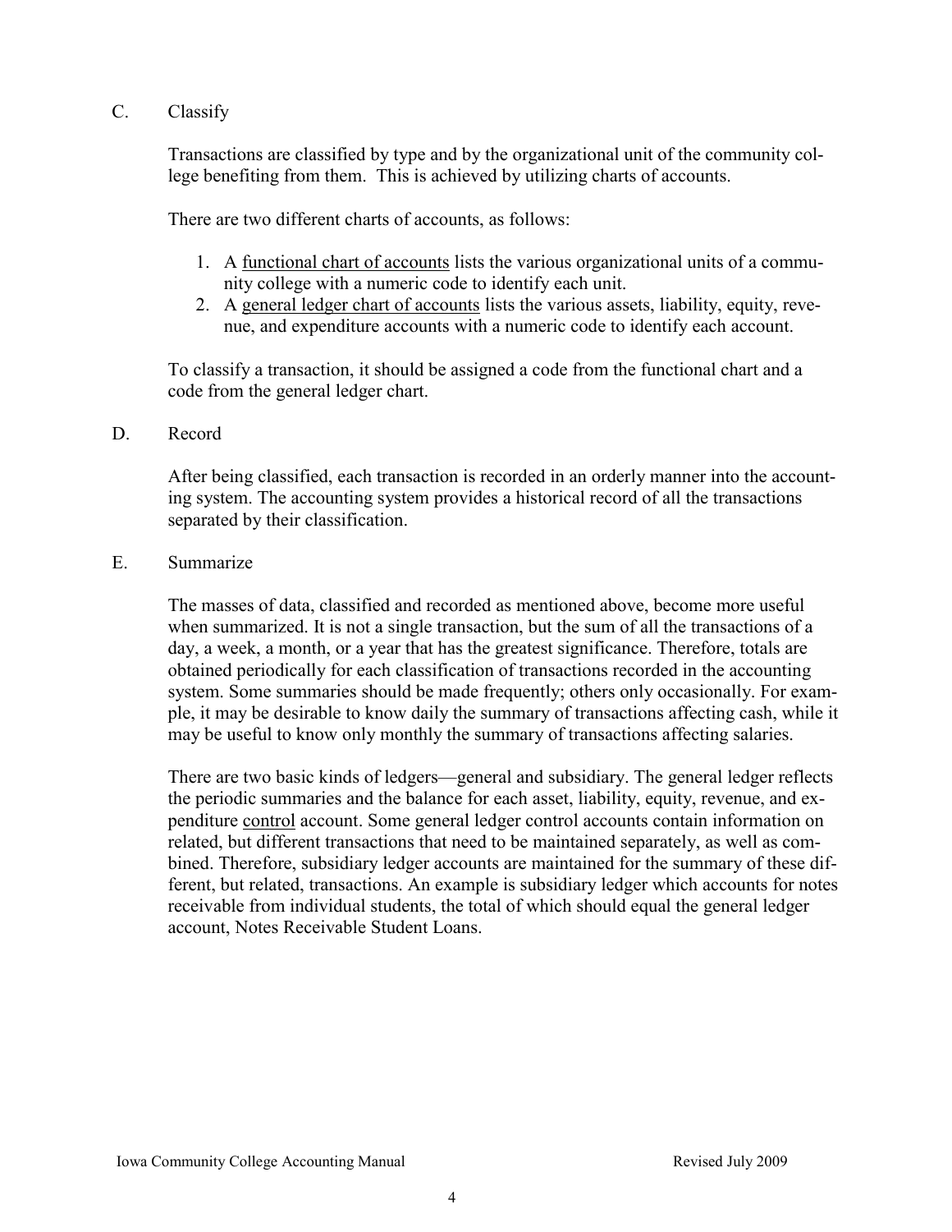## C. Classify

Transactions are classified by type and by the organizational unit of the community college benefiting from them. This is achieved by utilizing charts of accounts.

There are two different charts of accounts, as follows:

1. A <u>functional chart of accounts</u> lists the various organizational units of a community college with a numeric code to identify each unit.
2. A <u>general ledger chart of accounts</u> lists the various assets, liability, equity, revenue, and expenditure accounts with a numeric code to identify each account.

To classify a transaction, it should be assigned a code from the functional chart and a code from the general ledger chart.

## D. Record

After being classified, each transaction is recorded in an orderly manner into the accounting system. The accounting system provides a historical record of all the transactions separated by their classification.

## E. Summarize

The masses of data, classified and recorded as mentioned above, become more useful when summarized. It is not a single transaction, but the sum of all the transactions of a day, a week, a month, or a year that has the greatest significance. Therefore, totals are obtained periodically for each classification of transactions recorded in the accounting system. Some summaries should be made frequently; others only occasionally. For example, it may be desirable to know daily the summary of transactions affecting cash, while it may be useful to know only monthly the summary of transactions affecting salaries.

There are two basic kinds of ledgers—general and subsidiary. The general ledger reflects the periodic summaries and the balance for each asset, liability, equity, revenue, and expenditure <u>control</u> account. Some general ledger control accounts contain information on related, but different transactions that need to be maintained separately, as well as combined. Therefore, subsidiary ledger accounts are maintained for the summary of these different, but related, transactions. An example is subsidiary ledger which accounts for notes receivable from individual students, the total of which should equal the general ledger account, Notes Receivable Student Loans.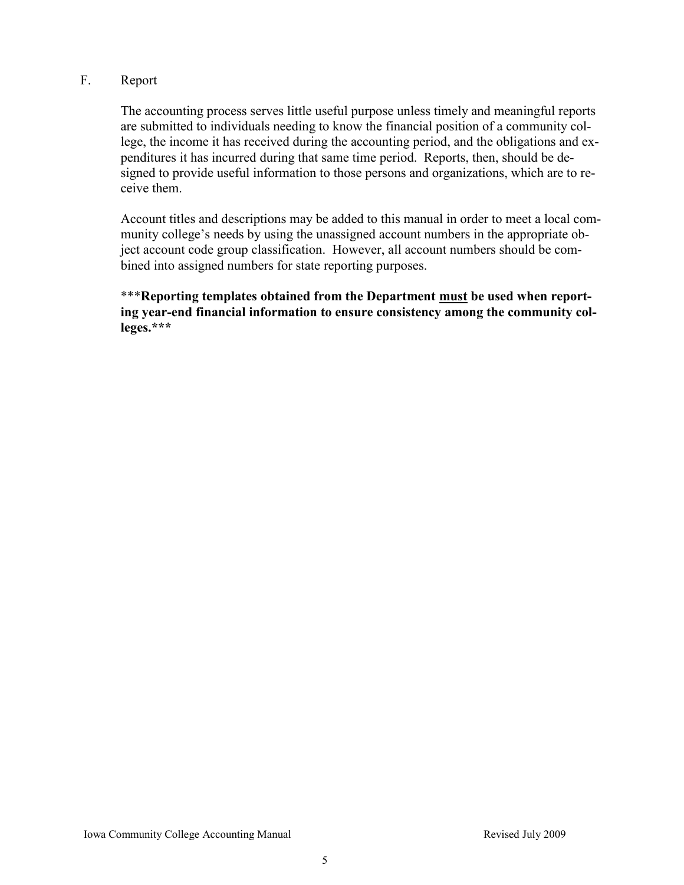## F. Report

The accounting process serves little useful purpose unless timely and meaningful reports are submitted to individuals needing to know the financial position of a community college, the income it has received during the accounting period, and the obligations and expenditures it has incurred during that same time period. Reports, then, should be designed to provide useful information to those persons and organizations, which are to receive them.

Account titles and descriptions may be added to this manual in order to meet a local community college's needs by using the unassigned account numbers in the appropriate object account code group classification. However, all account numbers should be combined into assigned numbers for state reporting purposes.

***Reporting templates obtained from the Department <u>must</u> be used when reporting year-end financial information to ensure consistency among the community colleges.***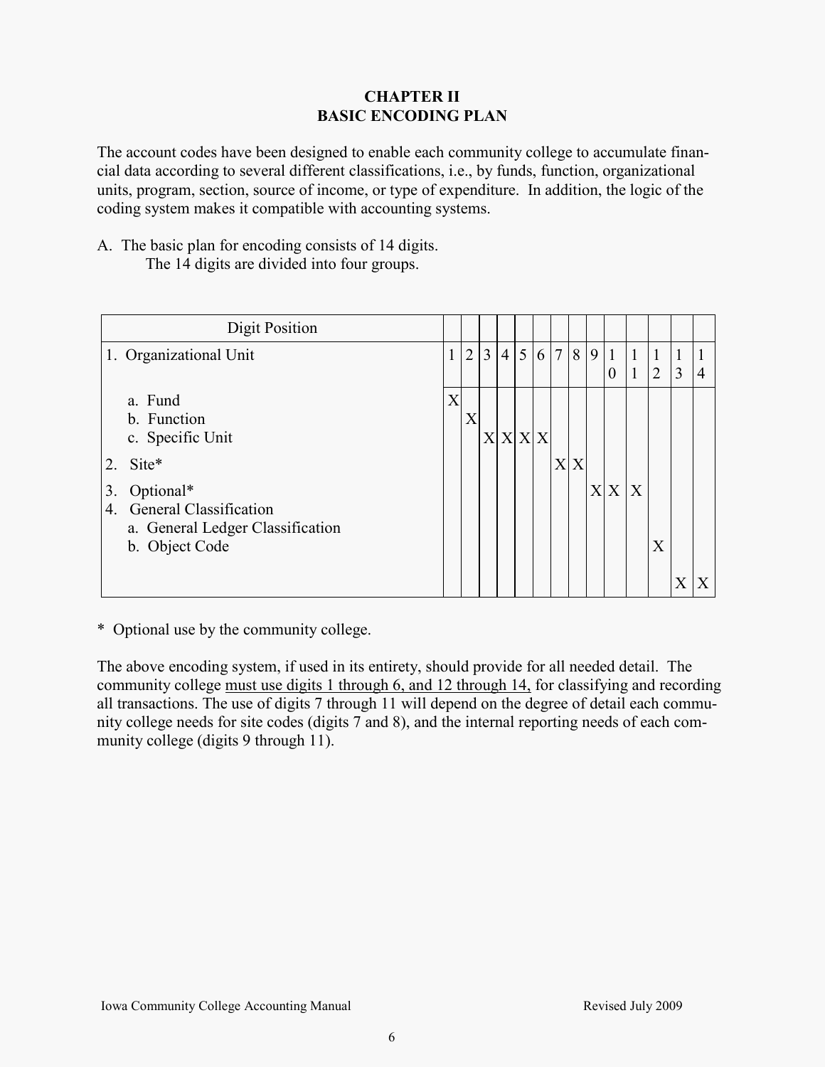# CHAPTER II
# BASIC ENCODING PLAN

The account codes have been designed to enable each community college to accumulate financial data according to several different classifications, i.e., by funds, function, organizational units, program, section, source of income, or type of expenditure. In addition, the logic of the coding system makes it compatible with accounting systems.

A. The basic plan for encoding consists of 14 digits.
The 14 digits are divided into four groups.

| Digit Position | | | | | | | | | | | | | | |
|---|---|---|---|---|---|---|---|---|---|---|---|---|---|---|
| 1. Organizational Unit | 1 | 2 | 3 | 4 | 5 | 6 | 7 | 8 | 9 | 10 | 11 | 12 | 13 | 14 |
| a. Fund | X | | | | | | | | | | | | | |
| b. Function | | X | | | | | | | | | | | | |
| c. Specific Unit | | | X | X | X | X | | | | | | | | |
| 2. Site* | | | | | | | X | X | | | | | | |
| 3. Optional* | | | | | | | | | X | X | X | | | |
| 4. General Classification | | | | | | | | | | | | | | |
| a. General Ledger Classification | | | | | | | | | | | | X | | |
| b. Object Code | | | | | | | | | | | | | X | X |

\* Optional use by the community college.

The above encoding system, if used in its entirety, should provide for all needed detail. The community college <u>must use digits 1 through 6, and 12 through 14,</u> for classifying and recording all transactions. The use of digits 7 through 11 will depend on the degree of detail each community college needs for site codes (digits 7 and 8), and the internal reporting needs of each community college (digits 9 through 11).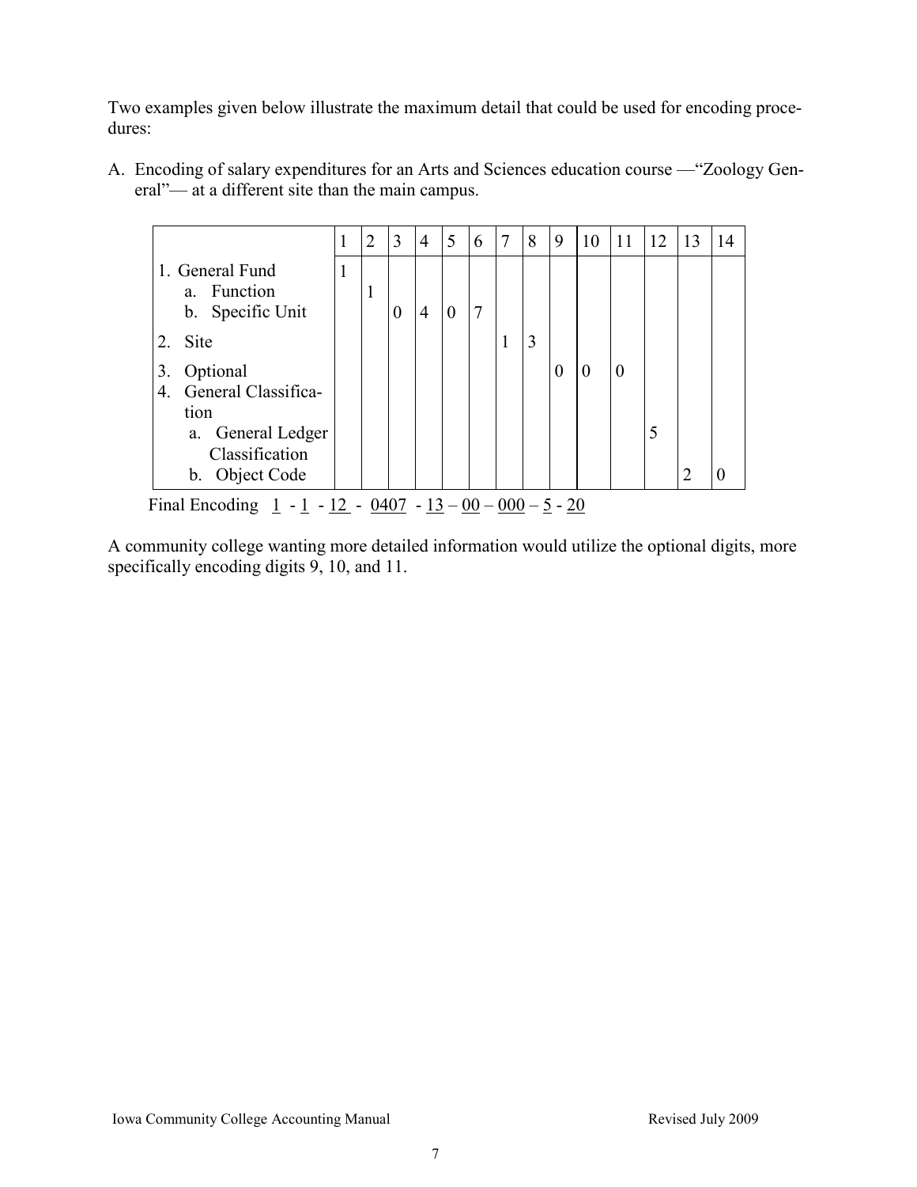Two examples given below illustrate the maximum detail that could be used for encoding procedures:

A. Encoding of salary expenditures for an Arts and Sciences education course —"Zoology General"— at a different site than the main campus.

| | 1 | 2 | 3 | 4 | 5 | 6 | 7 | 8 | 9 | 10 | 11 | 12 | 13 | 14 |
|---|---|---|---|---|---|---|---|---|---|---|---|---|---|---|
| 1. General Fund | 1 | | | | | | | | | | | | | |
| a. Function | | 1 | | | | | | | | | | | | |
| b. Specific Unit | | | 0 | 4 | 0 | 7 | | | | | | | | |
| 2. Site | | | | | | | 1 | 3 | | | | | | |
| 3. Optional | | | | | | | | | 0 | 0 | 0 | | | |
| 4. General Classification | | | | | | | | | | | | | | |
| a. General Ledger Classification | | | | | | | | | | | | 5 | | |
| b. Object Code | | | | | | | | | | | | | 2 | 0 |

Final Encoding 1 - 1 - 12 - 0407 - 13 – 00 – 000 – 5 - 20

A community college wanting more detailed information would utilize the optional digits, more specifically encoding digits 9, 10, and 11.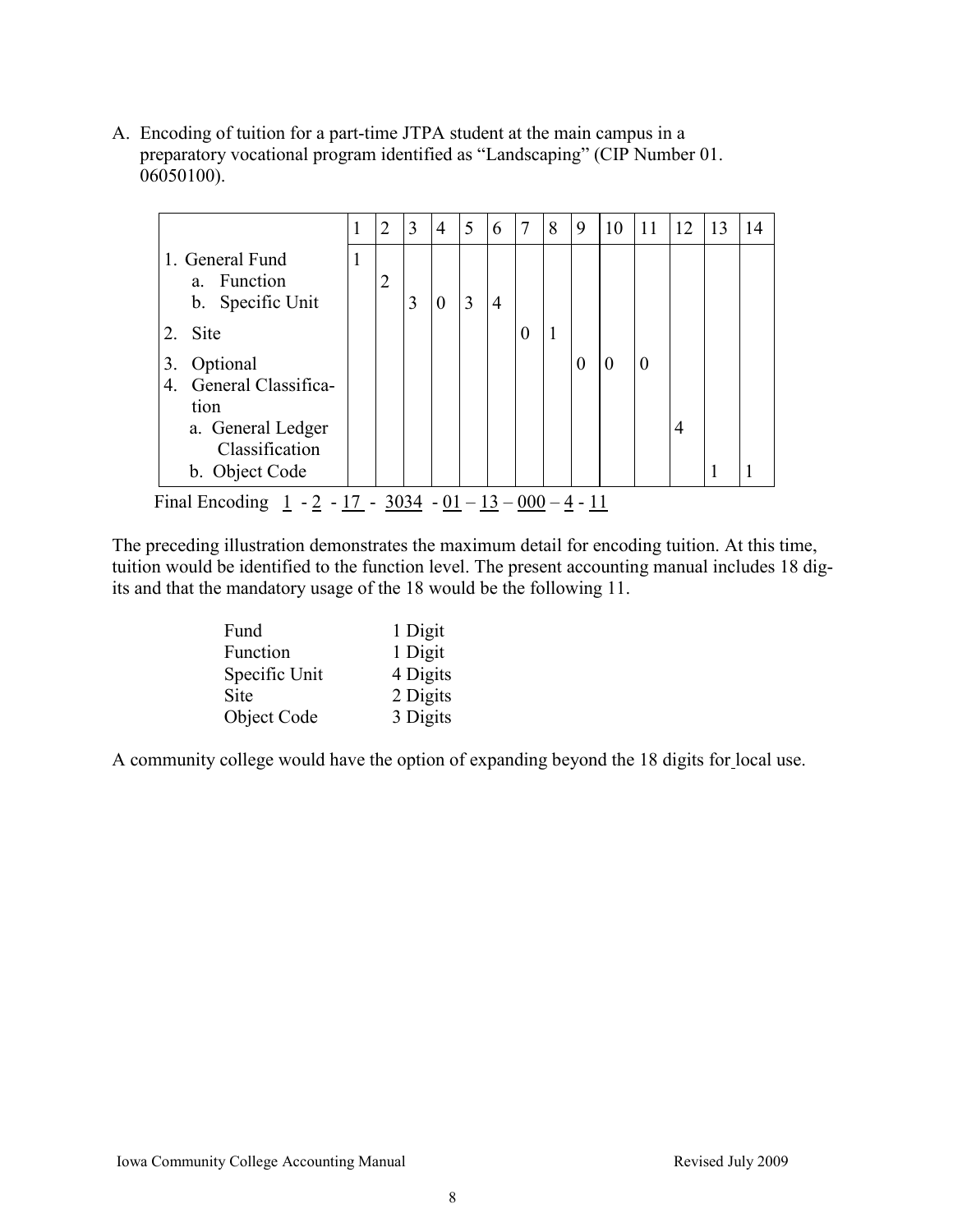A. Encoding of tuition for a part-time JTPA student at the main campus in a preparatory vocational program identified as "Landscaping" (CIP Number 01. 06050100).

| | 1 | 2 | 3 | 4 | 5 | 6 | 7 | 8 | 9 | 10 | 11 | 12 | 13 | 14 |
|---|---|---|---|---|---|---|---|---|---|---|---|---|---|---|
| 1. General Fund | 1 | | | | | | | | | | | | | |
| a. Function | | 2 | | | | | | | | | | | | |
| b. Specific Unit | | | 3 | 0 | 3 | 4 | | | | | | | | |
| 2. Site | | | | | | | 0 | 1 | | | | | | |
| 3. Optional | | | | | | | | | 0 | 0 | 0 | | | |
| 4. General Classification | | | | | | | | | | | | | | |
| a. General Ledger Classification | | | | | | | | | | | | 4 | | |
| b. Object Code | | | | | | | | | | | | | 1 | 1 |

Final Encoding 1 - 2 - 17 - 3034 - 01 – 13 – 000 – 4 - 11

The preceding illustration demonstrates the maximum detail for encoding tuition. At this time, tuition would be identified to the function level. The present accounting manual includes 18 digits and that the mandatory usage of the 18 would be the following 11.

| | |
|---|---|
| Fund | 1 Digit |
| Function | 1 Digit |
| Specific Unit | 4 Digits |
| Site | 2 Digits |
| Object Code | 3 Digits |

A community college would have the option of expanding beyond the 18 digits for local use.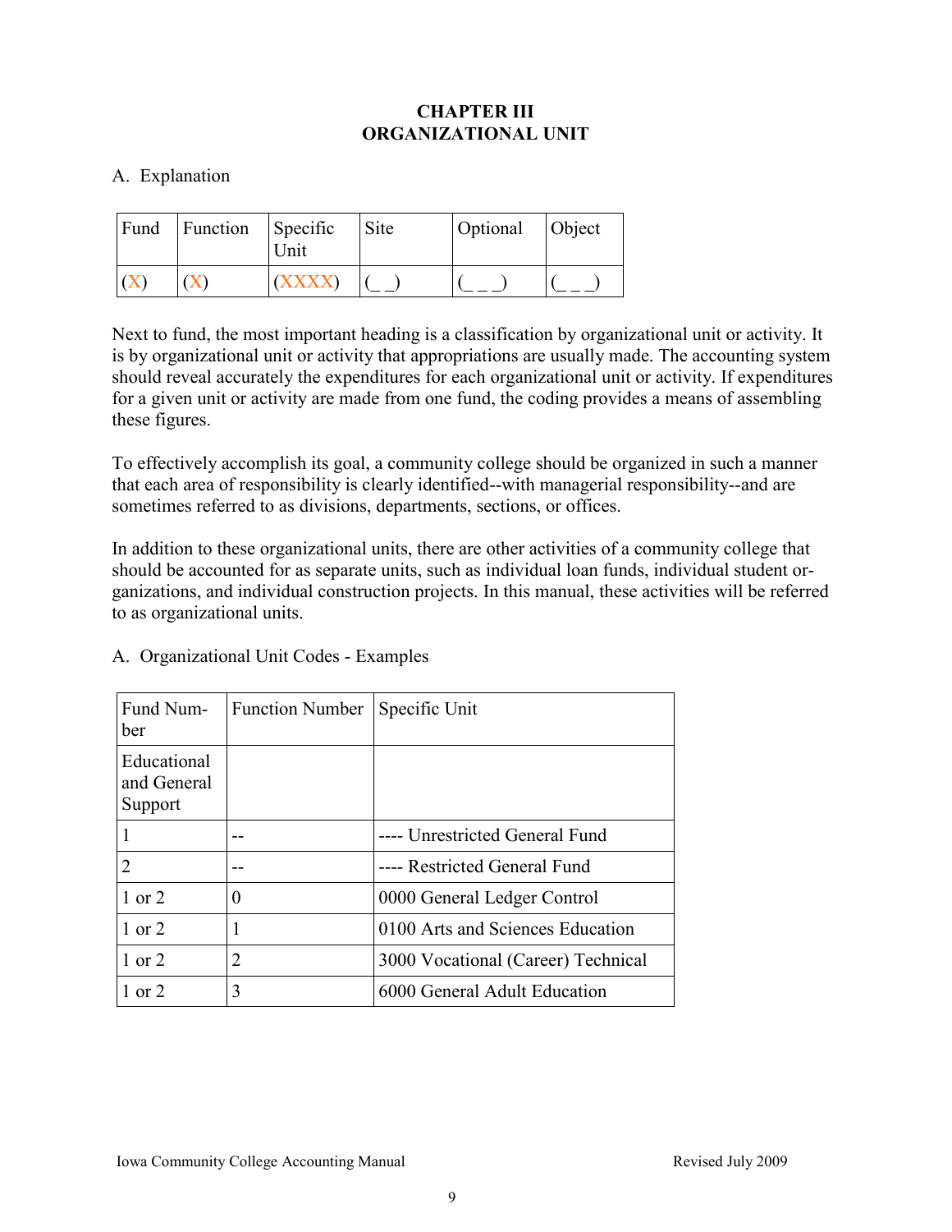# CHAPTER III
# ORGANIZATIONAL UNIT

A. Explanation

| Fund | Function | Specific Unit | Site | Optional | Object |
|---|---|---|---|---|---|
| (X) | (X) | (XXXX) | (_ _) | (_ _ _) | (_ _ _) |

Next to fund, the most important heading is a classification by organizational unit or activity. It is by organizational unit or activity that appropriations are usually made. The accounting system should reveal accurately the expenditures for each organizational unit or activity. If expenditures for a given unit or activity are made from one fund, the coding provides a means of assembling these figures.

To effectively accomplish its goal, a community college should be organized in such a manner that each area of responsibility is clearly identified--with managerial responsibility--and are sometimes referred to as divisions, departments, sections, or offices.

In addition to these organizational units, there are other activities of a community college that should be accounted for as separate units, such as individual loan funds, individual student organizations, and individual construction projects. In this manual, these activities will be referred to as organizational units.

A. Organizational Unit Codes - Examples

| Fund Number | Function Number | Specific Unit |
|---|---|---|
| Educational and General Support | | |
| 1 | -- | ---- Unrestricted General Fund |
| 2 | -- | ---- Restricted General Fund |
| 1 or 2 | 0 | 0000 General Ledger Control |
| 1 or 2 | 1 | 0100 Arts and Sciences Education |
| 1 or 2 | 2 | 3000 Vocational (Career) Technical |
| 1 or 2 | 3 | 6000 General Adult Education |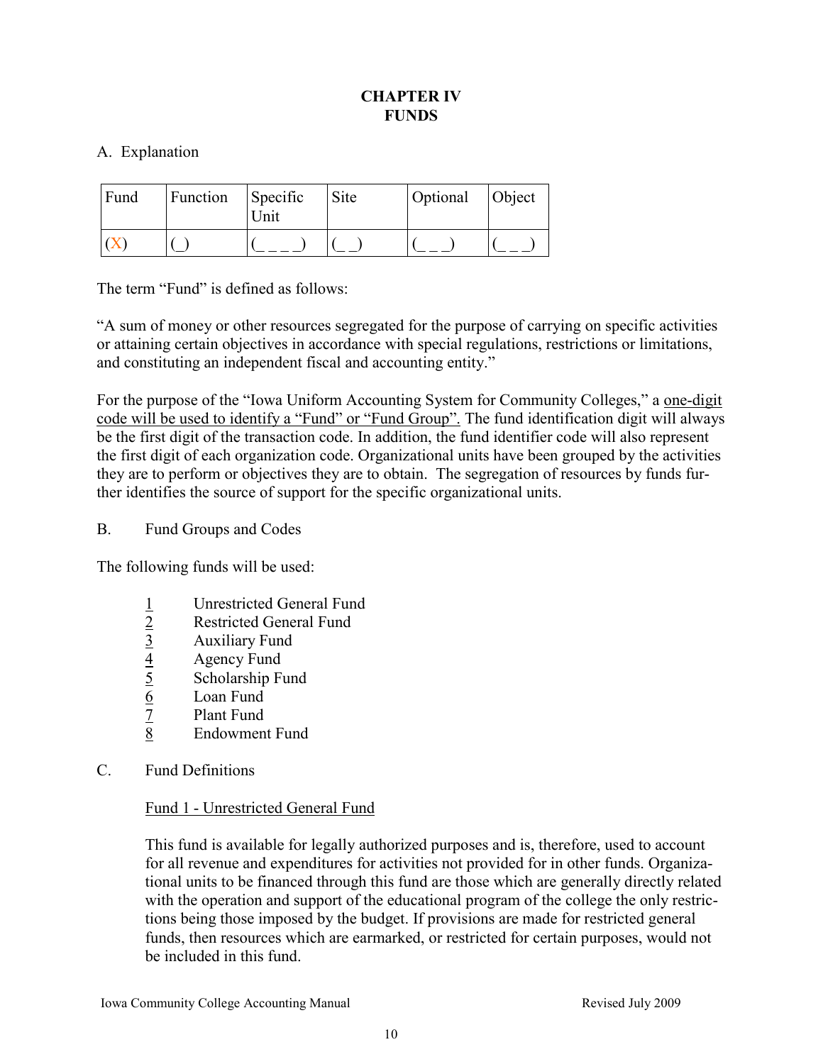# CHAPTER IV
# FUNDS

A. Explanation

| Fund | Function | Specific Unit | Site | Optional | Object |
|---|---|---|---|---|---|
| (X) | (_) | (_ _ _ _) | (_ _) | (_ _ _) | (_ _ _) |

The term "Fund" is defined as follows:

"A sum of money or other resources segregated for the purpose of carrying on specific activities or attaining certain objectives in accordance with special regulations, restrictions or limitations, and constituting an independent fiscal and accounting entity."

For the purpose of the "Iowa Uniform Accounting System for Community Colleges," a <u>one-digit code will be used to identify a "Fund" or "Fund Group".</u> The fund identification digit will always be the first digit of the transaction code. In addition, the fund identifier code will also represent the first digit of each organization code. Organizational units have been grouped by the activities they are to perform or objectives they are to obtain. The segregation of resources by funds further identifies the source of support for the specific organizational units.

B. Fund Groups and Codes

The following funds will be used:

- <u>1</u> Unrestricted General Fund
- <u>2</u> Restricted General Fund
- <u>3</u> Auxiliary Fund
- <u>4</u> Agency Fund
- <u>5</u> Scholarship Fund
- <u>6</u> Loan Fund
- <u>7</u> Plant Fund
- <u>8</u> Endowment Fund

C. Fund Definitions

<u>Fund 1 - Unrestricted General Fund</u>

This fund is available for legally authorized purposes and is, therefore, used to account for all revenue and expenditures for activities not provided for in other funds. Organizational units to be financed through this fund are those which are generally directly related with the operation and support of the educational program of the college the only restrictions being those imposed by the budget. If provisions are made for restricted general funds, then resources which are earmarked, or restricted for certain purposes, would not be included in this fund.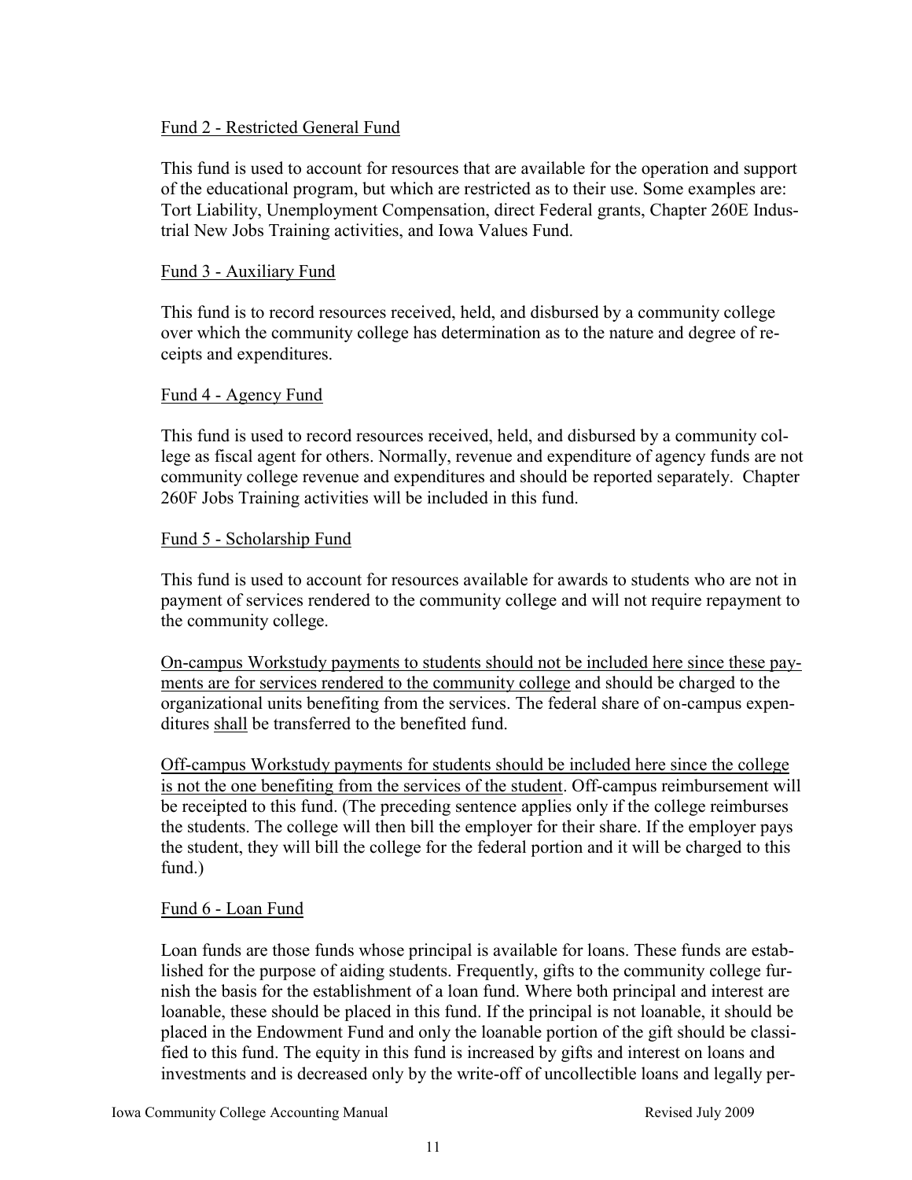<u>Fund 2 - Restricted General Fund</u>

This fund is used to account for resources that are available for the operation and support of the educational program, but which are restricted as to their use. Some examples are: Tort Liability, Unemployment Compensation, direct Federal grants, Chapter 260E Industrial New Jobs Training activities, and Iowa Values Fund.

<u>Fund 3 - Auxiliary Fund</u>

This fund is to record resources received, held, and disbursed by a community college over which the community college has determination as to the nature and degree of receipts and expenditures.

<u>Fund 4 - Agency Fund</u>

This fund is used to record resources received, held, and disbursed by a community college as fiscal agent for others. Normally, revenue and expenditure of agency funds are not community college revenue and expenditures and should be reported separately. Chapter 260F Jobs Training activities will be included in this fund.

<u>Fund 5 - Scholarship Fund</u>

This fund is used to account for resources available for awards to students who are not in payment of services rendered to the community college and will not require repayment to the community college.

<u>On-campus Workstudy payments to students should not be included here since these payments are for services rendered to the community college</u> and should be charged to the organizational units benefiting from the services. The federal share of on-campus expenditures <u>shall</u> be transferred to the benefited fund.

<u>Off-campus Workstudy payments for students should be included here since the college is not the one benefiting from the services of the student</u>. Off-campus reimbursement will be receipted to this fund. (The preceding sentence applies only if the college reimburses the students. The college will then bill the employer for their share. If the employer pays the student, they will bill the college for the federal portion and it will be charged to this fund.)

<u>Fund 6 - Loan Fund</u>

Loan funds are those funds whose principal is available for loans. These funds are established for the purpose of aiding students. Frequently, gifts to the community college furnish the basis for the establishment of a loan fund. Where both principal and interest are loanable, these should be placed in this fund. If the principal is not loanable, it should be placed in the Endowment Fund and only the loanable portion of the gift should be classified to this fund. The equity in this fund is increased by gifts and interest on loans and investments and is decreased only by the write-off of uncollectible loans and legally per-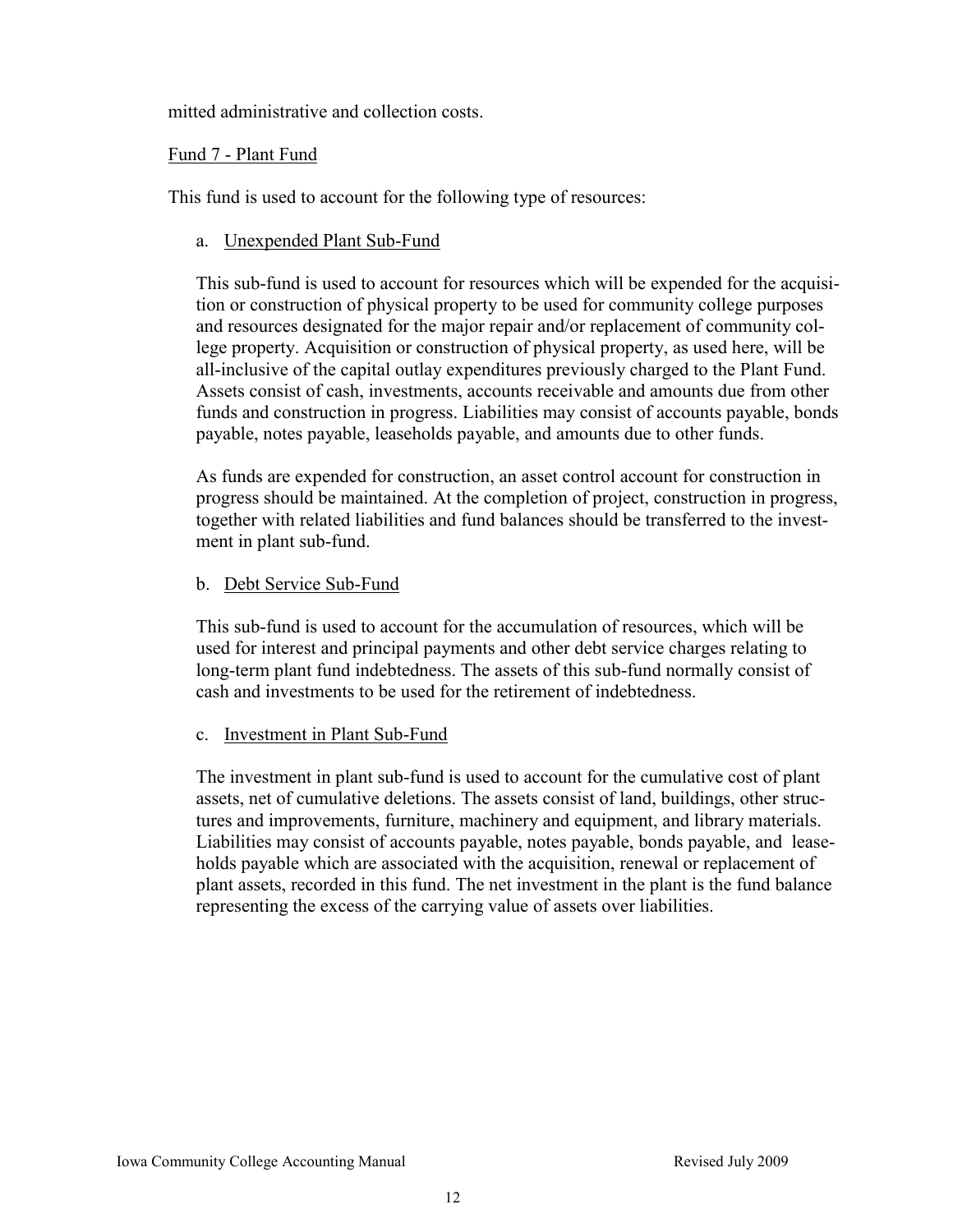mitted administrative and collection costs.

Fund 7 - Plant Fund

This fund is used to account for the following type of resources:

a. Unexpended Plant Sub-Fund

This sub-fund is used to account for resources which will be expended for the acquisition or construction of physical property to be used for community college purposes and resources designated for the major repair and/or replacement of community college property. Acquisition or construction of physical property, as used here, will be all-inclusive of the capital outlay expenditures previously charged to the Plant Fund. Assets consist of cash, investments, accounts receivable and amounts due from other funds and construction in progress. Liabilities may consist of accounts payable, bonds payable, notes payable, leaseholds payable, and amounts due to other funds.

As funds are expended for construction, an asset control account for construction in progress should be maintained. At the completion of project, construction in progress, together with related liabilities and fund balances should be transferred to the investment in plant sub-fund.

b. Debt Service Sub-Fund

This sub-fund is used to account for the accumulation of resources, which will be used for interest and principal payments and other debt service charges relating to long-term plant fund indebtedness. The assets of this sub-fund normally consist of cash and investments to be used for the retirement of indebtedness.

c. Investment in Plant Sub-Fund

The investment in plant sub-fund is used to account for the cumulative cost of plant assets, net of cumulative deletions. The assets consist of land, buildings, other structures and improvements, furniture, machinery and equipment, and library materials. Liabilities may consist of accounts payable, notes payable, bonds payable, and leaseholds payable which are associated with the acquisition, renewal or replacement of plant assets, recorded in this fund. The net investment in the plant is the fund balance representing the excess of the carrying value of assets over liabilities.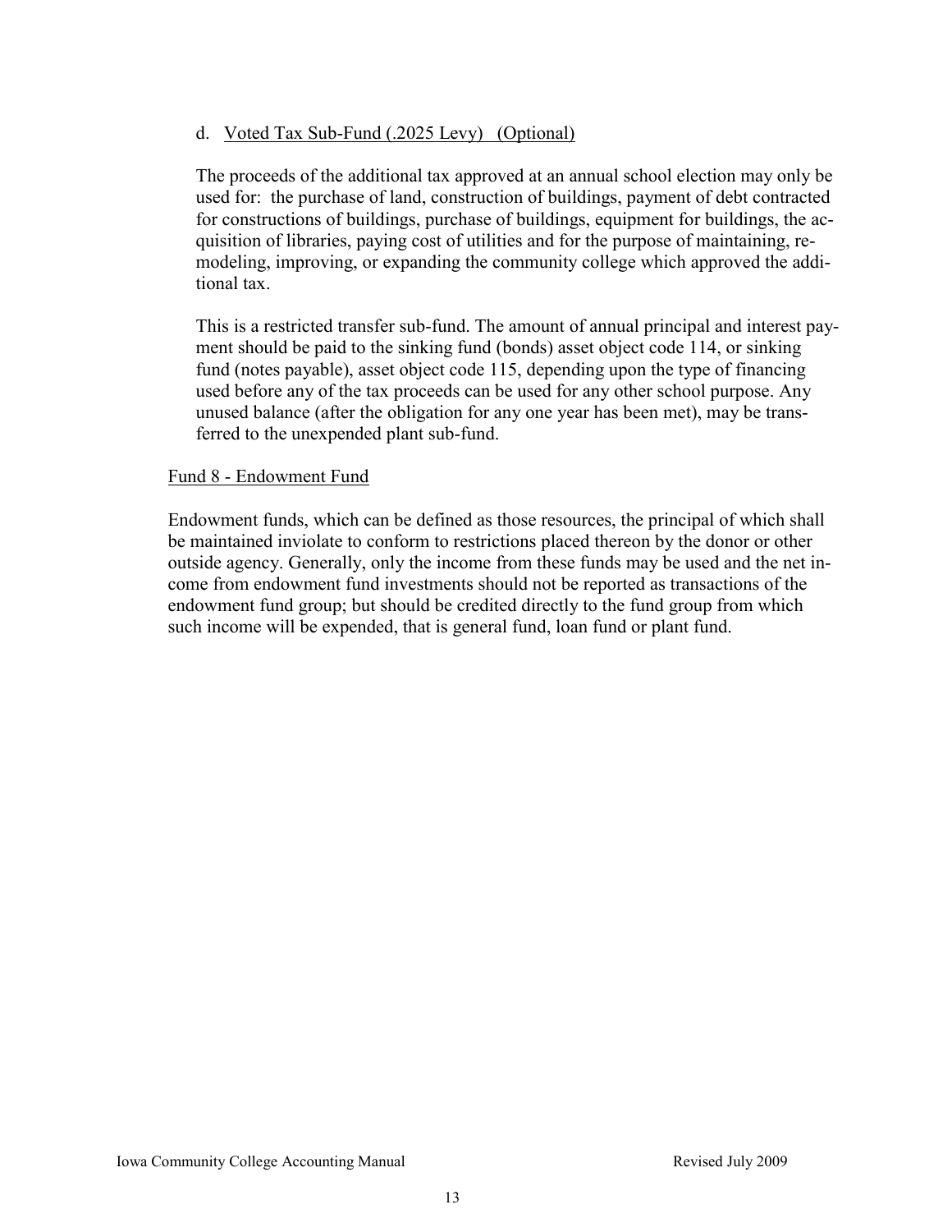d. <u>Voted Tax Sub-Fund (.2025 Levy) (Optional)</u>

The proceeds of the additional tax approved at an annual school election may only be used for: the purchase of land, construction of buildings, payment of debt contracted for constructions of buildings, purchase of buildings, equipment for buildings, the acquisition of libraries, paying cost of utilities and for the purpose of maintaining, remodeling, improving, or expanding the community college which approved the additional tax.

This is a restricted transfer sub-fund. The amount of annual principal and interest payment should be paid to the sinking fund (bonds) asset object code 114, or sinking fund (notes payable), asset object code 115, depending upon the type of financing used before any of the tax proceeds can be used for any other school purpose. Any unused balance (after the obligation for any one year has been met), may be transferred to the unexpended plant sub-fund.

<u>Fund 8 - Endowment Fund</u>

Endowment funds, which can be defined as those resources, the principal of which shall be maintained inviolate to conform to restrictions placed thereon by the donor or other outside agency. Generally, only the income from these funds may be used and the net income from endowment fund investments should not be reported as transactions of the endowment fund group; but should be credited directly to the fund group from which such income will be expended, that is general fund, loan fund or plant fund.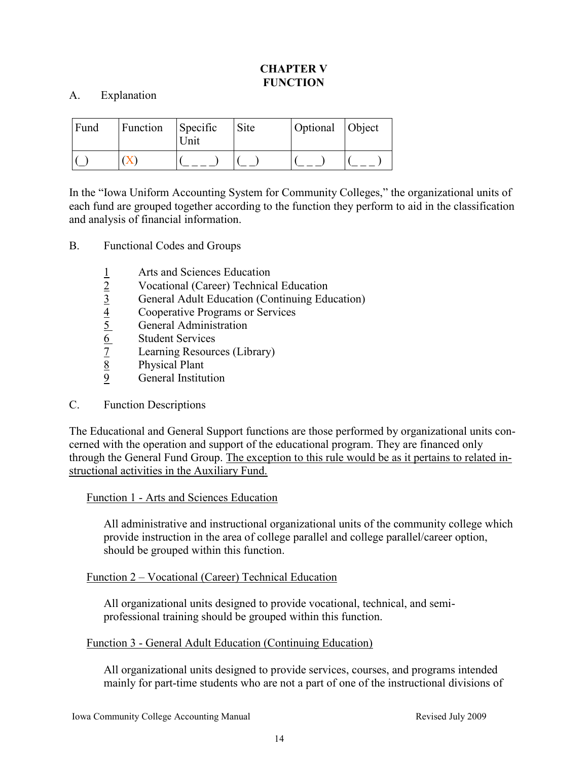# CHAPTER V
# FUNCTION

A. Explanation

| Fund | Function | Specific Unit | Site | Optional | Object |
|---|---|---|---|---|---|
| (_) | (X) | (_ _ _ _) | (_ _) | (_ _ _) | (_ _ _ ) |

In the "Iowa Uniform Accounting System for Community Colleges," the organizational units of each fund are grouped together according to the function they perform to aid in the classification and analysis of financial information.

B. Functional Codes and Groups

<u>1</u> Arts and Sciences Education
<u>2</u> Vocational (Career) Technical Education
<u>3</u> General Adult Education (Continuing Education)
<u>4</u> Cooperative Programs or Services
<u>5</u> General Administration
<u>6</u> Student Services
<u>7</u> Learning Resources (Library)
<u>8</u> Physical Plant
<u>9</u> General Institution

C. Function Descriptions

The Educational and General Support functions are those performed by organizational units concerned with the operation and support of the educational program. They are financed only through the General Fund Group. <u>The exception to this rule would be as it pertains to related instructional activities in the Auxiliary Fund.</u>

<u>Function 1 - Arts and Sciences Education</u>

All administrative and instructional organizational units of the community college which provide instruction in the area of college parallel and college parallel/career option, should be grouped within this function.

<u>Function 2 – Vocational (Career) Technical Education</u>

All organizational units designed to provide vocational, technical, and semi-professional training should be grouped within this function.

<u>Function 3 - General Adult Education (Continuing Education)</u>

All organizational units designed to provide services, courses, and programs intended mainly for part-time students who are not a part of one of the instructional divisions of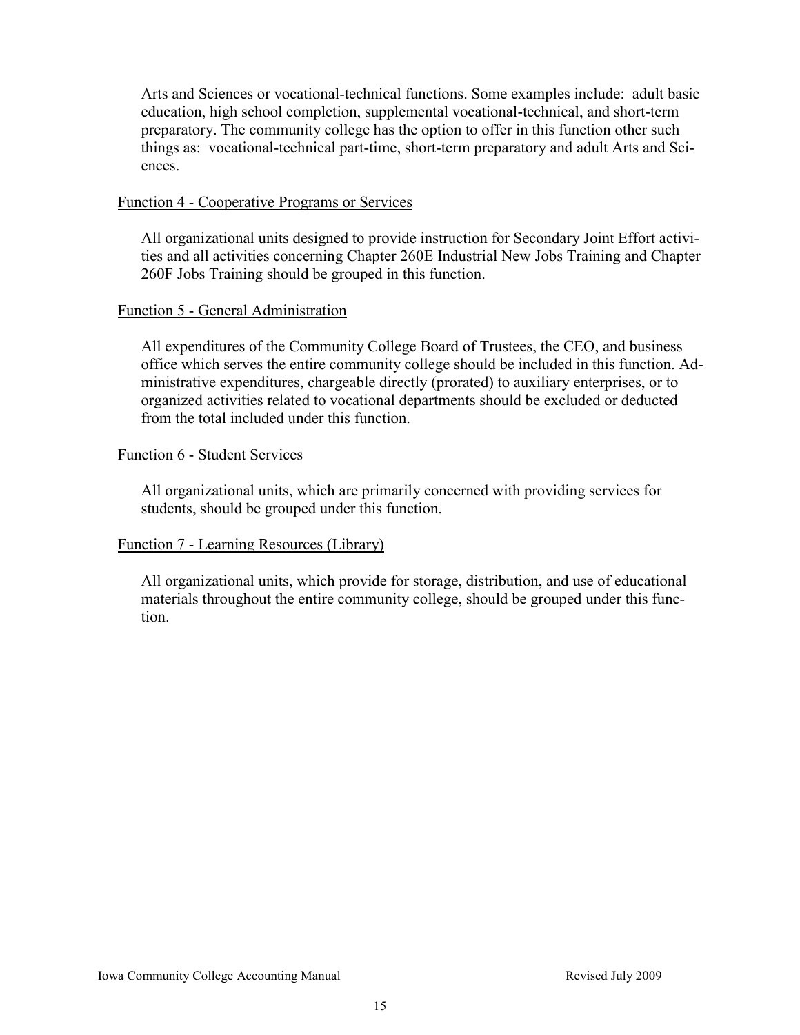Arts and Sciences or vocational-technical functions. Some examples include: adult basic education, high school completion, supplemental vocational-technical, and short-term preparatory. The community college has the option to offer in this function other such things as: vocational-technical part-time, short-term preparatory and adult Arts and Sciences.

Function 4 - Cooperative Programs or Services

All organizational units designed to provide instruction for Secondary Joint Effort activities and all activities concerning Chapter 260E Industrial New Jobs Training and Chapter 260F Jobs Training should be grouped in this function.

Function 5 - General Administration

All expenditures of the Community College Board of Trustees, the CEO, and business office which serves the entire community college should be included in this function. Administrative expenditures, chargeable directly (prorated) to auxiliary enterprises, or to organized activities related to vocational departments should be excluded or deducted from the total included under this function.

Function 6 - Student Services

All organizational units, which are primarily concerned with providing services for students, should be grouped under this function.

Function 7 - Learning Resources (Library)

All organizational units, which provide for storage, distribution, and use of educational materials throughout the entire community college, should be grouped under this function.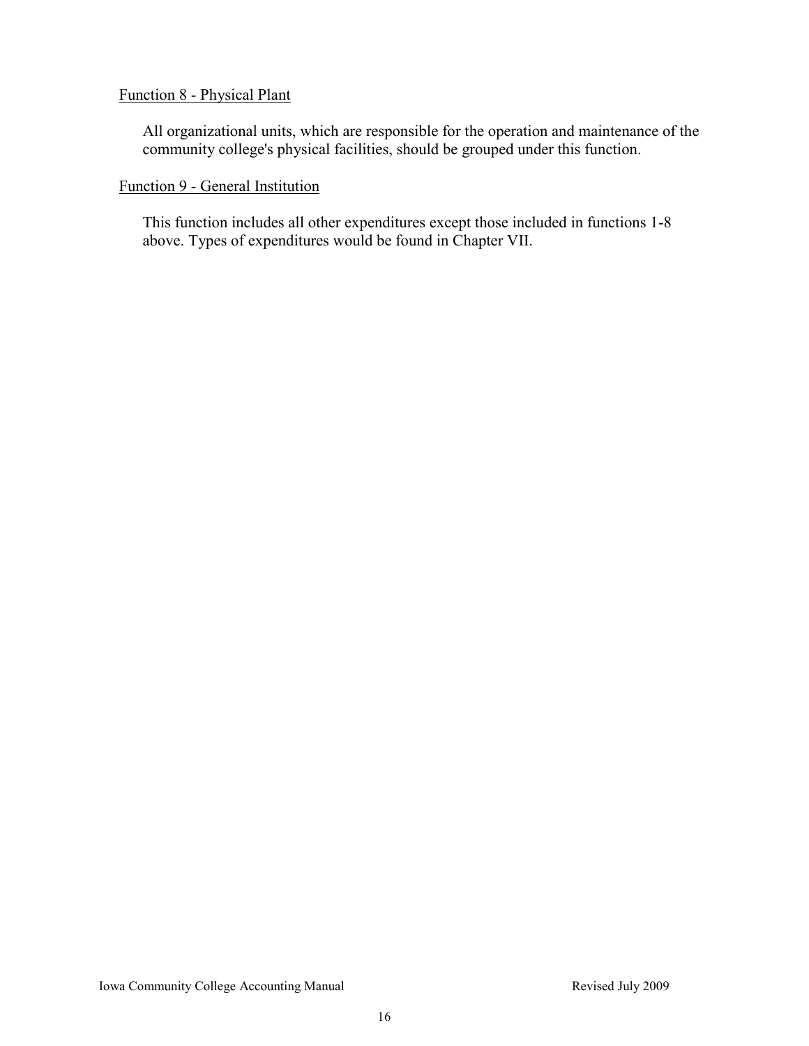<u>Function 8 - Physical Plant</u>

All organizational units, which are responsible for the operation and maintenance of the community college's physical facilities, should be grouped under this function.

<u>Function 9 - General Institution</u>

This function includes all other expenditures except those included in functions 1-8 above. Types of expenditures would be found in Chapter VII.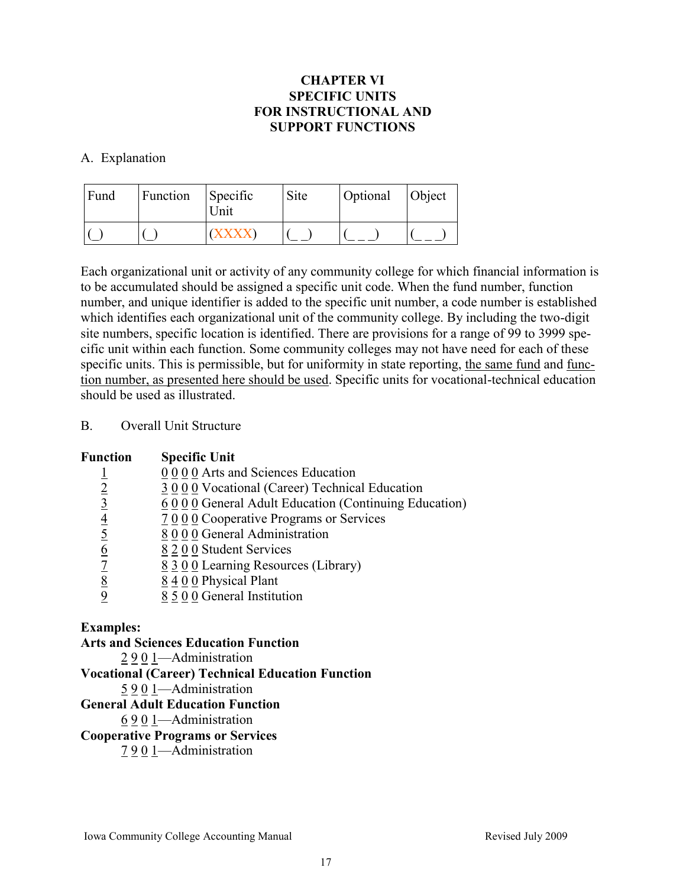# CHAPTER VI
# SPECIFIC UNITS
# FOR INSTRUCTIONAL AND
# SUPPORT FUNCTIONS

A. Explanation

| Fund | Function | Specific Unit | Site | Optional | Object |
|---|---|---|---|---|---|
| (_) | (_) | (XXXX) | (_ _) | (_ _ _) | (_ _ _) |

Each organizational unit or activity of any community college for which financial information is to be accumulated should be assigned a specific unit code. When the fund number, function number, and unique identifier is added to the specific unit number, a code number is established which identifies each organizational unit of the community college. By including the two-digit site numbers, specific location is identified. There are provisions for a range of 99 to 3999 specific unit within each function. Some community colleges may not have need for each of these specific units. This is permissible, but for uniformity in state reporting, <u>the same fund</u> and <u>function number, as presented here should be used</u>. Specific units for vocational-technical education should be used as illustrated.

B. Overall Unit Structure

| Function | Specific Unit |
|---|---|
| 1 | 0 0 0 0 Arts and Sciences Education |
| 2 | 3 0 0 0 Vocational (Career) Technical Education |
| 3 | 6 0 0 0 General Adult Education (Continuing Education) |
| 4 | 7 0 0 0 Cooperative Programs or Services |
| 5 | 8 0 0 0 General Administration |
| 6 | 8 2 0 0 Student Services |
| 7 | 8 3 0 0 Learning Resources (Library) |
| 8 | 8 4 0 0 Physical Plant |
| 9 | 8 5 0 0 General Institution |

**Examples:**

**Arts and Sciences Education Function**

2 9 0 1—Administration

**Vocational (Career) Technical Education Function**

5 9 0 1—Administration

**General Adult Education Function**

6 9 0 1—Administration

**Cooperative Programs or Services**

7 9 0 1—Administration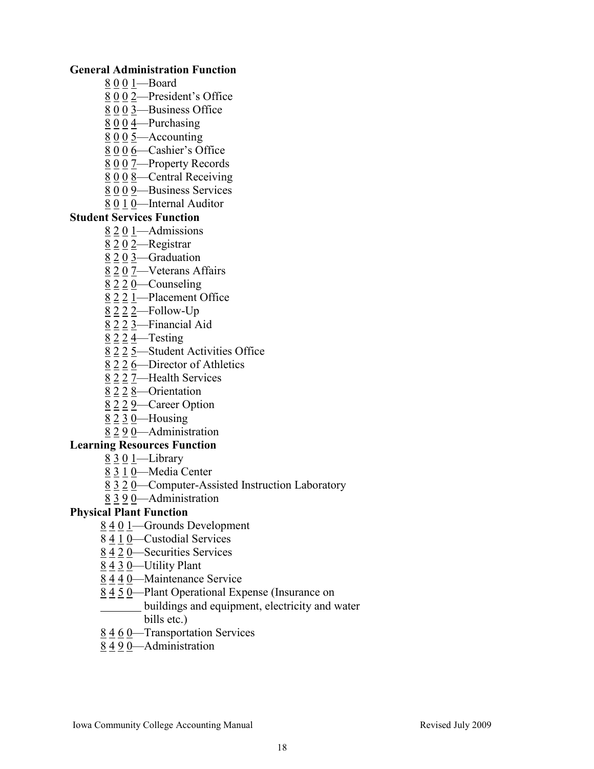**General Administration Function**

- 8001—Board
- 8002—President's Office
- 8003—Business Office
- 8004—Purchasing
- 8005—Accounting
- 8006—Cashier's Office
- 8007—Property Records
- 8008—Central Receiving
- 8009—Business Services
- 8010—Internal Auditor

**Student Services Function**

- 8201—Admissions
- 8202—Registrar
- 8203—Graduation
- 8207—Veterans Affairs
- 8220—Counseling
- 8221—Placement Office
- 8222—Follow-Up
- 8223—Financial Aid
- 8224—Testing
- 8225—Student Activities Office
- 8226—Director of Athletics
- 8227—Health Services
- 8228—Orientation
- 8229—Career Option
- 8230—Housing
- 8290—Administration

**Learning Resources Function**

- 8301—Library
- 8310—Media Center
- 8320—Computer-Assisted Instruction Laboratory
- 8390—Administration

**Physical Plant Function**

- 8401—Grounds Development
- 8410—Custodial Services
- 8420—Securities Services
- 8430—Utility Plant
- 8440—Maintenance Service
- 8450—Plant Operational Expense (Insurance on buildings and equipment, electricity and water bills etc.)
- 8460—Transportation Services
- 8490—Administration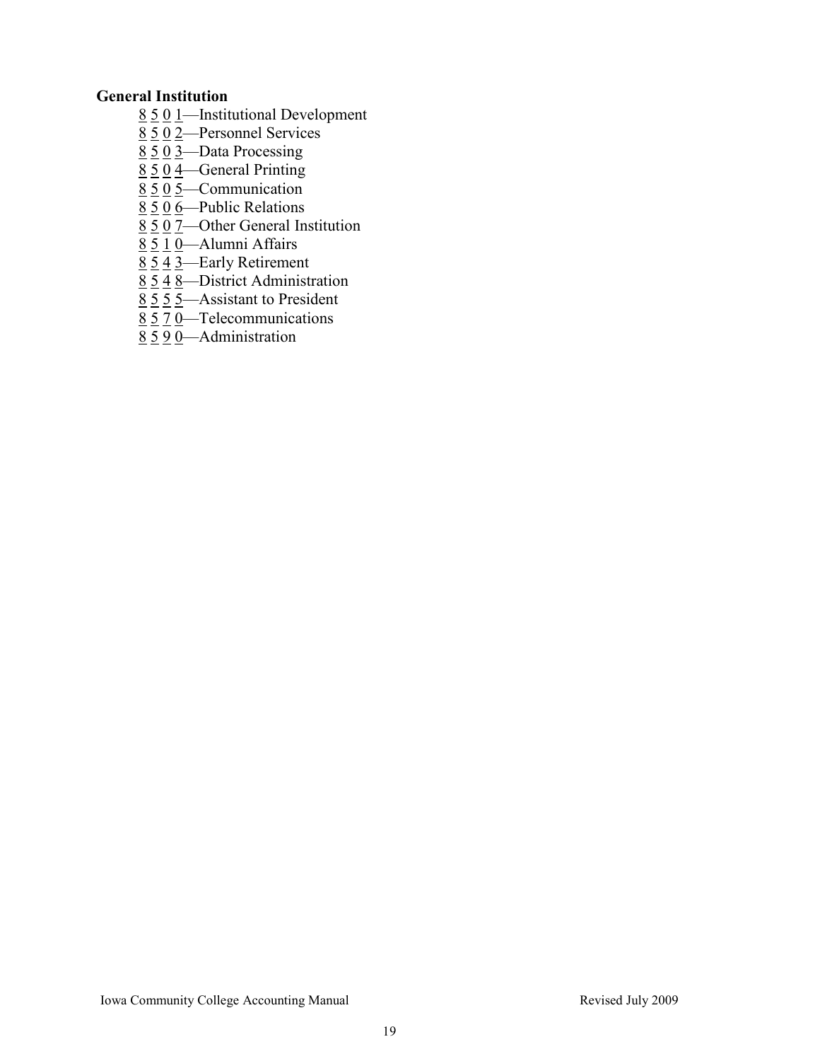**General Institution**

8 5 0 1—Institutional Development
8 5 0 2—Personnel Services
8 5 0 3—Data Processing
8 5 0 4—General Printing
8 5 0 5—Communication
8 5 0 6—Public Relations
8 5 0 7—Other General Institution
8 5 1 0—Alumni Affairs
8 5 4 3—Early Retirement
8 5 4 8—District Administration
8 5 5 5—Assistant to President
8 5 7 0—Telecommunications
8 5 9 0—Administration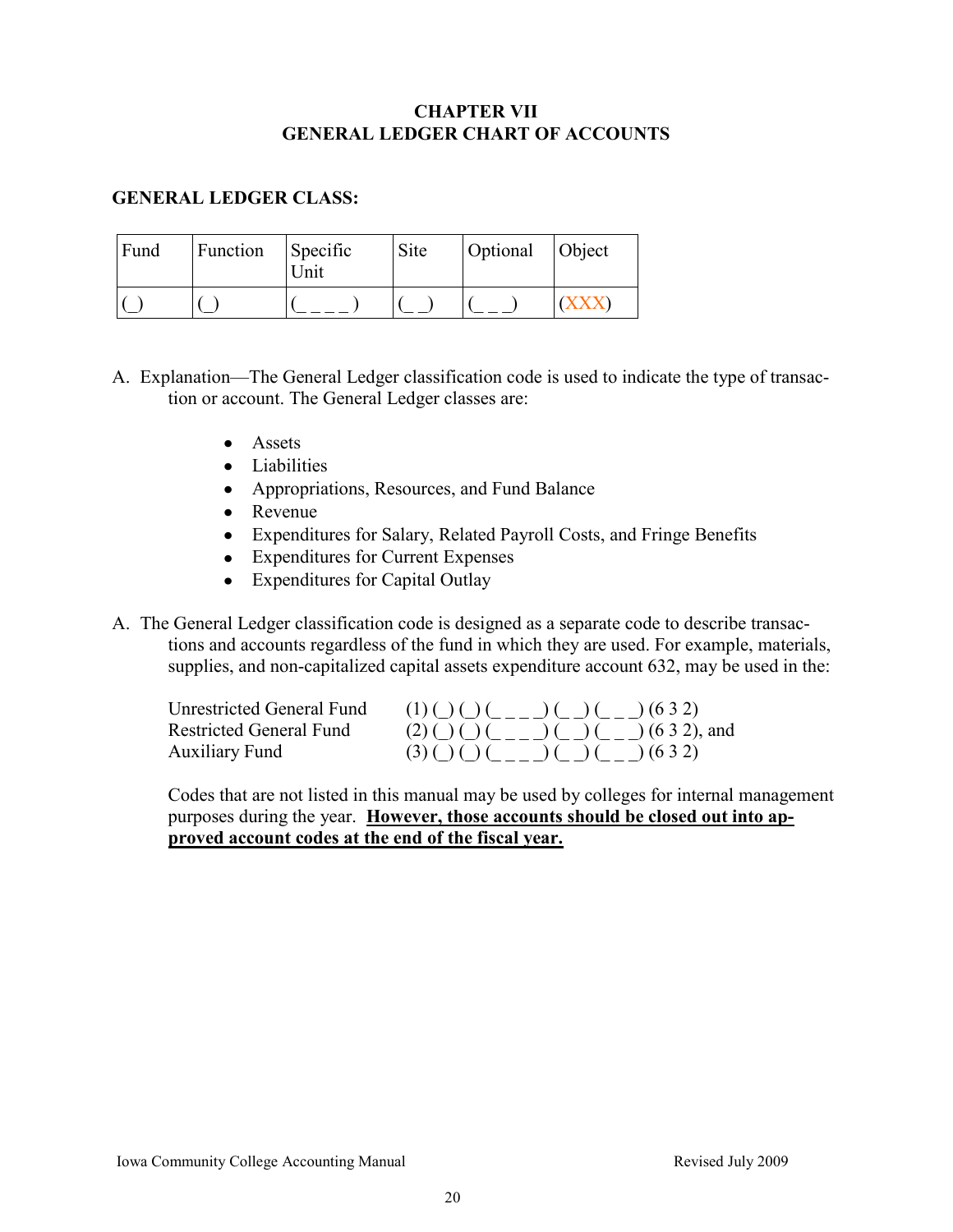# CHAPTER VII
# GENERAL LEDGER CHART OF ACCOUNTS

## GENERAL LEDGER CLASS:

| Fund | Function | Specific Unit | Site | Optional | Object |
|---|---|---|---|---|---|
| (_) | (_) | (_ _ _ _) | (_ _) | (_ _ _) | (XXX) |

A. Explanation—The General Ledger classification code is used to indicate the type of transaction or account. The General Ledger classes are:

- Assets
- Liabilities
- Appropriations, Resources, and Fund Balance
- Revenue
- Expenditures for Salary, Related Payroll Costs, and Fringe Benefits
- Expenditures for Current Expenses
- Expenditures for Capital Outlay

A. The General Ledger classification code is designed as a separate code to describe transactions and accounts regardless of the fund in which they are used. For example, materials, supplies, and non-capitalized capital assets expenditure account 632, may be used in the:

| | |
|---|---|
| Unrestricted General Fund | (1) (_) (_) (_ _ _ _) (_ _) (_ _ _) (6 3 2) |
| Restricted General Fund | (2) (_) (_) (_ _ _ _) (_ _) (_ _ _) (6 3 2), and |
| Auxiliary Fund | (3) (_) (_) (_ _ _ _) (_ _) (_ _ _) (6 3 2) |

Codes that are not listed in this manual may be used by colleges for internal management purposes during the year. **However, those accounts should be closed out into approved account codes at the end of the fiscal year.**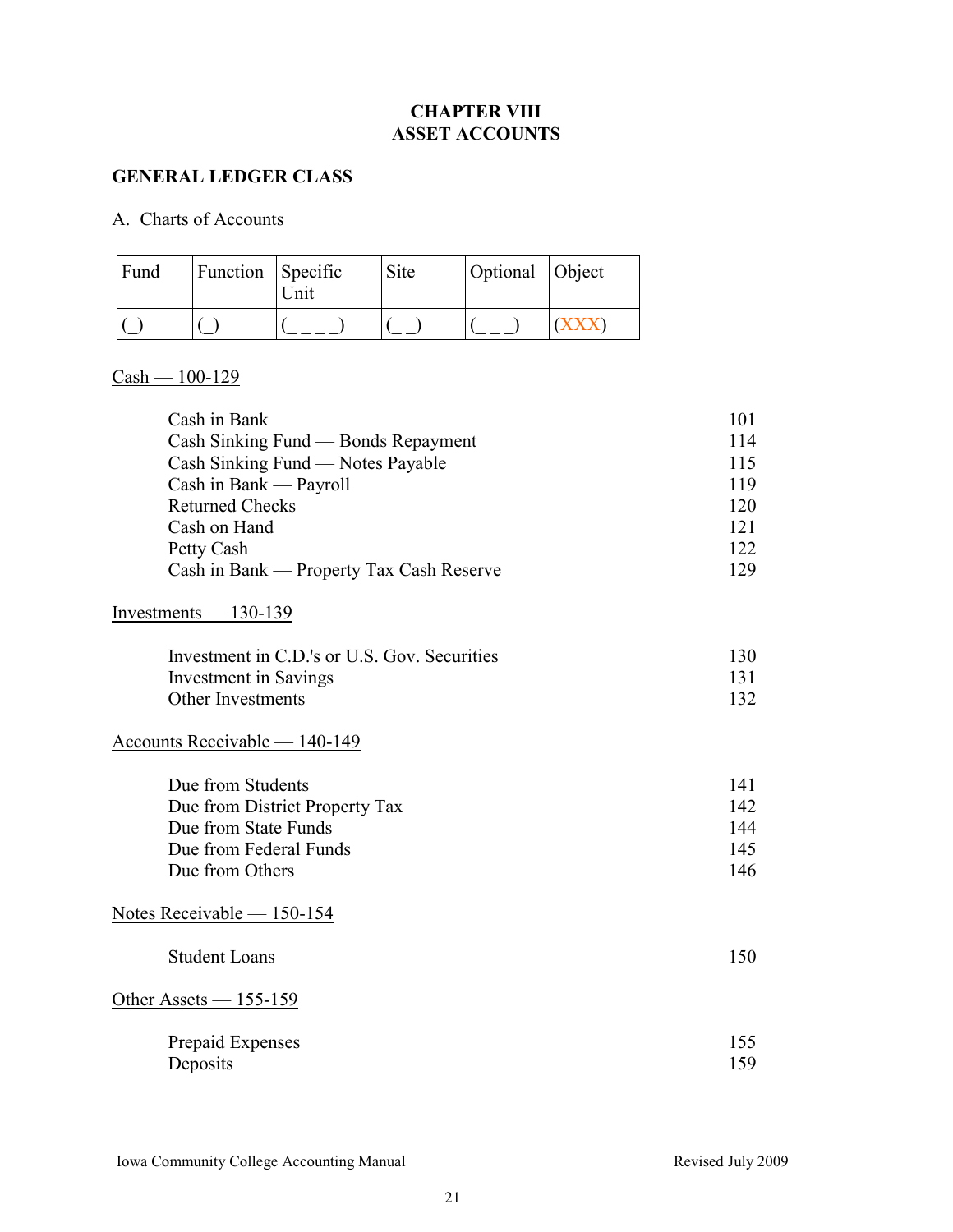# CHAPTER VIII
# ASSET ACCOUNTS

## GENERAL LEDGER CLASS

A. Charts of Accounts

| Fund | Function | Specific Unit | Site | Optional | Object |
|---|---|---|---|---|---|
| (_) | (_) | (_ _ _ _) | (_ _) | (_ _ _) | (XXX) |

Cash — 100-129

| | |
|---|---|
| Cash in Bank | 101 |
| Cash Sinking Fund — Bonds Repayment | 114 |
| Cash Sinking Fund — Notes Payable | 115 |
| Cash in Bank — Payroll | 119 |
| Returned Checks | 120 |
| Cash on Hand | 121 |
| Petty Cash | 122 |
| Cash in Bank — Property Tax Cash Reserve | 129 |

Investments — 130-139

| | |
|---|---|
| Investment in C.D.'s or U.S. Gov. Securities | 130 |
| Investment in Savings | 131 |
| Other Investments | 132 |

Accounts Receivable — 140-149

| | |
|---|---|
| Due from Students | 141 |
| Due from District Property Tax | 142 |
| Due from State Funds | 144 |
| Due from Federal Funds | 145 |
| Due from Others | 146 |

Notes Receivable — 150-154

| | |
|---|---|
| Student Loans | 150 |

Other Assets — 155-159

| | |
|---|---|
| Prepaid Expenses | 155 |
| Deposits | 159 |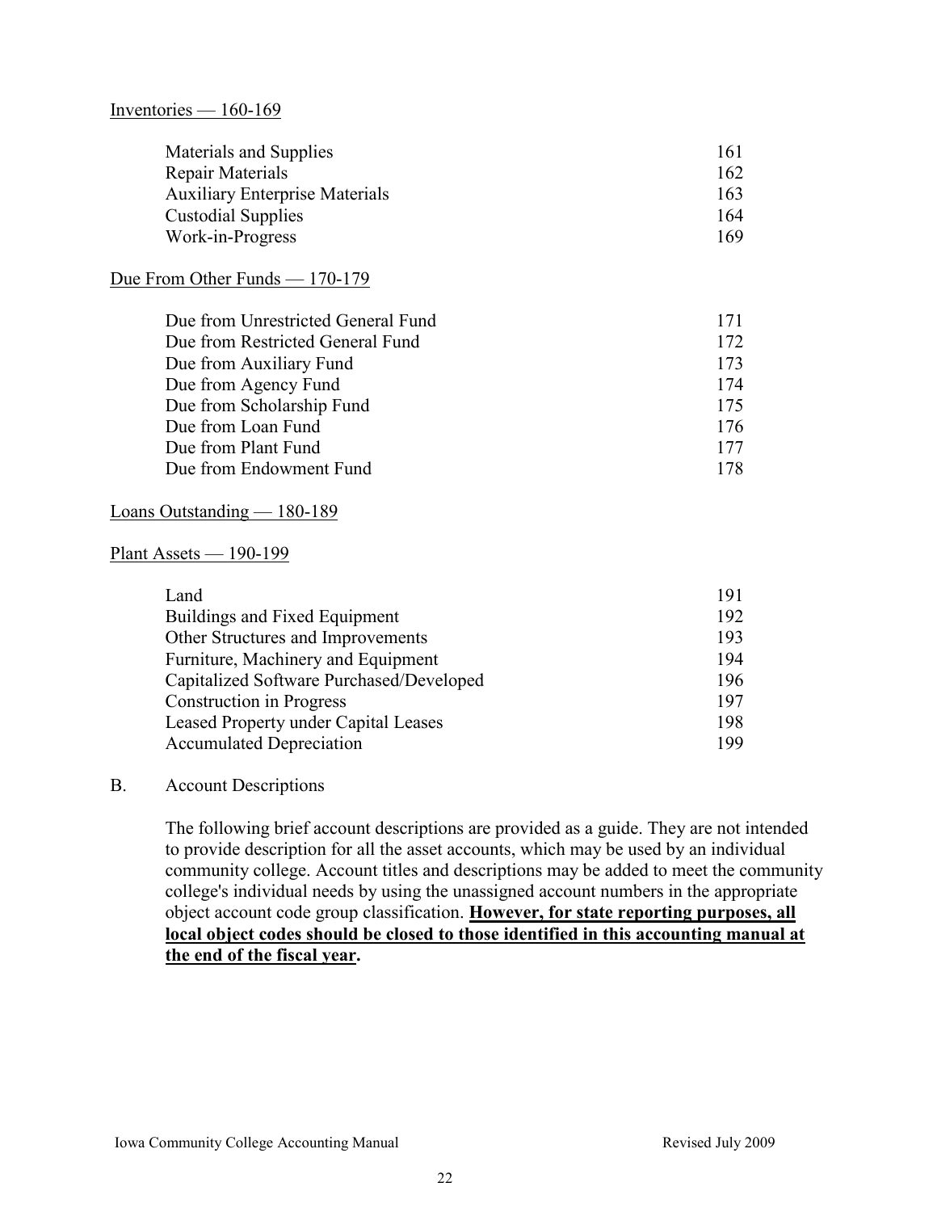Inventories — 160-169

| | |
|---|---|
| Materials and Supplies | 161 |
| Repair Materials | 162 |
| Auxiliary Enterprise Materials | 163 |
| Custodial Supplies | 164 |
| Work-in-Progress | 169 |

Due From Other Funds — 170-179

| | |
|---|---|
| Due from Unrestricted General Fund | 171 |
| Due from Restricted General Fund | 172 |
| Due from Auxiliary Fund | 173 |
| Due from Agency Fund | 174 |
| Due from Scholarship Fund | 175 |
| Due from Loan Fund | 176 |
| Due from Plant Fund | 177 |
| Due from Endowment Fund | 178 |

Loans Outstanding — 180-189

Plant Assets — 190-199

| | |
|---|---|
| Land | 191 |
| Buildings and Fixed Equipment | 192 |
| Other Structures and Improvements | 193 |
| Furniture, Machinery and Equipment | 194 |
| Capitalized Software Purchased/Developed | 196 |
| Construction in Progress | 197 |
| Leased Property under Capital Leases | 198 |
| Accumulated Depreciation | 199 |

B. Account Descriptions

The following brief account descriptions are provided as a guide. They are not intended to provide description for all the asset accounts, which may be used by an individual community college. Account titles and descriptions may be added to meet the community college's individual needs by using the unassigned account numbers in the appropriate object account code group classification. **However, for state reporting purposes, all local object codes should be closed to those identified in this accounting manual at the end of the fiscal year.**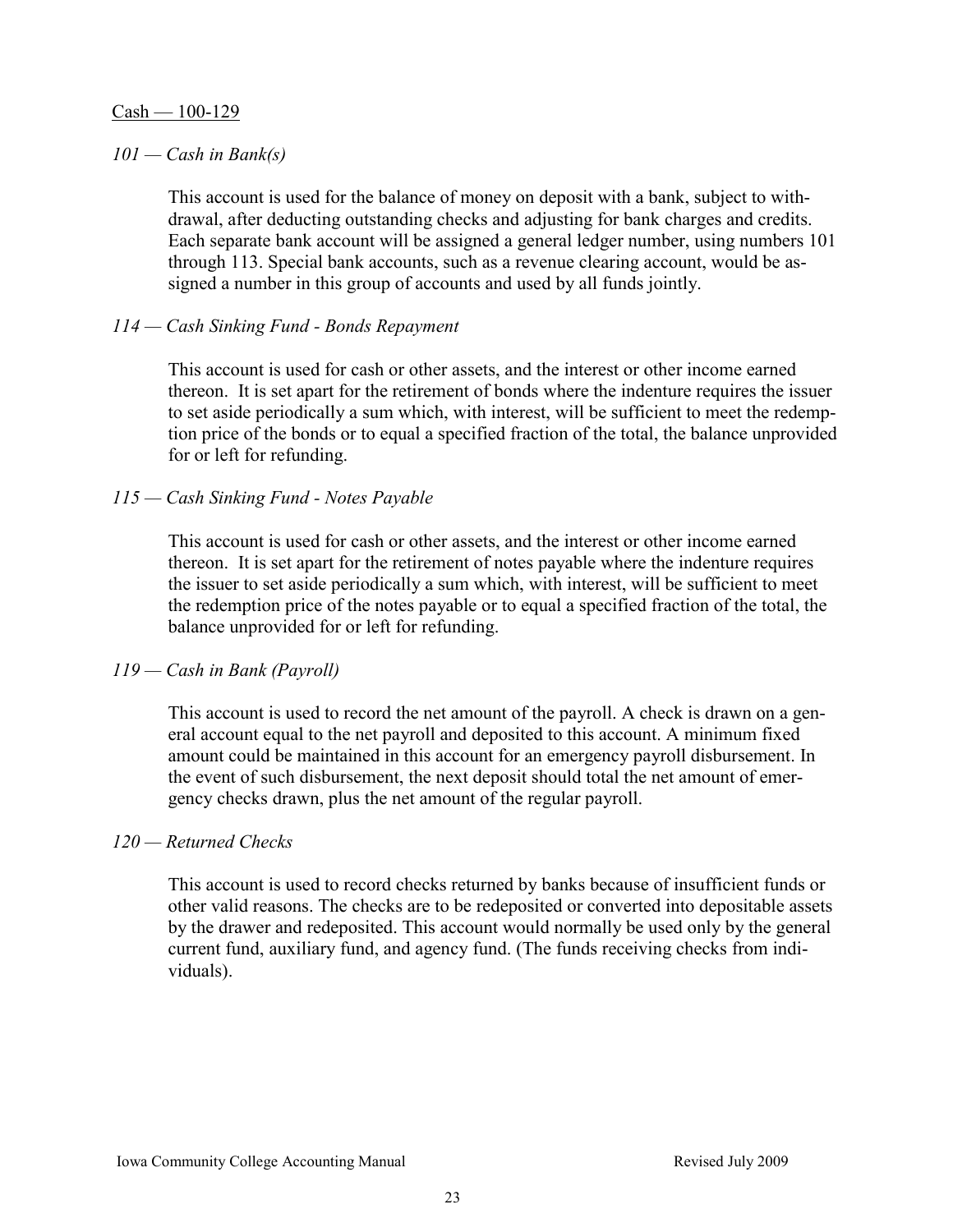Cash — 100-129

*101 — Cash in Bank(s)*

This account is used for the balance of money on deposit with a bank, subject to withdrawal, after deducting outstanding checks and adjusting for bank charges and credits. Each separate bank account will be assigned a general ledger number, using numbers 101 through 113. Special bank accounts, such as a revenue clearing account, would be assigned a number in this group of accounts and used by all funds jointly.

*114 — Cash Sinking Fund - Bonds Repayment*

This account is used for cash or other assets, and the interest or other income earned thereon. It is set apart for the retirement of bonds where the indenture requires the issuer to set aside periodically a sum which, with interest, will be sufficient to meet the redemption price of the bonds or to equal a specified fraction of the total, the balance unprovided for or left for refunding.

*115 — Cash Sinking Fund - Notes Payable*

This account is used for cash or other assets, and the interest or other income earned thereon. It is set apart for the retirement of notes payable where the indenture requires the issuer to set aside periodically a sum which, with interest, will be sufficient to meet the redemption price of the notes payable or to equal a specified fraction of the total, the balance unprovided for or left for refunding.

*119 — Cash in Bank (Payroll)*

This account is used to record the net amount of the payroll. A check is drawn on a general account equal to the net payroll and deposited to this account. A minimum fixed amount could be maintained in this account for an emergency payroll disbursement. In the event of such disbursement, the next deposit should total the net amount of emergency checks drawn, plus the net amount of the regular payroll.

*120 — Returned Checks*

This account is used to record checks returned by banks because of insufficient funds or other valid reasons. The checks are to be redeposited or converted into depositable assets by the drawer and redeposited. This account would normally be used only by the general current fund, auxiliary fund, and agency fund. (The funds receiving checks from individuals).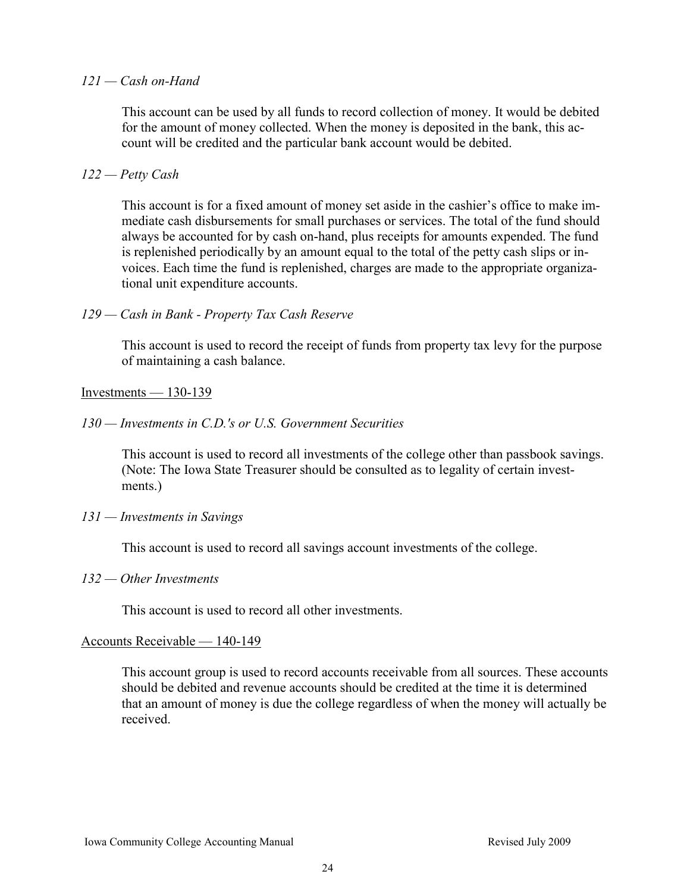*121 — Cash on-Hand*

This account can be used by all funds to record collection of money. It would be debited for the amount of money collected. When the money is deposited in the bank, this account will be credited and the particular bank account would be debited.

*122 — Petty Cash*

This account is for a fixed amount of money set aside in the cashier's office to make immediate cash disbursements for small purchases or services. The total of the fund should always be accounted for by cash on-hand, plus receipts for amounts expended. The fund is replenished periodically by an amount equal to the total of the petty cash slips or invoices. Each time the fund is replenished, charges are made to the appropriate organizational unit expenditure accounts.

*129 — Cash in Bank - Property Tax Cash Reserve*

This account is used to record the receipt of funds from property tax levy for the purpose of maintaining a cash balance.

<u>Investments — 130-139</u>

*130 — Investments in C.D.'s or U.S. Government Securities*

This account is used to record all investments of the college other than passbook savings. (Note: The Iowa State Treasurer should be consulted as to legality of certain investments.)

*131 — Investments in Savings*

This account is used to record all savings account investments of the college.

*132 — Other Investments*

This account is used to record all other investments.

<u>Accounts Receivable — 140-149</u>

This account group is used to record accounts receivable from all sources. These accounts should be debited and revenue accounts should be credited at the time it is determined that an amount of money is due the college regardless of when the money will actually be received.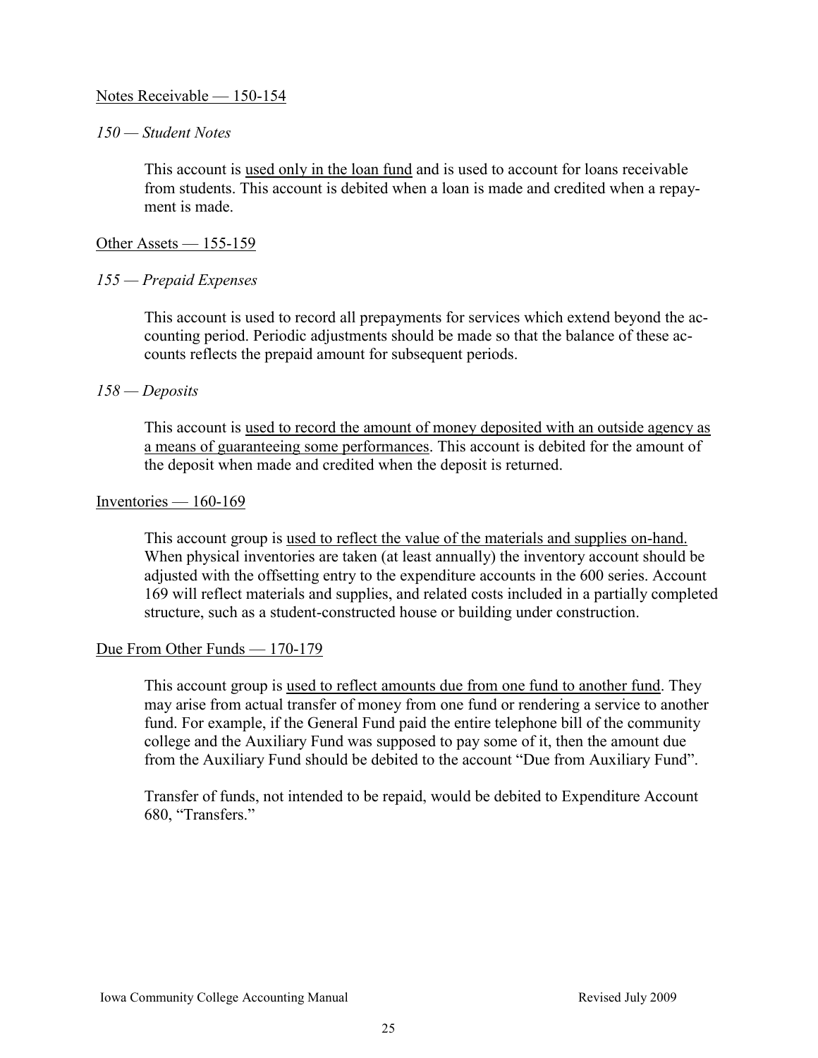<u>Notes Receivable — 150-154</u>

*150 — Student Notes*

This account is <u>used only in the loan fund</u> and is used to account for loans receivable from students. This account is debited when a loan is made and credited when a repayment is made.

<u>Other Assets — 155-159</u>

*155 — Prepaid Expenses*

This account is used to record all prepayments for services which extend beyond the accounting period. Periodic adjustments should be made so that the balance of these accounts reflects the prepaid amount for subsequent periods.

*158 — Deposits*

This account is <u>used to record the amount of money deposited with an outside agency as a means of guaranteeing some performances</u>. This account is debited for the amount of the deposit when made and credited when the deposit is returned.

<u>Inventories — 160-169</u>

This account group is <u>used to reflect the value of the materials and supplies on-hand.</u> When physical inventories are taken (at least annually) the inventory account should be adjusted with the offsetting entry to the expenditure accounts in the 600 series. Account 169 will reflect materials and supplies, and related costs included in a partially completed structure, such as a student-constructed house or building under construction.

<u>Due From Other Funds — 170-179</u>

This account group is <u>used to reflect amounts due from one fund to another fund</u>. They may arise from actual transfer of money from one fund or rendering a service to another fund. For example, if the General Fund paid the entire telephone bill of the community college and the Auxiliary Fund was supposed to pay some of it, then the amount due from the Auxiliary Fund should be debited to the account "Due from Auxiliary Fund".

Transfer of funds, not intended to be repaid, would be debited to Expenditure Account 680, "Transfers."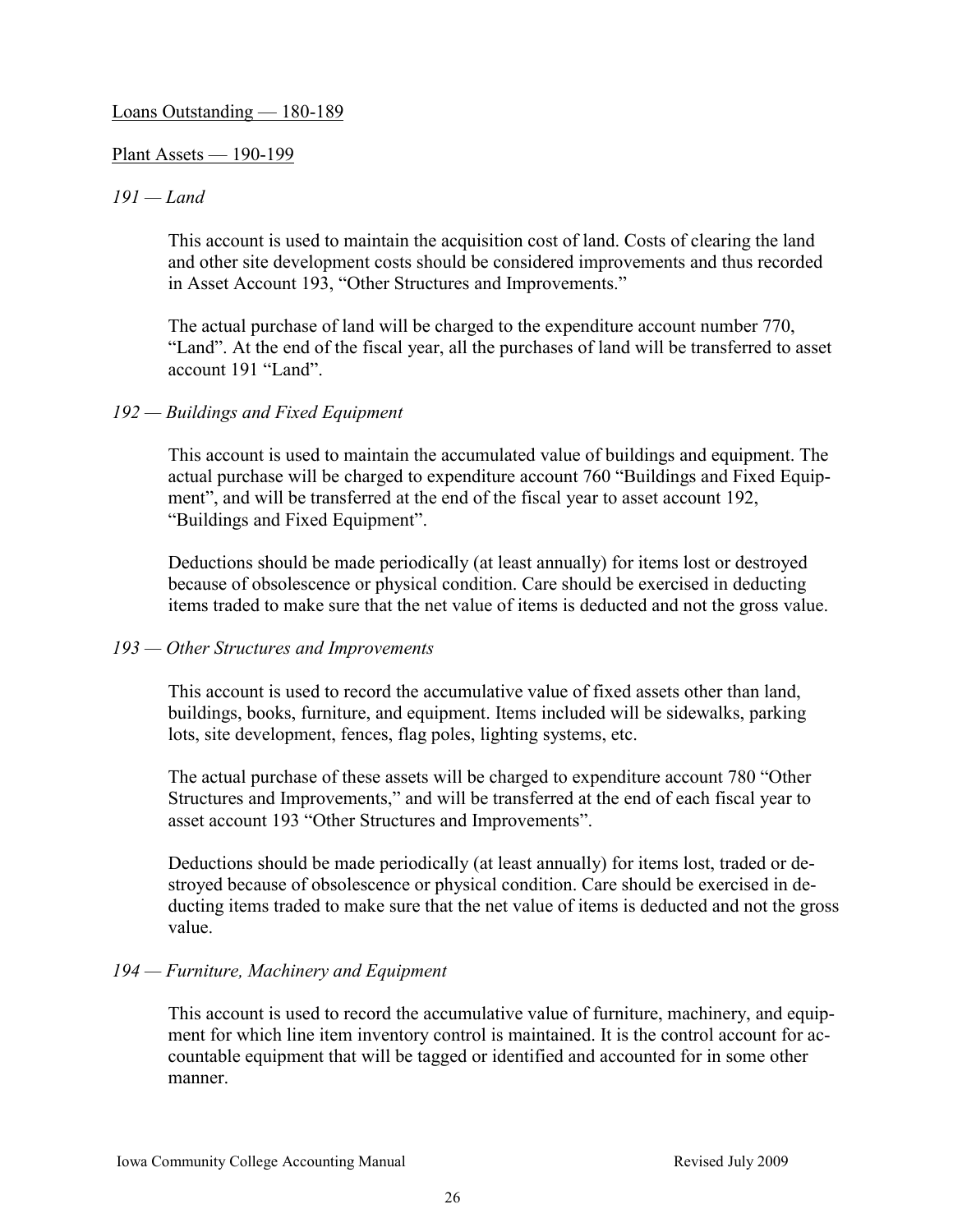<u>Loans Outstanding — 180-189</u>

<u>Plant Assets — 190-199</u>

*191 — Land*

This account is used to maintain the acquisition cost of land. Costs of clearing the land and other site development costs should be considered improvements and thus recorded in Asset Account 193, "Other Structures and Improvements."

The actual purchase of land will be charged to the expenditure account number 770, "Land". At the end of the fiscal year, all the purchases of land will be transferred to asset account 191 "Land".

*192 — Buildings and Fixed Equipment*

This account is used to maintain the accumulated value of buildings and equipment. The actual purchase will be charged to expenditure account 760 "Buildings and Fixed Equipment", and will be transferred at the end of the fiscal year to asset account 192, "Buildings and Fixed Equipment".

Deductions should be made periodically (at least annually) for items lost or destroyed because of obsolescence or physical condition. Care should be exercised in deducting items traded to make sure that the net value of items is deducted and not the gross value.

*193 — Other Structures and Improvements*

This account is used to record the accumulative value of fixed assets other than land, buildings, books, furniture, and equipment. Items included will be sidewalks, parking lots, site development, fences, flag poles, lighting systems, etc.

The actual purchase of these assets will be charged to expenditure account 780 "Other Structures and Improvements," and will be transferred at the end of each fiscal year to asset account 193 "Other Structures and Improvements".

Deductions should be made periodically (at least annually) for items lost, traded or destroyed because of obsolescence or physical condition. Care should be exercised in deducting items traded to make sure that the net value of items is deducted and not the gross value.

*194 — Furniture, Machinery and Equipment*

This account is used to record the accumulative value of furniture, machinery, and equipment for which line item inventory control is maintained. It is the control account for accountable equipment that will be tagged or identified and accounted for in some other manner.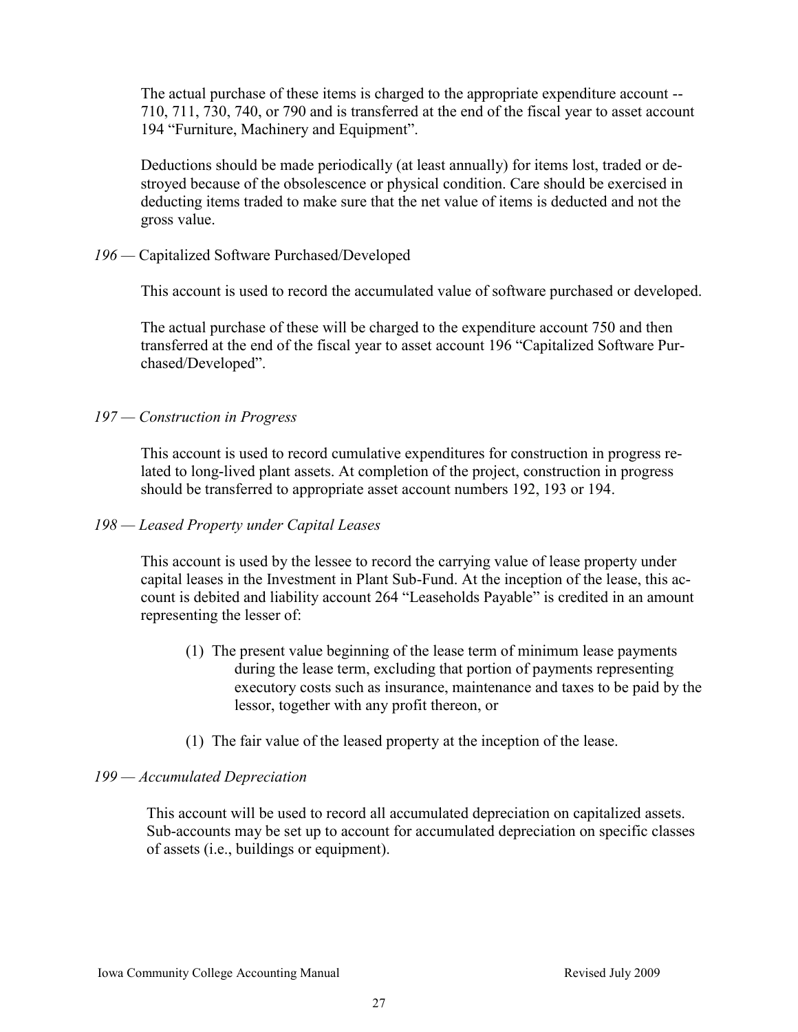The actual purchase of these items is charged to the appropriate expenditure account -- 710, 711, 730, 740, or 790 and is transferred at the end of the fiscal year to asset account 194 "Furniture, Machinery and Equipment".

Deductions should be made periodically (at least annually) for items lost, traded or destroyed because of the obsolescence or physical condition. Care should be exercised in deducting items traded to make sure that the net value of items is deducted and not the gross value.

*196* — Capitalized Software Purchased/Developed

This account is used to record the accumulated value of software purchased or developed.

The actual purchase of these will be charged to the expenditure account 750 and then transferred at the end of the fiscal year to asset account 196 "Capitalized Software Purchased/Developed".

*197 — Construction in Progress*

This account is used to record cumulative expenditures for construction in progress related to long-lived plant assets. At completion of the project, construction in progress should be transferred to appropriate asset account numbers 192, 193 or 194.

*198 — Leased Property under Capital Leases*

This account is used by the lessee to record the carrying value of lease property under capital leases in the Investment in Plant Sub-Fund. At the inception of the lease, this account is debited and liability account 264 "Leaseholds Payable" is credited in an amount representing the lesser of:

(1) The present value beginning of the lease term of minimum lease payments during the lease term, excluding that portion of payments representing executory costs such as insurance, maintenance and taxes to be paid by the lessor, together with any profit thereon, or

(1) The fair value of the leased property at the inception of the lease.

*199 — Accumulated Depreciation*

This account will be used to record all accumulated depreciation on capitalized assets. Sub-accounts may be set up to account for accumulated depreciation on specific classes of assets (i.e., buildings or equipment).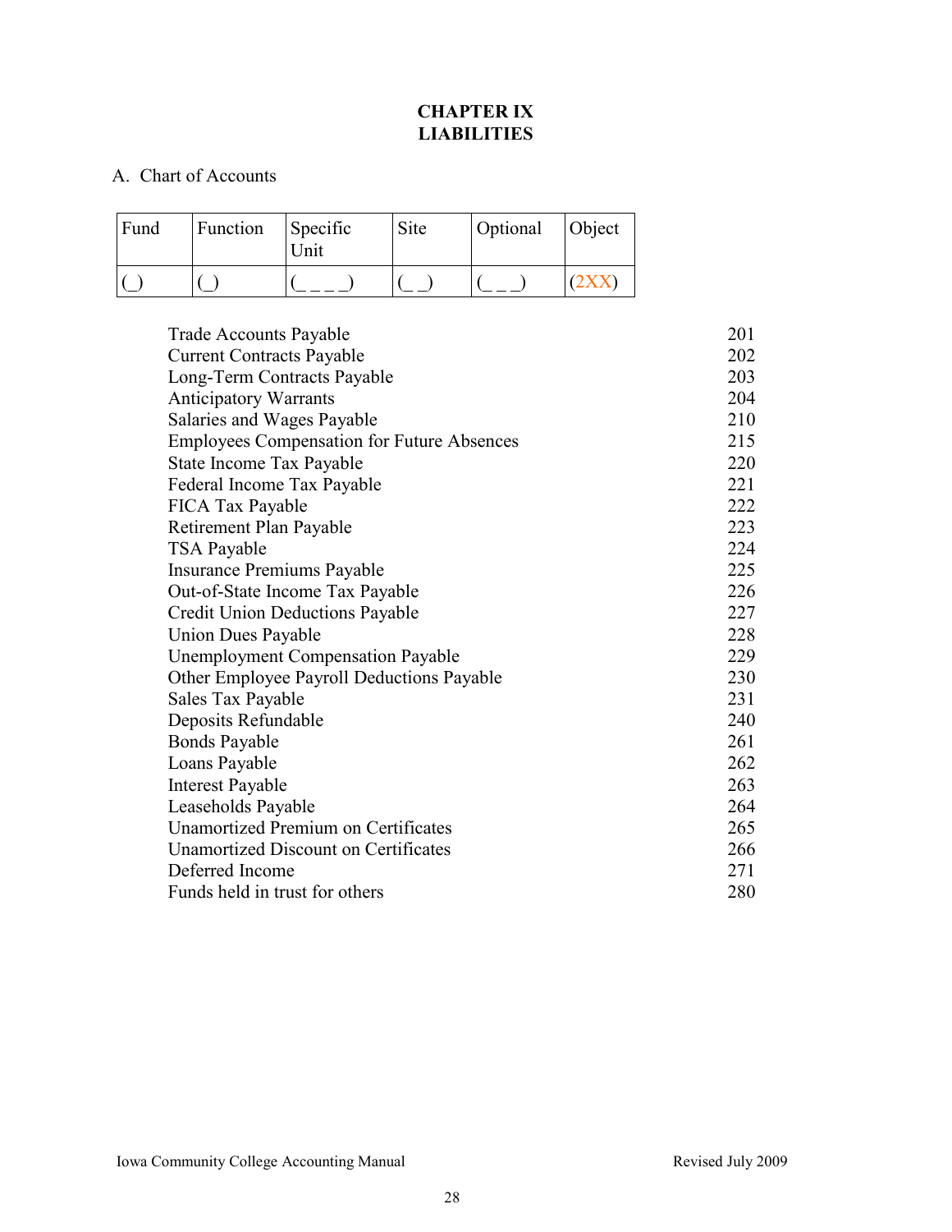# CHAPTER IX
# LIABILITIES

A. Chart of Accounts

| Fund | Function | Specific Unit | Site | Optional | Object |
|---|---|---|---|---|---|
| (_) | (_) | (_ _ _ _) | (_ _) | (_ _ _) | (2XX) |

| Account | Code |
|---|---|
| Trade Accounts Payable | 201 |
| Current Contracts Payable | 202 |
| Long-Term Contracts Payable | 203 |
| Anticipatory Warrants | 204 |
| Salaries and Wages Payable | 210 |
| Employees Compensation for Future Absences | 215 |
| State Income Tax Payable | 220 |
| Federal Income Tax Payable | 221 |
| FICA Tax Payable | 222 |
| Retirement Plan Payable | 223 |
| TSA Payable | 224 |
| Insurance Premiums Payable | 225 |
| Out-of-State Income Tax Payable | 226 |
| Credit Union Deductions Payable | 227 |
| Union Dues Payable | 228 |
| Unemployment Compensation Payable | 229 |
| Other Employee Payroll Deductions Payable | 230 |
| Sales Tax Payable | 231 |
| Deposits Refundable | 240 |
| Bonds Payable | 261 |
| Loans Payable | 262 |
| Interest Payable | 263 |
| Leaseholds Payable | 264 |
| Unamortized Premium on Certificates | 265 |
| Unamortized Discount on Certificates | 266 |
| Deferred Income | 271 |
| Funds held in trust for others | 280 |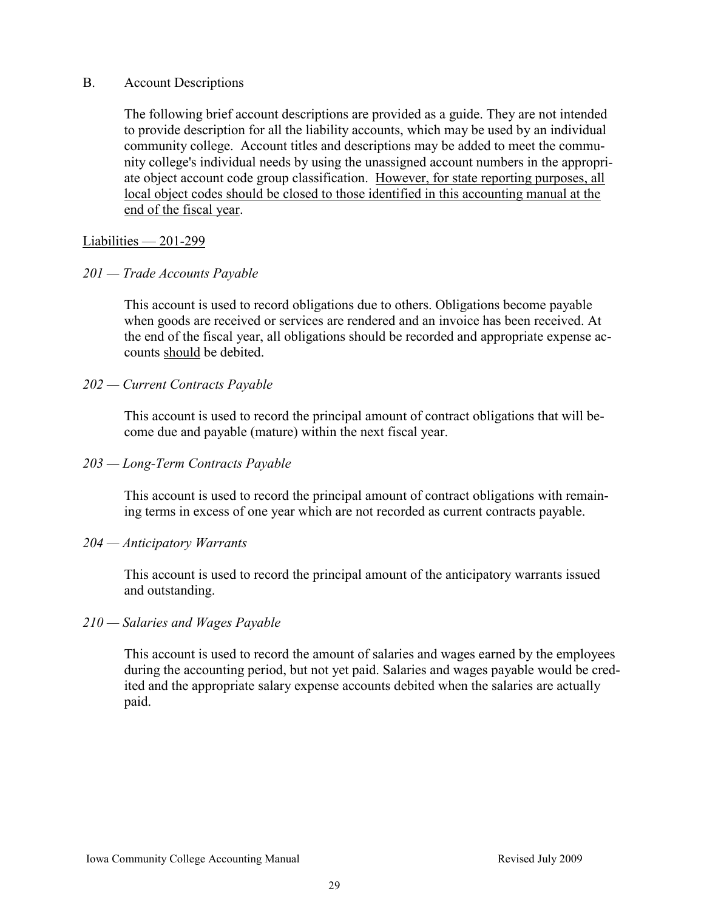## B. Account Descriptions

The following brief account descriptions are provided as a guide. They are not intended to provide description for all the liability accounts, which may be used by an individual community college. Account titles and descriptions may be added to meet the community college's individual needs by using the unassigned account numbers in the appropriate object account code group classification. <u>However, for state reporting purposes, all local object codes should be closed to those identified in this accounting manual at the end of the fiscal year</u>.

<u>Liabilities — 201-299</u>

*201 — Trade Accounts Payable*

This account is used to record obligations due to others. Obligations become payable when goods are received or services are rendered and an invoice has been received. At the end of the fiscal year, all obligations should be recorded and appropriate expense accounts <u>should</u> be debited.

*202 — Current Contracts Payable*

This account is used to record the principal amount of contract obligations that will become due and payable (mature) within the next fiscal year.

*203 — Long-Term Contracts Payable*

This account is used to record the principal amount of contract obligations with remaining terms in excess of one year which are not recorded as current contracts payable.

*204 — Anticipatory Warrants*

This account is used to record the principal amount of the anticipatory warrants issued and outstanding.

*210 — Salaries and Wages Payable*

This account is used to record the amount of salaries and wages earned by the employees during the accounting period, but not yet paid. Salaries and wages payable would be credited and the appropriate salary expense accounts debited when the salaries are actually paid.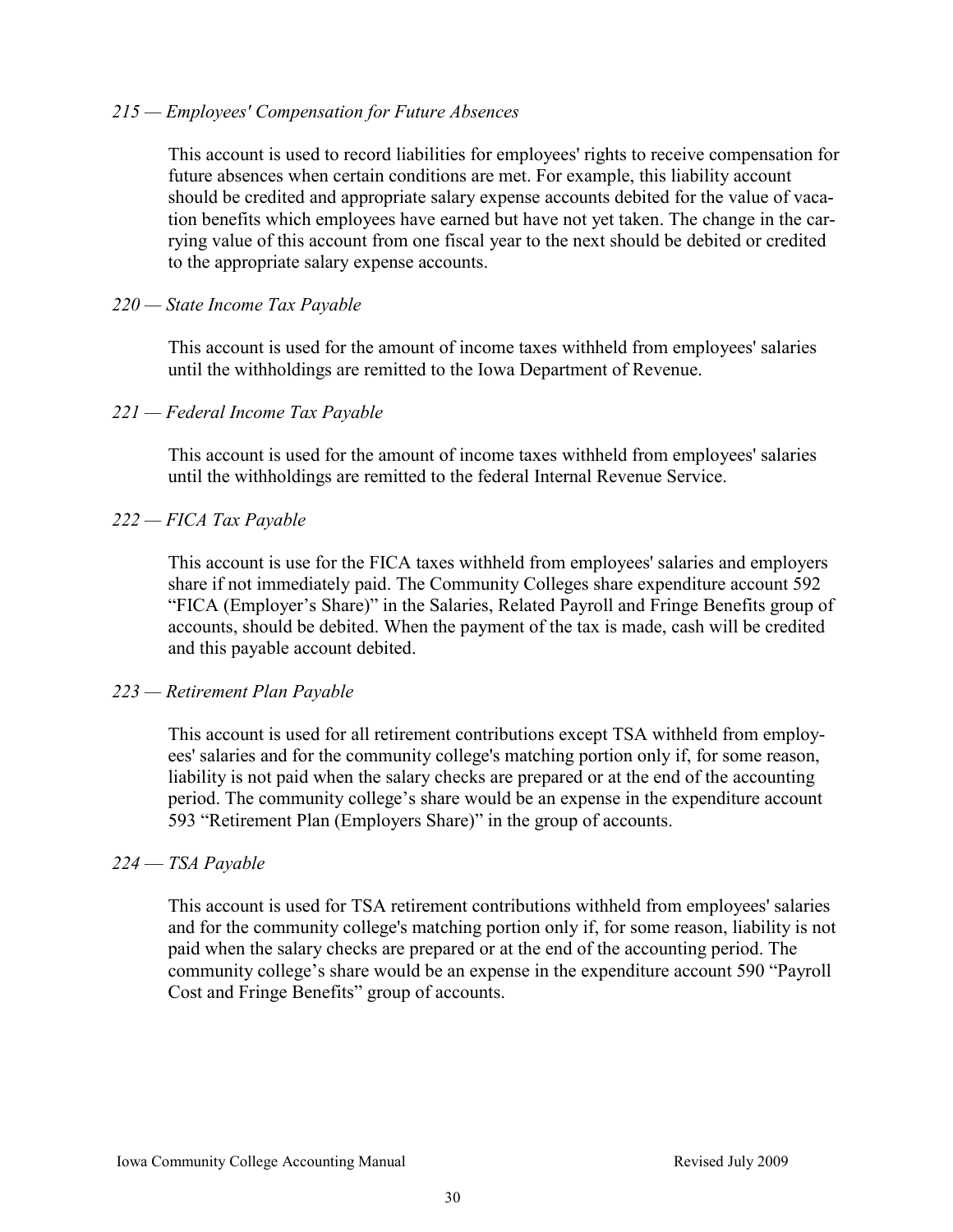*215 — Employees' Compensation for Future Absences*

This account is used to record liabilities for employees' rights to receive compensation for future absences when certain conditions are met. For example, this liability account should be credited and appropriate salary expense accounts debited for the value of vacation benefits which employees have earned but have not yet taken. The change in the carrying value of this account from one fiscal year to the next should be debited or credited to the appropriate salary expense accounts.

*220 — State Income Tax Payable*

This account is used for the amount of income taxes withheld from employees' salaries until the withholdings are remitted to the Iowa Department of Revenue.

*221 — Federal Income Tax Payable*

This account is used for the amount of income taxes withheld from employees' salaries until the withholdings are remitted to the federal Internal Revenue Service.

*222 — FICA Tax Payable*

This account is use for the FICA taxes withheld from employees' salaries and employers share if not immediately paid. The Community Colleges share expenditure account 592 "FICA (Employer's Share)" in the Salaries, Related Payroll and Fringe Benefits group of accounts, should be debited. When the payment of the tax is made, cash will be credited and this payable account debited.

*223 — Retirement Plan Payable*

This account is used for all retirement contributions except TSA withheld from employees' salaries and for the community college's matching portion only if, for some reason, liability is not paid when the salary checks are prepared or at the end of the accounting period. The community college's share would be an expense in the expenditure account 593 "Retirement Plan (Employers Share)" in the group of accounts.

*224 — TSA Payable*

This account is used for TSA retirement contributions withheld from employees' salaries and for the community college's matching portion only if, for some reason, liability is not paid when the salary checks are prepared or at the end of the accounting period. The community college's share would be an expense in the expenditure account 590 "Payroll Cost and Fringe Benefits" group of accounts.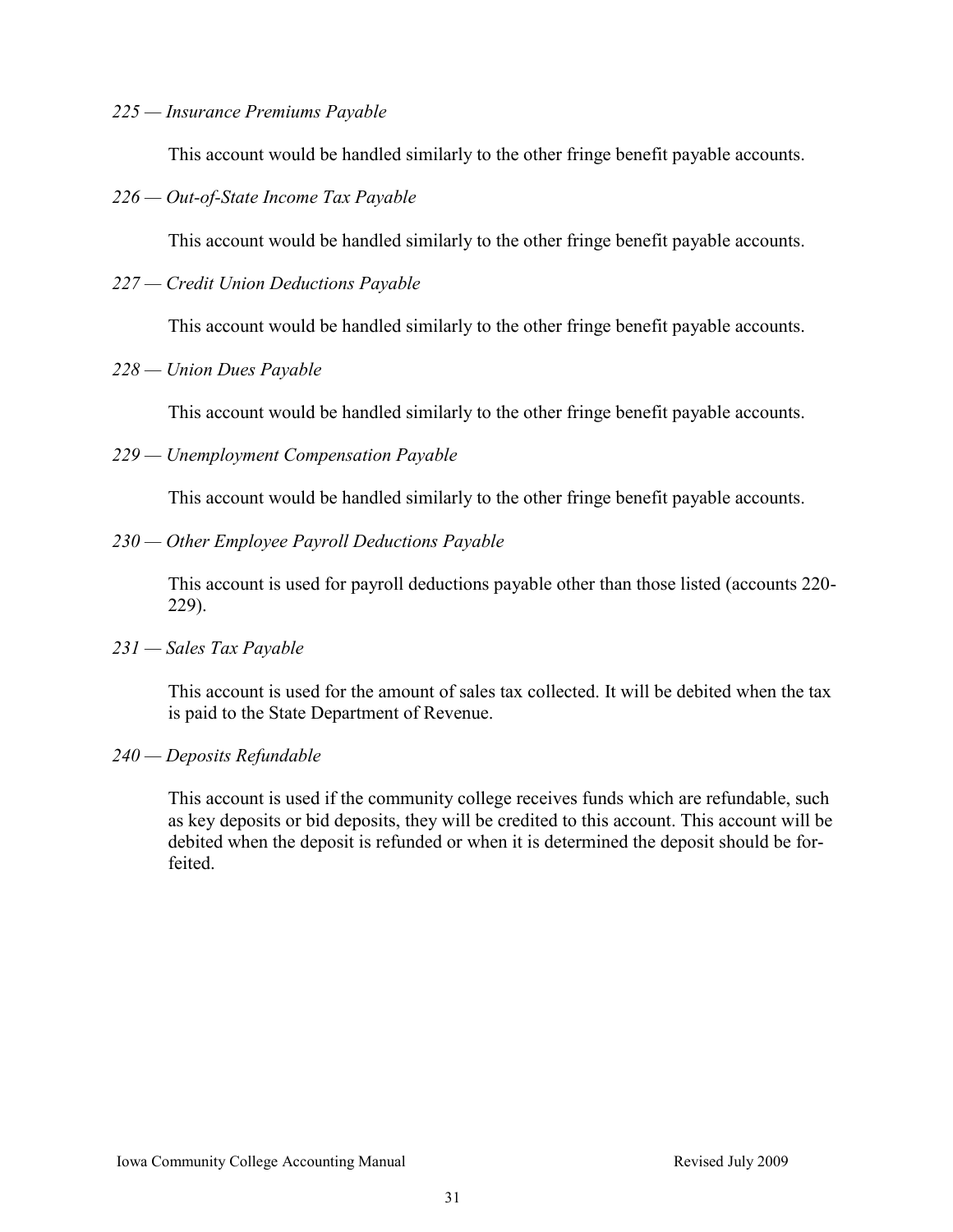*225 — Insurance Premiums Payable*

This account would be handled similarly to the other fringe benefit payable accounts.

*226 — Out-of-State Income Tax Payable*

This account would be handled similarly to the other fringe benefit payable accounts.

*227 — Credit Union Deductions Payable*

This account would be handled similarly to the other fringe benefit payable accounts.

*228 — Union Dues Payable*

This account would be handled similarly to the other fringe benefit payable accounts.

*229 — Unemployment Compensation Payable*

This account would be handled similarly to the other fringe benefit payable accounts.

*230 — Other Employee Payroll Deductions Payable*

This account is used for payroll deductions payable other than those listed (accounts 220-229).

*231 — Sales Tax Payable*

This account is used for the amount of sales tax collected. It will be debited when the tax is paid to the State Department of Revenue.

*240 — Deposits Refundable*

This account is used if the community college receives funds which are refundable, such as key deposits or bid deposits, they will be credited to this account. This account will be debited when the deposit is refunded or when it is determined the deposit should be forfeited.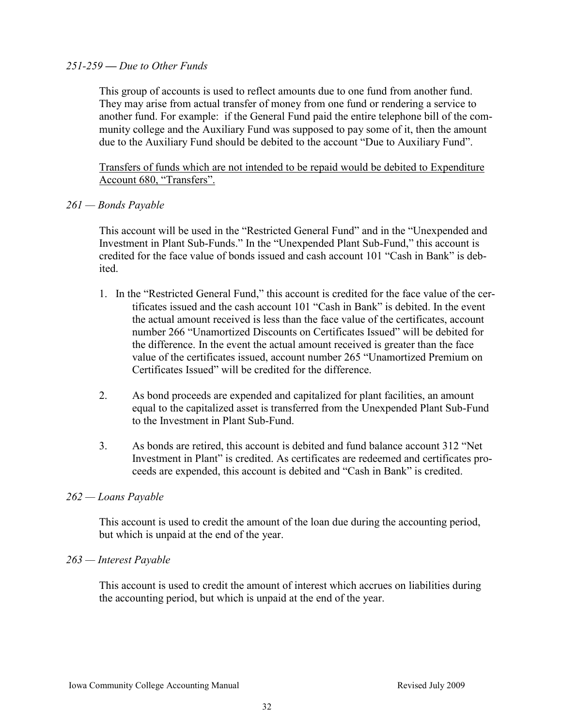*251-259 — Due to Other Funds*

This group of accounts is used to reflect amounts due to one fund from another fund. They may arise from actual transfer of money from one fund or rendering a service to another fund. For example: if the General Fund paid the entire telephone bill of the community college and the Auxiliary Fund was supposed to pay some of it, then the amount due to the Auxiliary Fund should be debited to the account "Due to Auxiliary Fund".

<u>Transfers of funds which are not intended to be repaid would be debited to Expenditure Account 680, "Transfers".</u>

*261 — Bonds Payable*

This account will be used in the "Restricted General Fund" and in the "Unexpended and Investment in Plant Sub-Funds." In the "Unexpended Plant Sub-Fund," this account is credited for the face value of bonds issued and cash account 101 "Cash in Bank" is debited.

1. In the "Restricted General Fund," this account is credited for the face value of the certificates issued and the cash account 101 "Cash in Bank" is debited. In the event the actual amount received is less than the face value of the certificates, account number 266 "Unamortized Discounts on Certificates Issued" will be debited for the difference. In the event the actual amount received is greater than the face value of the certificates issued, account number 265 "Unamortized Premium on Certificates Issued" will be credited for the difference.

2. As bond proceeds are expended and capitalized for plant facilities, an amount equal to the capitalized asset is transferred from the Unexpended Plant Sub-Fund to the Investment in Plant Sub-Fund.

3. As bonds are retired, this account is debited and fund balance account 312 "Net Investment in Plant" is credited. As certificates are redeemed and certificates proceeds are expended, this account is debited and "Cash in Bank" is credited.

*262 — Loans Payable*

This account is used to credit the amount of the loan due during the accounting period, but which is unpaid at the end of the year.

*263 — Interest Payable*

This account is used to credit the amount of interest which accrues on liabilities during the accounting period, but which is unpaid at the end of the year.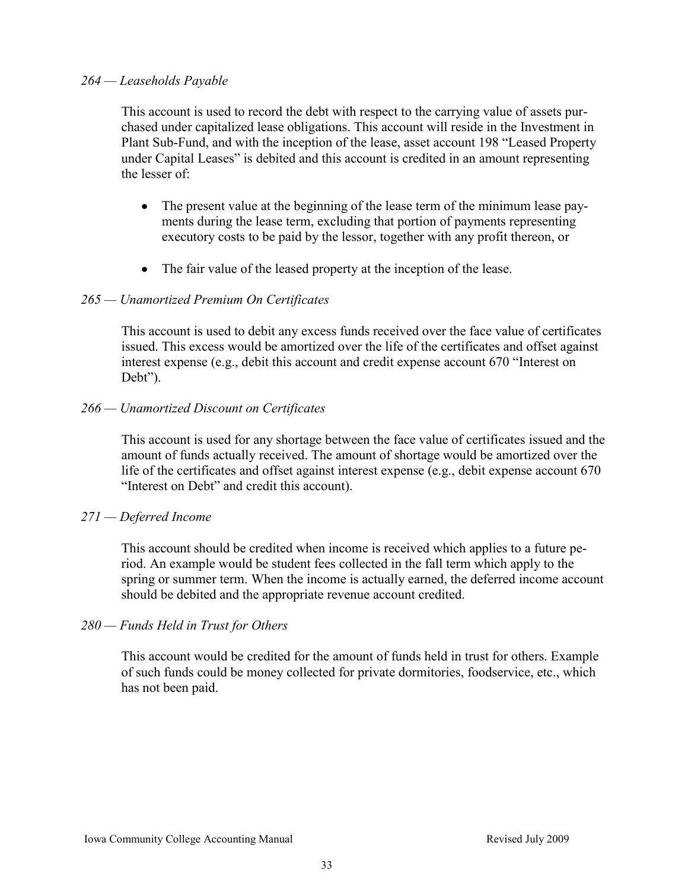*264 — Leaseholds Payable*

This account is used to record the debt with respect to the carrying value of assets purchased under capitalized lease obligations. This account will reside in the Investment in Plant Sub-Fund, and with the inception of the lease, asset account 198 "Leased Property under Capital Leases" is debited and this account is credited in an amount representing the lesser of:

- The present value at the beginning of the lease term of the minimum lease payments during the lease term, excluding that portion of payments representing executory costs to be paid by the lessor, together with any profit thereon, or
- The fair value of the leased property at the inception of the lease.

*265 — Unamortized Premium On Certificates*

This account is used to debit any excess funds received over the face value of certificates issued. This excess would be amortized over the life of the certificates and offset against interest expense (e.g., debit this account and credit expense account 670 "Interest on Debt").

*266 — Unamortized Discount on Certificates*

This account is used for any shortage between the face value of certificates issued and the amount of funds actually received. The amount of shortage would be amortized over the life of the certificates and offset against interest expense (e.g., debit expense account 670 "Interest on Debt" and credit this account).

*271 — Deferred Income*

This account should be credited when income is received which applies to a future period. An example would be student fees collected in the fall term which apply to the spring or summer term. When the income is actually earned, the deferred income account should be debited and the appropriate revenue account credited.

*280 — Funds Held in Trust for Others*

This account would be credited for the amount of funds held in trust for others. Example of such funds could be money collected for private dormitories, foodservice, etc., which has not been paid.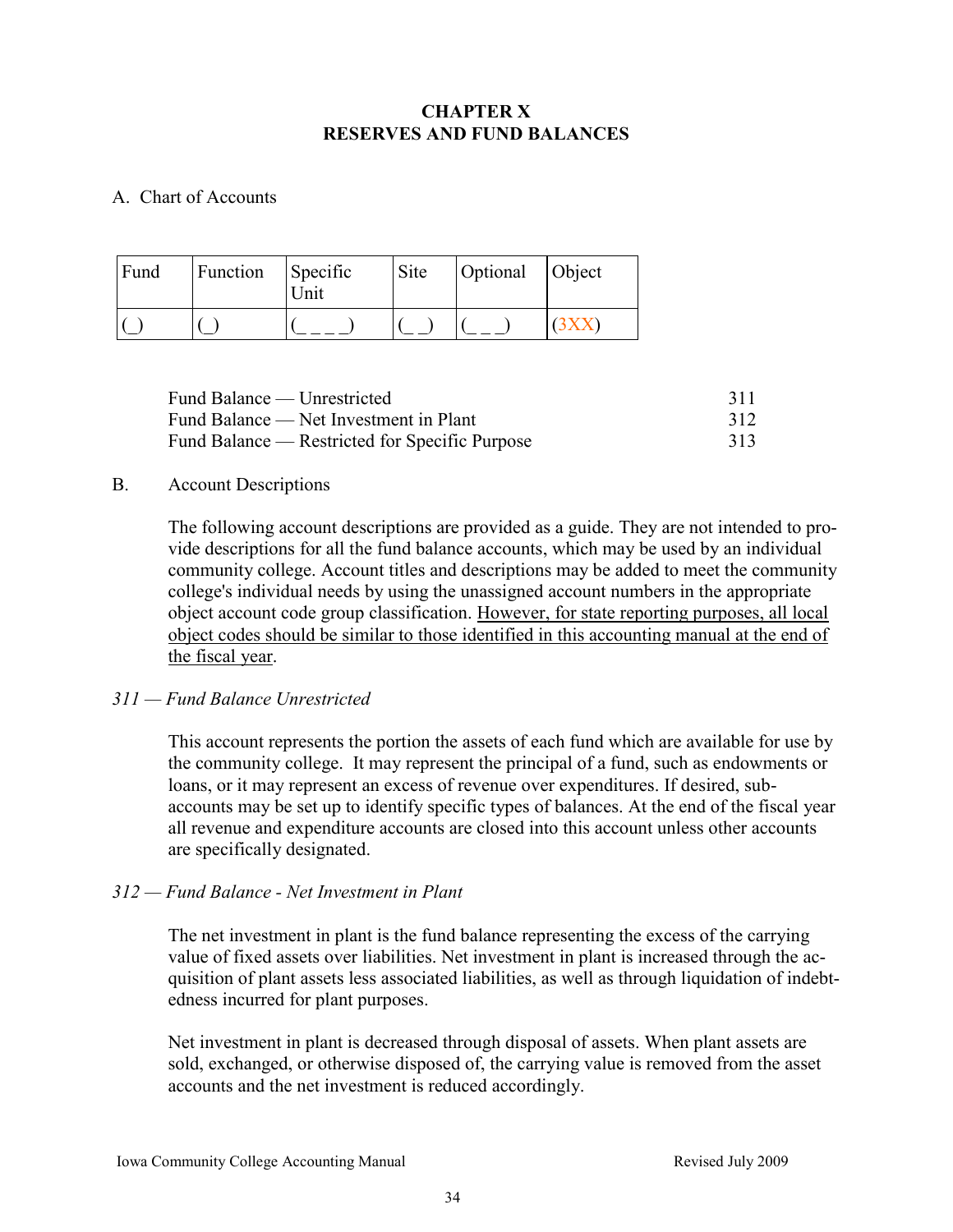# CHAPTER X
# RESERVES AND FUND BALANCES

A. Chart of Accounts

| Fund | Function | Specific Unit | Site | Optional | Object |
|---|---|---|---|---|---|
| (_) | (_) | (_ _ _ _) | (_ _) | (_ _ _) | (3XX) |

| | |
|---|---|
| Fund Balance — Unrestricted | 311 |
| Fund Balance — Net Investment in Plant | 312 |
| Fund Balance — Restricted for Specific Purpose | 313 |

B. Account Descriptions

The following account descriptions are provided as a guide. They are not intended to provide descriptions for all the fund balance accounts, which may be used by an individual community college. Account titles and descriptions may be added to meet the community college's individual needs by using the unassigned account numbers in the appropriate object account code group classification. <u>However, for state reporting purposes, all local object codes should be similar to those identified in this accounting manual at the end of the fiscal year</u>.

*311 — Fund Balance Unrestricted*

This account represents the portion the assets of each fund which are available for use by the community college. It may represent the principal of a fund, such as endowments or loans, or it may represent an excess of revenue over expenditures. If desired, sub-accounts may be set up to identify specific types of balances. At the end of the fiscal year all revenue and expenditure accounts are closed into this account unless other accounts are specifically designated.

*312 — Fund Balance - Net Investment in Plant*

The net investment in plant is the fund balance representing the excess of the carrying value of fixed assets over liabilities. Net investment in plant is increased through the acquisition of plant assets less associated liabilities, as well as through liquidation of indebtedness incurred for plant purposes.

Net investment in plant is decreased through disposal of assets. When plant assets are sold, exchanged, or otherwise disposed of, the carrying value is removed from the asset accounts and the net investment is reduced accordingly.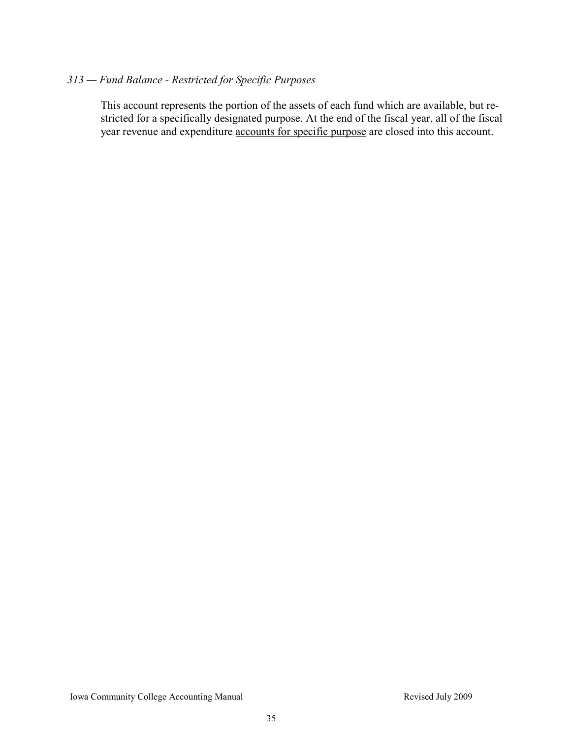*313 — Fund Balance - Restricted for Specific Purposes*

This account represents the portion of the assets of each fund which are available, but restricted for a specifically designated purpose. At the end of the fiscal year, all of the fiscal year revenue and expenditure <u>accounts for specific purpose</u> are closed into this account.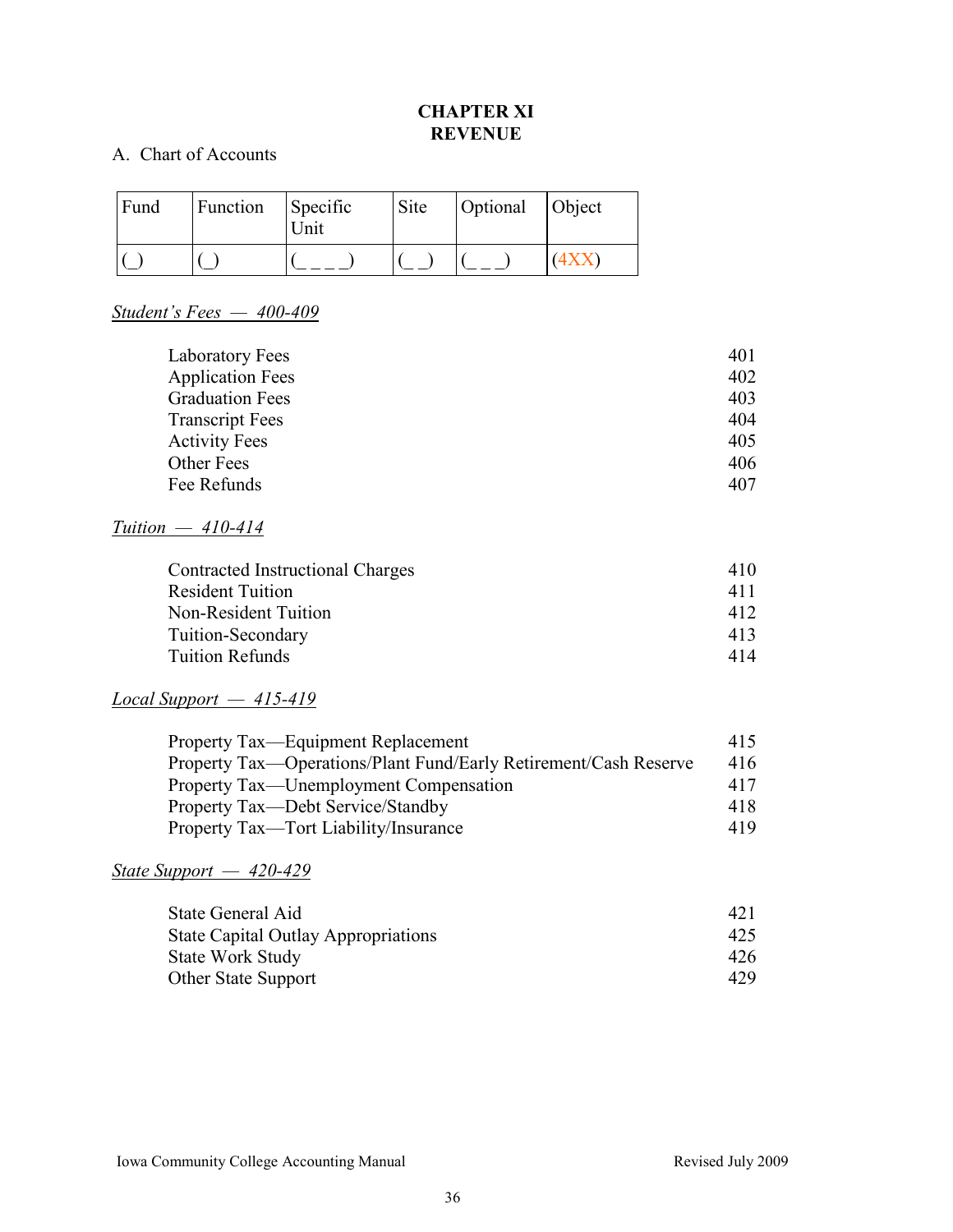# CHAPTER XI
# REVENUE

A. Chart of Accounts

| Fund | Function | Specific Unit | Site | Optional | Object |
|---|---|---|---|---|---|
| (_) | (_) | (_ _ _ _) | (_ _) | (_ _ _) | (4XX) |

*Student's Fees — 400-409*

| | |
|---|---|
| Laboratory Fees | 401 |
| Application Fees | 402 |
| Graduation Fees | 403 |
| Transcript Fees | 404 |
| Activity Fees | 405 |
| Other Fees | 406 |
| Fee Refunds | 407 |

*Tuition — 410-414*

| | |
|---|---|
| Contracted Instructional Charges | 410 |
| Resident Tuition | 411 |
| Non-Resident Tuition | 412 |
| Tuition-Secondary | 413 |
| Tuition Refunds | 414 |

*Local Support — 415-419*

| | |
|---|---|
| Property Tax—Equipment Replacement | 415 |
| Property Tax—Operations/Plant Fund/Early Retirement/Cash Reserve | 416 |
| Property Tax—Unemployment Compensation | 417 |
| Property Tax—Debt Service/Standby | 418 |
| Property Tax—Tort Liability/Insurance | 419 |

*State Support — 420-429*

| | |
|---|---|
| State General Aid | 421 |
| State Capital Outlay Appropriations | 425 |
| State Work Study | 426 |
| Other State Support | 429 |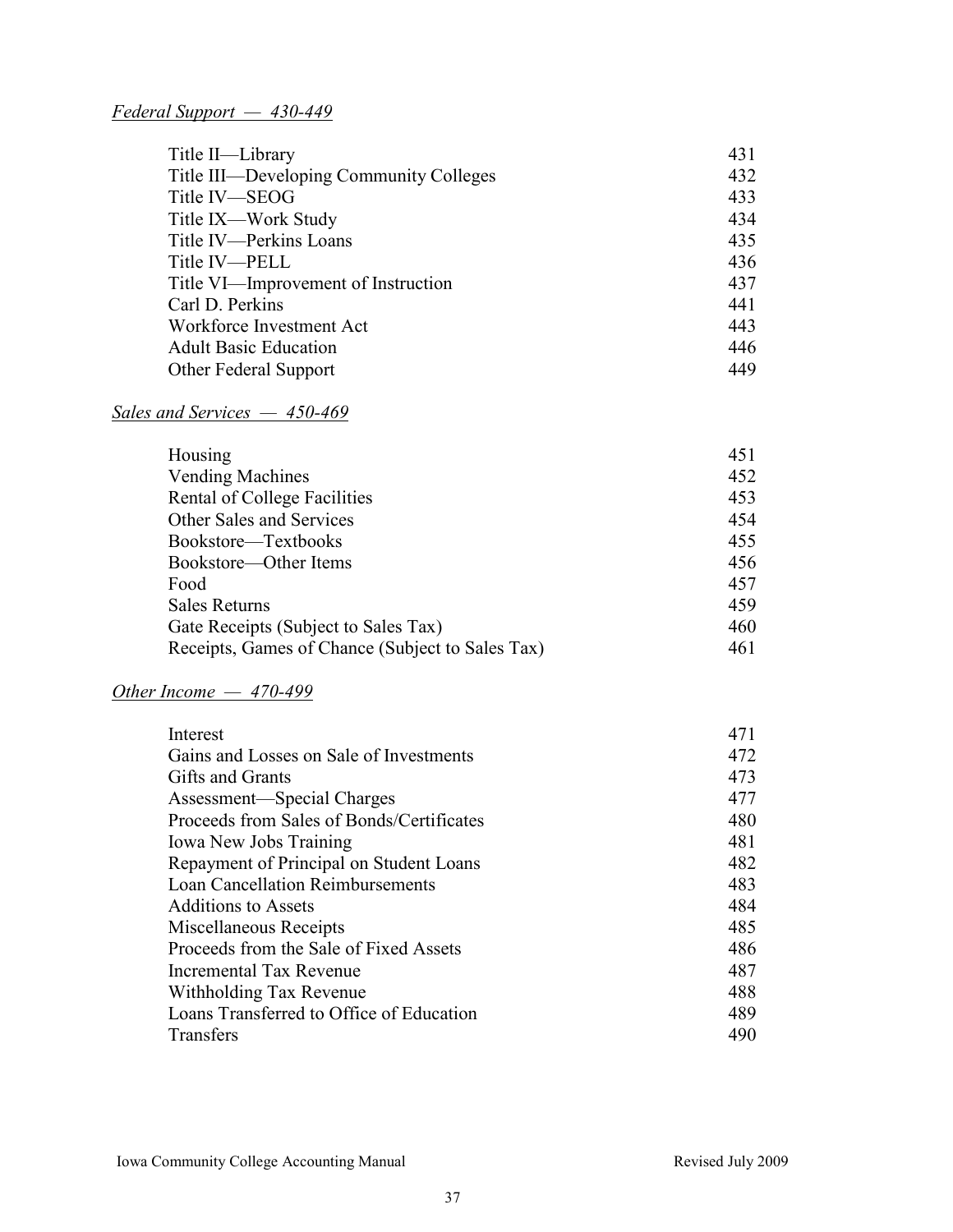*Federal Support — 430-449*

| | |
|---|---|
| Title II—Library | 431 |
| Title III—Developing Community Colleges | 432 |
| Title IV—SEOG | 433 |
| Title IX—Work Study | 434 |
| Title IV—Perkins Loans | 435 |
| Title IV—PELL | 436 |
| Title VI—Improvement of Instruction | 437 |
| Carl D. Perkins | 441 |
| Workforce Investment Act | 443 |
| Adult Basic Education | 446 |
| Other Federal Support | 449 |

*Sales and Services — 450-469*

| | |
|---|---|
| Housing | 451 |
| Vending Machines | 452 |
| Rental of College Facilities | 453 |
| Other Sales and Services | 454 |
| Bookstore—Textbooks | 455 |
| Bookstore—Other Items | 456 |
| Food | 457 |
| Sales Returns | 459 |
| Gate Receipts (Subject to Sales Tax) | 460 |
| Receipts, Games of Chance (Subject to Sales Tax) | 461 |

*Other Income — 470-499*

| | |
|---|---|
| Interest | 471 |
| Gains and Losses on Sale of Investments | 472 |
| Gifts and Grants | 473 |
| Assessment—Special Charges | 477 |
| Proceeds from Sales of Bonds/Certificates | 480 |
| Iowa New Jobs Training | 481 |
| Repayment of Principal on Student Loans | 482 |
| Loan Cancellation Reimbursements | 483 |
| Additions to Assets | 484 |
| Miscellaneous Receipts | 485 |
| Proceeds from the Sale of Fixed Assets | 486 |
| Incremental Tax Revenue | 487 |
| Withholding Tax Revenue | 488 |
| Loans Transferred to Office of Education | 489 |
| Transfers | 490 |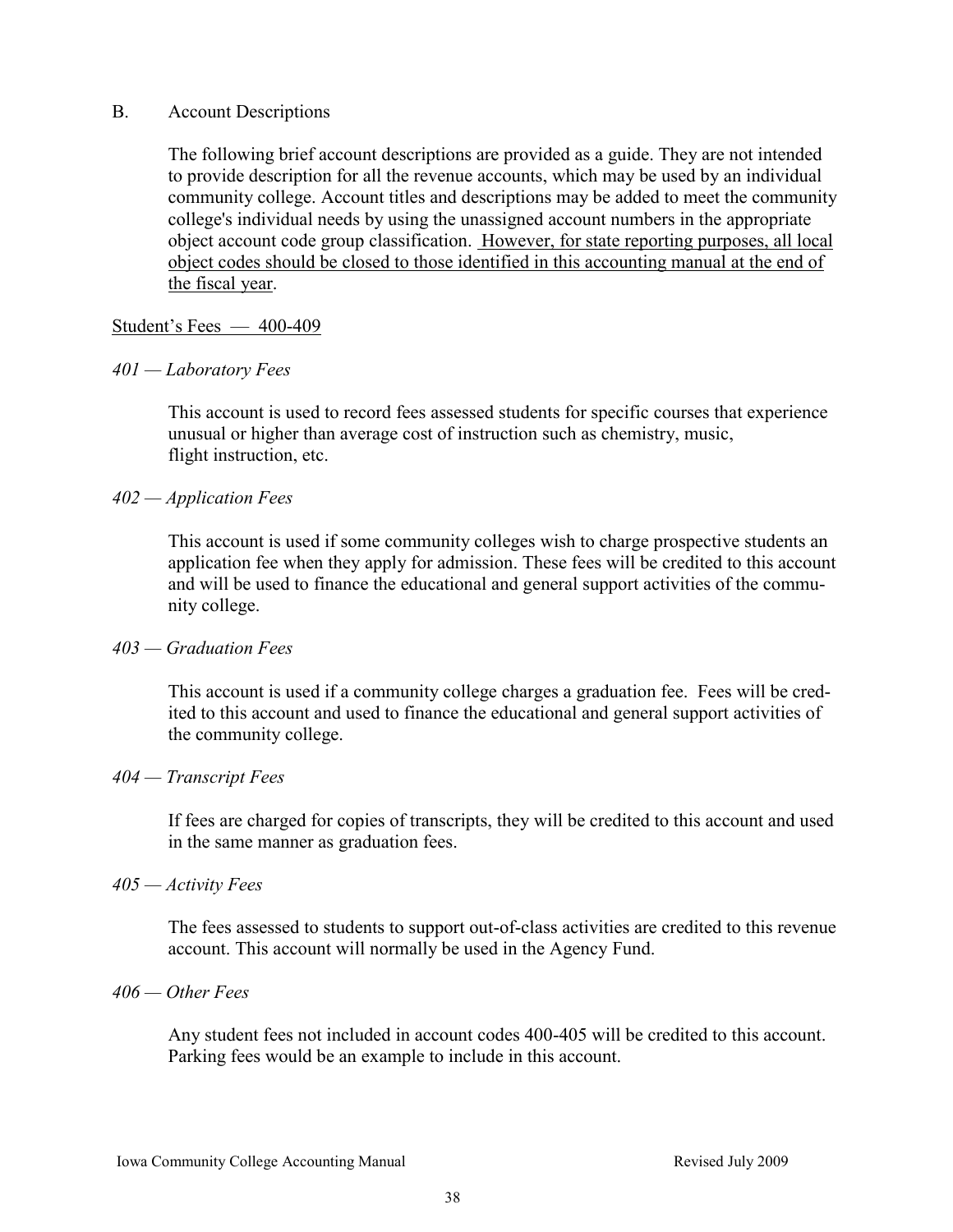B. Account Descriptions

The following brief account descriptions are provided as a guide. They are not intended to provide description for all the revenue accounts, which may be used by an individual community college. Account titles and descriptions may be added to meet the community college's individual needs by using the unassigned account numbers in the appropriate object account code group classification. <u>However, for state reporting purposes, all local object codes should be closed to those identified in this accounting manual at the end of the fiscal year</u>.

<u>Student's Fees — 400-409</u>

*401 — Laboratory Fees*

This account is used to record fees assessed students for specific courses that experience unusual or higher than average cost of instruction such as chemistry, music, flight instruction, etc.

*402 — Application Fees*

This account is used if some community colleges wish to charge prospective students an application fee when they apply for admission. These fees will be credited to this account and will be used to finance the educational and general support activities of the community college.

*403 — Graduation Fees*

This account is used if a community college charges a graduation fee. Fees will be credited to this account and used to finance the educational and general support activities of the community college.

*404 — Transcript Fees*

If fees are charged for copies of transcripts, they will be credited to this account and used in the same manner as graduation fees.

*405 — Activity Fees*

The fees assessed to students to support out-of-class activities are credited to this revenue account. This account will normally be used in the Agency Fund.

*406 — Other Fees*

Any student fees not included in account codes 400-405 will be credited to this account. Parking fees would be an example to include in this account.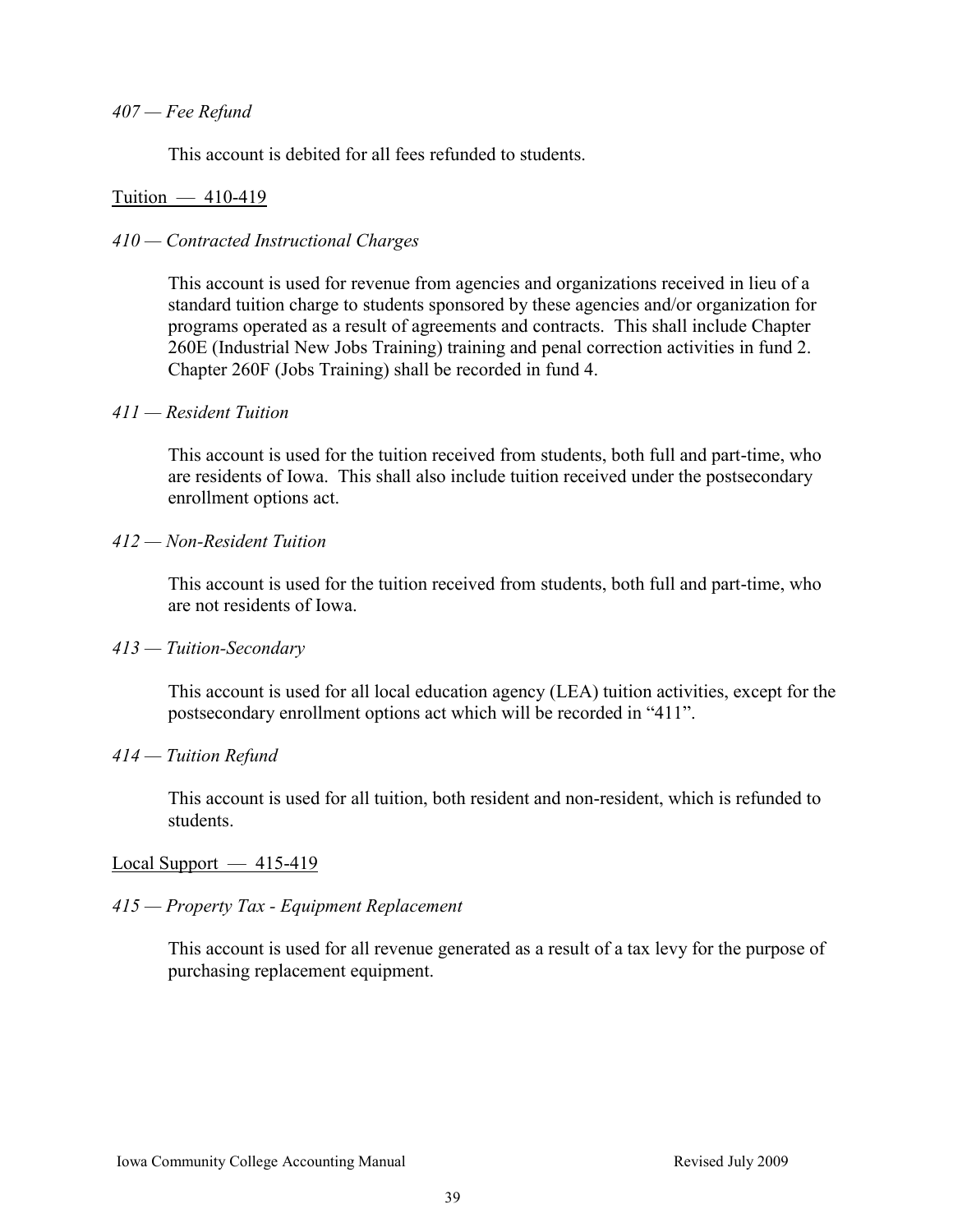*407 — Fee Refund*

This account is debited for all fees refunded to students.

<u>Tuition — 410-419</u>

*410 — Contracted Instructional Charges*

This account is used for revenue from agencies and organizations received in lieu of a standard tuition charge to students sponsored by these agencies and/or organization for programs operated as a result of agreements and contracts. This shall include Chapter 260E (Industrial New Jobs Training) training and penal correction activities in fund 2. Chapter 260F (Jobs Training) shall be recorded in fund 4.

*411 — Resident Tuition*

This account is used for the tuition received from students, both full and part-time, who are residents of Iowa. This shall also include tuition received under the postsecondary enrollment options act.

*412 — Non-Resident Tuition*

This account is used for the tuition received from students, both full and part-time, who are not residents of Iowa.

*413 — Tuition-Secondary*

This account is used for all local education agency (LEA) tuition activities, except for the postsecondary enrollment options act which will be recorded in "411".

*414 — Tuition Refund*

This account is used for all tuition, both resident and non-resident, which is refunded to students.

<u>Local Support — 415-419</u>

*415 — Property Tax - Equipment Replacement*

This account is used for all revenue generated as a result of a tax levy for the purpose of purchasing replacement equipment.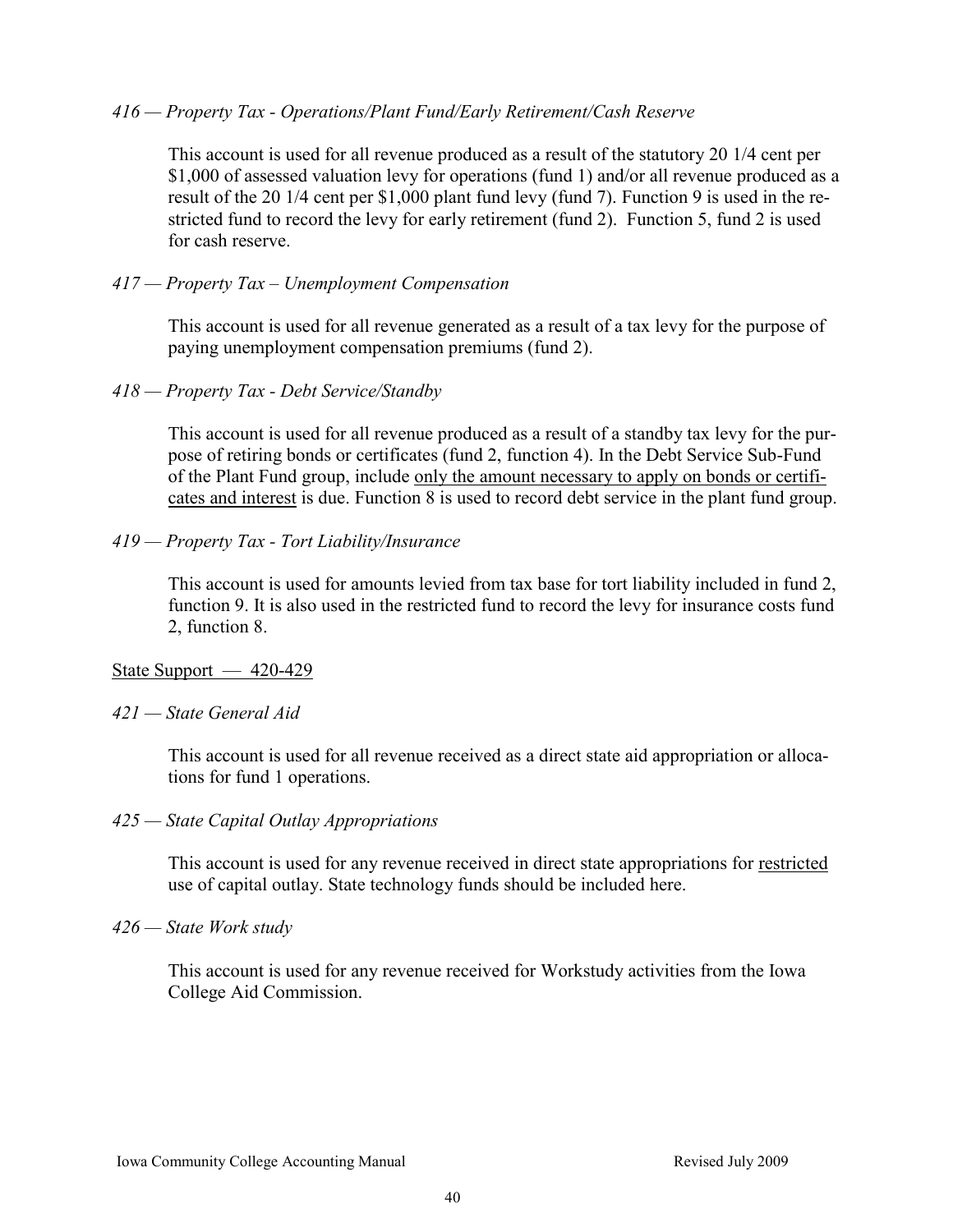*416 — Property Tax - Operations/Plant Fund/Early Retirement/Cash Reserve*

This account is used for all revenue produced as a result of the statutory 20 1/4 cent per $1,000 of assessed valuation levy for operations (fund 1) and/or all revenue produced as a result of the 20 1/4 cent per $1,000 plant fund levy (fund 7). Function 9 is used in the restricted fund to record the levy for early retirement (fund 2). Function 5, fund 2 is used for cash reserve.

*417 — Property Tax – Unemployment Compensation*

This account is used for all revenue generated as a result of a tax levy for the purpose of paying unemployment compensation premiums (fund 2).

*418 — Property Tax - Debt Service/Standby*

This account is used for all revenue produced as a result of a standby tax levy for the purpose of retiring bonds or certificates (fund 2, function 4). In the Debt Service Sub-Fund of the Plant Fund group, include <u>only the amount necessary to apply on bonds or certificates and interest</u> is due. Function 8 is used to record debt service in the plant fund group.

*419 — Property Tax - Tort Liability/Insurance*

This account is used for amounts levied from tax base for tort liability included in fund 2, function 9. It is also used in the restricted fund to record the levy for insurance costs fund 2, function 8.

<u>State Support — 420-429</u>

*421 — State General Aid*

This account is used for all revenue received as a direct state aid appropriation or allocations for fund 1 operations.

*425 — State Capital Outlay Appropriations*

This account is used for any revenue received in direct state appropriations for <u>restricted</u> use of capital outlay. State technology funds should be included here.

*426 — State Work study*

This account is used for any revenue received for Workstudy activities from the Iowa College Aid Commission.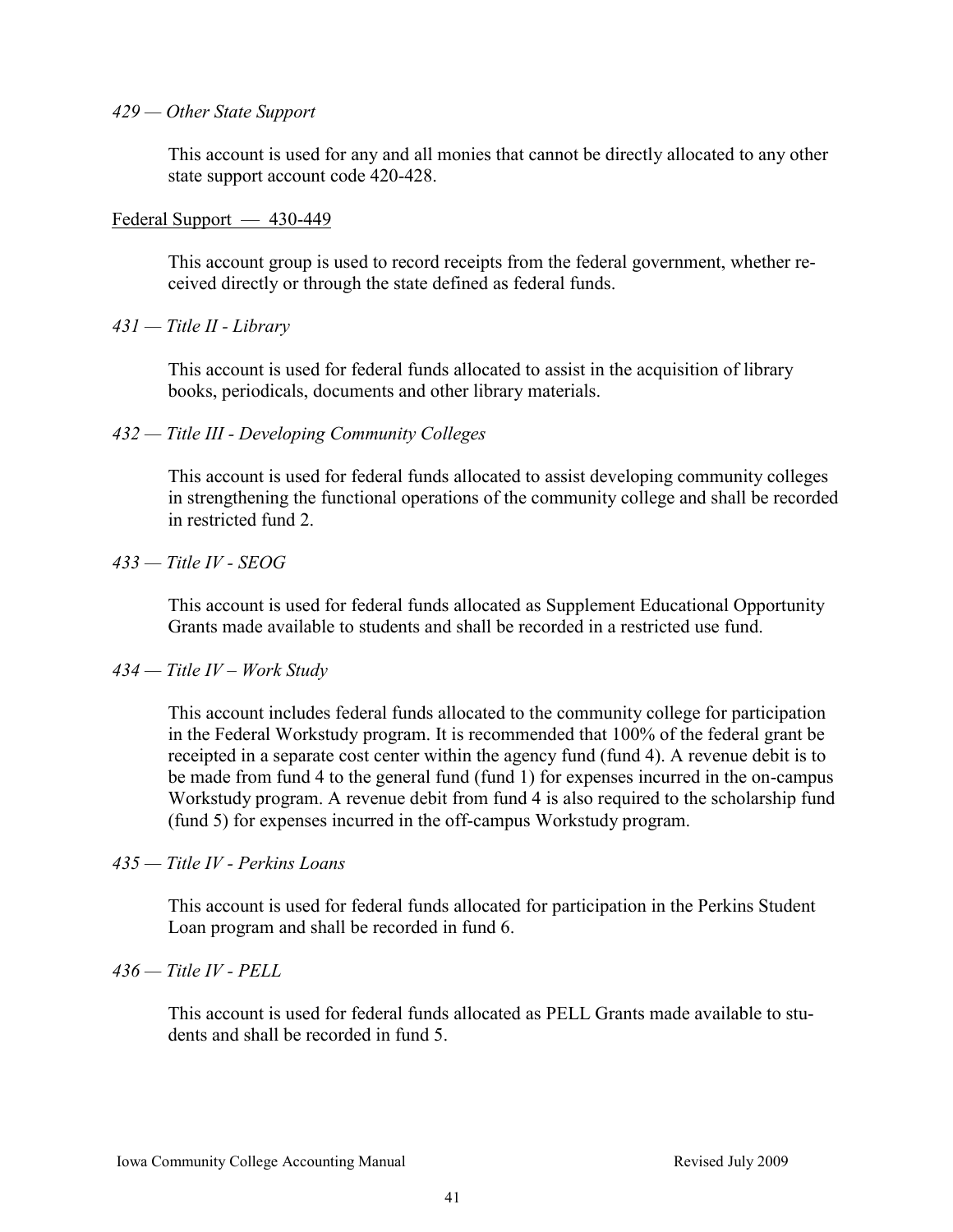*429 — Other State Support*

This account is used for any and all monies that cannot be directly allocated to any other state support account code 420-428.

<u>Federal Support — 430-449</u>

This account group is used to record receipts from the federal government, whether received directly or through the state defined as federal funds.

*431 — Title II - Library*

This account is used for federal funds allocated to assist in the acquisition of library books, periodicals, documents and other library materials.

*432 — Title III - Developing Community Colleges*

This account is used for federal funds allocated to assist developing community colleges in strengthening the functional operations of the community college and shall be recorded in restricted fund 2.

*433 — Title IV - SEOG*

This account is used for federal funds allocated as Supplement Educational Opportunity Grants made available to students and shall be recorded in a restricted use fund.

*434 — Title IV – Work Study*

This account includes federal funds allocated to the community college for participation in the Federal Workstudy program. It is recommended that 100% of the federal grant be receipted in a separate cost center within the agency fund (fund 4). A revenue debit is to be made from fund 4 to the general fund (fund 1) for expenses incurred in the on-campus Workstudy program. A revenue debit from fund 4 is also required to the scholarship fund (fund 5) for expenses incurred in the off-campus Workstudy program.

*435 — Title IV - Perkins Loans*

This account is used for federal funds allocated for participation in the Perkins Student Loan program and shall be recorded in fund 6.

*436 — Title IV - PELL*

This account is used for federal funds allocated as PELL Grants made available to students and shall be recorded in fund 5.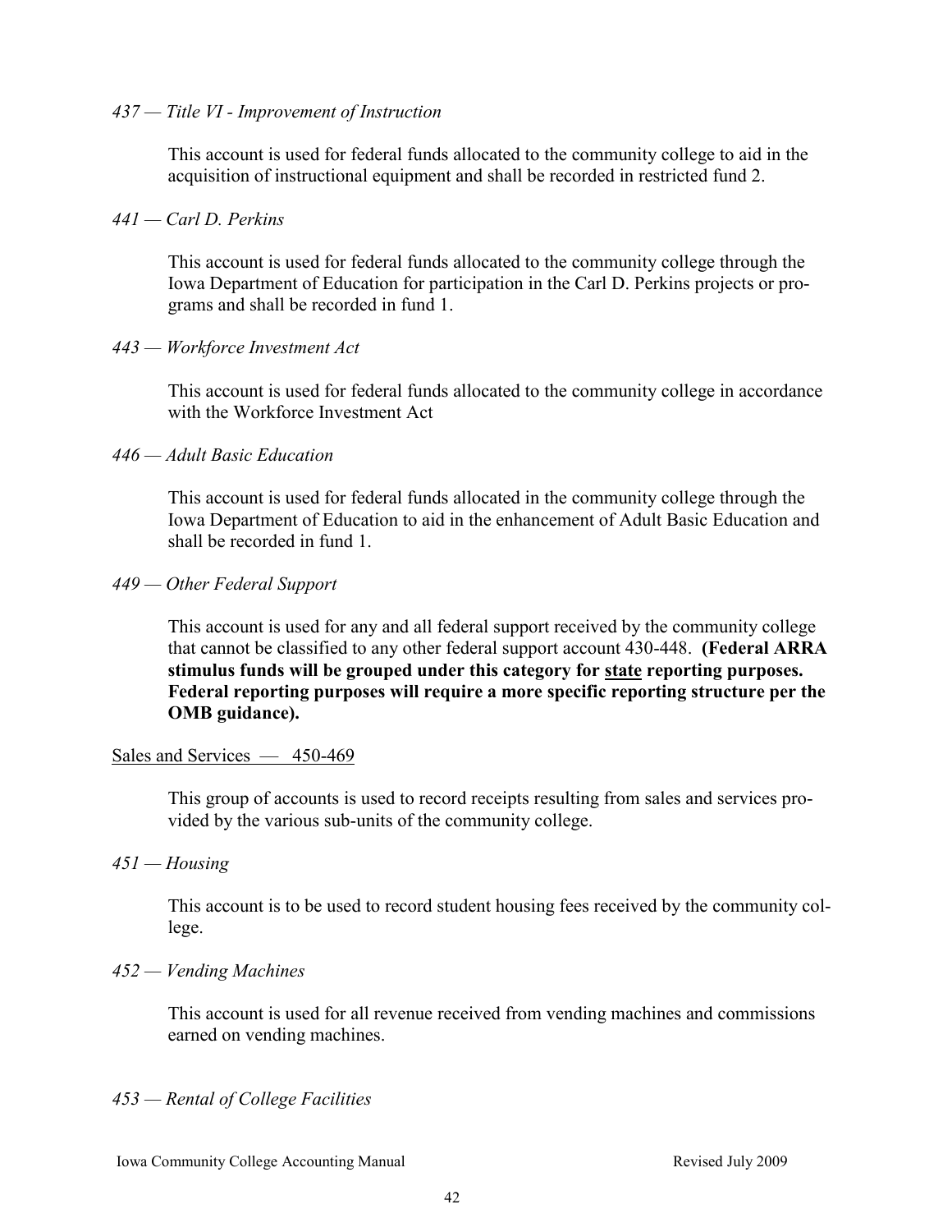*437 — Title VI - Improvement of Instruction*

This account is used for federal funds allocated to the community college to aid in the acquisition of instructional equipment and shall be recorded in restricted fund 2.

*441 — Carl D. Perkins*

This account is used for federal funds allocated to the community college through the Iowa Department of Education for participation in the Carl D. Perkins projects or programs and shall be recorded in fund 1.

*443 — Workforce Investment Act*

This account is used for federal funds allocated to the community college in accordance with the Workforce Investment Act

*446 — Adult Basic Education*

This account is used for federal funds allocated in the community college through the Iowa Department of Education to aid in the enhancement of Adult Basic Education and shall be recorded in fund 1.

*449 — Other Federal Support*

This account is used for any and all federal support received by the community college that cannot be classified to any other federal support account 430-448. **(Federal ARRA stimulus funds will be grouped under this category for <u>state</u> reporting purposes. Federal reporting purposes will require a more specific reporting structure per the OMB guidance).**

<u>Sales and Services — 450-469</u>

This group of accounts is used to record receipts resulting from sales and services provided by the various sub-units of the community college.

*451 — Housing*

This account is to be used to record student housing fees received by the community college.

*452 — Vending Machines*

This account is used for all revenue received from vending machines and commissions earned on vending machines.

*453 — Rental of College Facilities*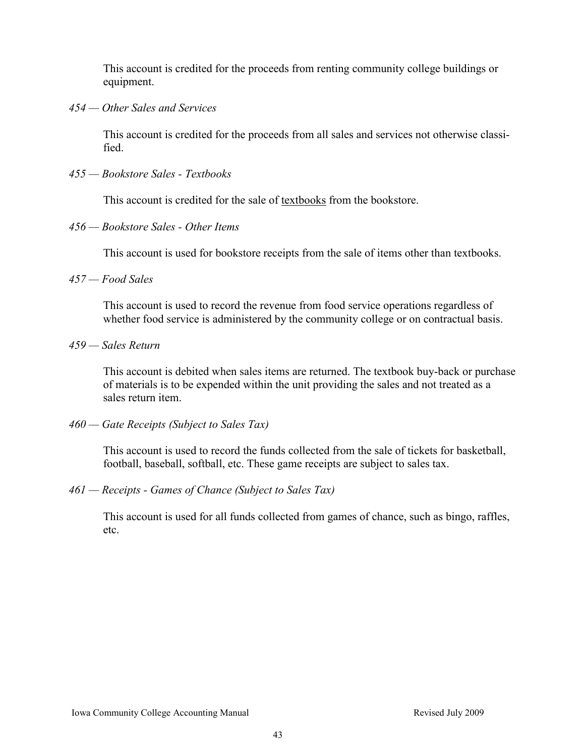This account is credited for the proceeds from renting community college buildings or equipment.

*454 — Other Sales and Services*

This account is credited for the proceeds from all sales and services not otherwise classified.

*455 — Bookstore Sales - Textbooks*

This account is credited for the sale of textbooks from the bookstore.

*456 — Bookstore Sales - Other Items*

This account is used for bookstore receipts from the sale of items other than textbooks.

*457 — Food Sales*

This account is used to record the revenue from food service operations regardless of whether food service is administered by the community college or on contractual basis.

*459 — Sales Return*

This account is debited when sales items are returned. The textbook buy-back or purchase of materials is to be expended within the unit providing the sales and not treated as a sales return item.

*460 — Gate Receipts (Subject to Sales Tax)*

This account is used to record the funds collected from the sale of tickets for basketball, football, baseball, softball, etc. These game receipts are subject to sales tax.

*461 — Receipts - Games of Chance (Subject to Sales Tax)*

This account is used for all funds collected from games of chance, such as bingo, raffles, etc.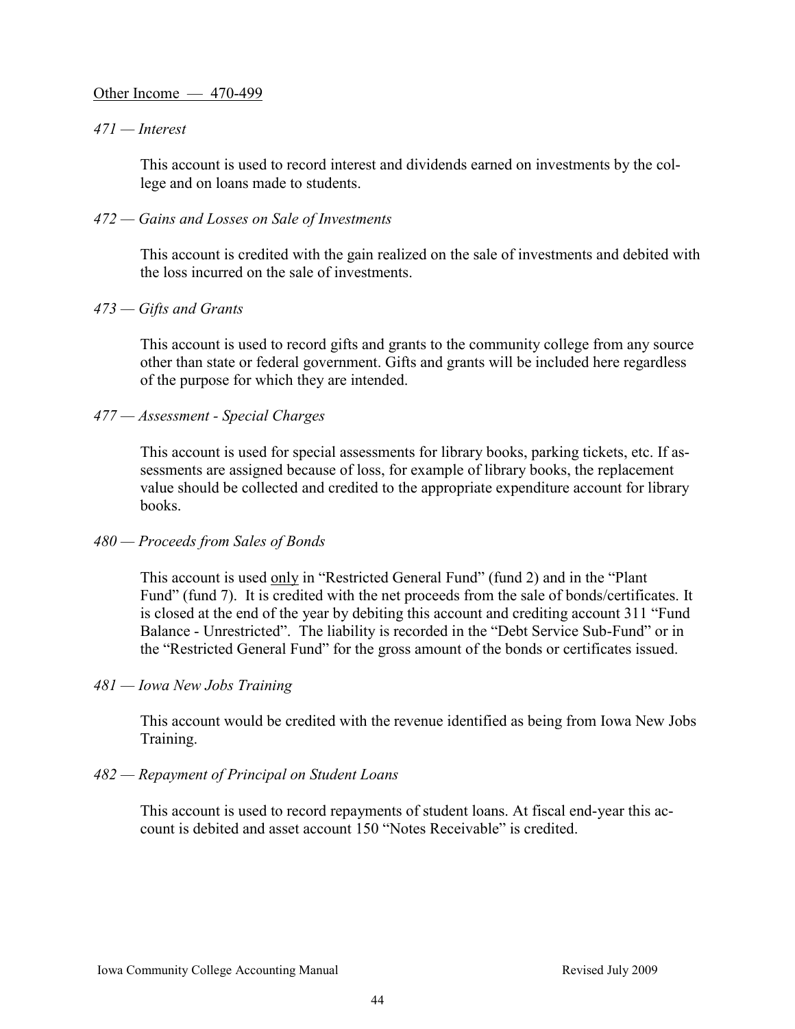Other Income — 470-499

*471 — Interest*

This account is used to record interest and dividends earned on investments by the college and on loans made to students.

*472 — Gains and Losses on Sale of Investments*

This account is credited with the gain realized on the sale of investments and debited with the loss incurred on the sale of investments.

*473 — Gifts and Grants*

This account is used to record gifts and grants to the community college from any source other than state or federal government. Gifts and grants will be included here regardless of the purpose for which they are intended.

*477 — Assessment - Special Charges*

This account is used for special assessments for library books, parking tickets, etc. If assessments are assigned because of loss, for example of library books, the replacement value should be collected and credited to the appropriate expenditure account for library books.

*480 — Proceeds from Sales of Bonds*

This account is used only in "Restricted General Fund" (fund 2) and in the "Plant Fund" (fund 7). It is credited with the net proceeds from the sale of bonds/certificates. It is closed at the end of the year by debiting this account and crediting account 311 "Fund Balance - Unrestricted". The liability is recorded in the "Debt Service Sub-Fund" or in the "Restricted General Fund" for the gross amount of the bonds or certificates issued.

*481 — Iowa New Jobs Training*

This account would be credited with the revenue identified as being from Iowa New Jobs Training.

*482 — Repayment of Principal on Student Loans*

This account is used to record repayments of student loans. At fiscal end-year this account is debited and asset account 150 "Notes Receivable" is credited.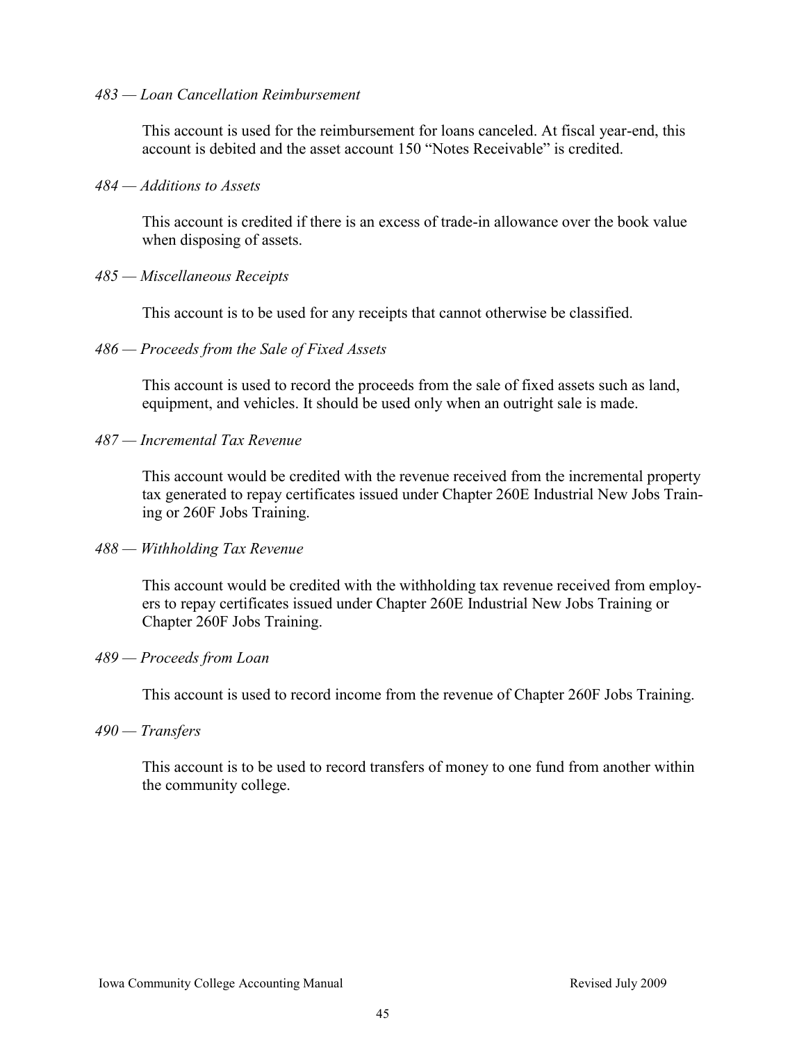*483 — Loan Cancellation Reimbursement*

This account is used for the reimbursement for loans canceled. At fiscal year-end, this account is debited and the asset account 150 "Notes Receivable" is credited.

*484 — Additions to Assets*

This account is credited if there is an excess of trade-in allowance over the book value when disposing of assets.

*485 — Miscellaneous Receipts*

This account is to be used for any receipts that cannot otherwise be classified.

*486 — Proceeds from the Sale of Fixed Assets*

This account is used to record the proceeds from the sale of fixed assets such as land, equipment, and vehicles. It should be used only when an outright sale is made.

*487 — Incremental Tax Revenue*

This account would be credited with the revenue received from the incremental property tax generated to repay certificates issued under Chapter 260E Industrial New Jobs Training or 260F Jobs Training.

*488 — Withholding Tax Revenue*

This account would be credited with the withholding tax revenue received from employers to repay certificates issued under Chapter 260E Industrial New Jobs Training or Chapter 260F Jobs Training.

*489 — Proceeds from Loan*

This account is used to record income from the revenue of Chapter 260F Jobs Training.

*490 — Transfers*

This account is to be used to record transfers of money to one fund from another within the community college.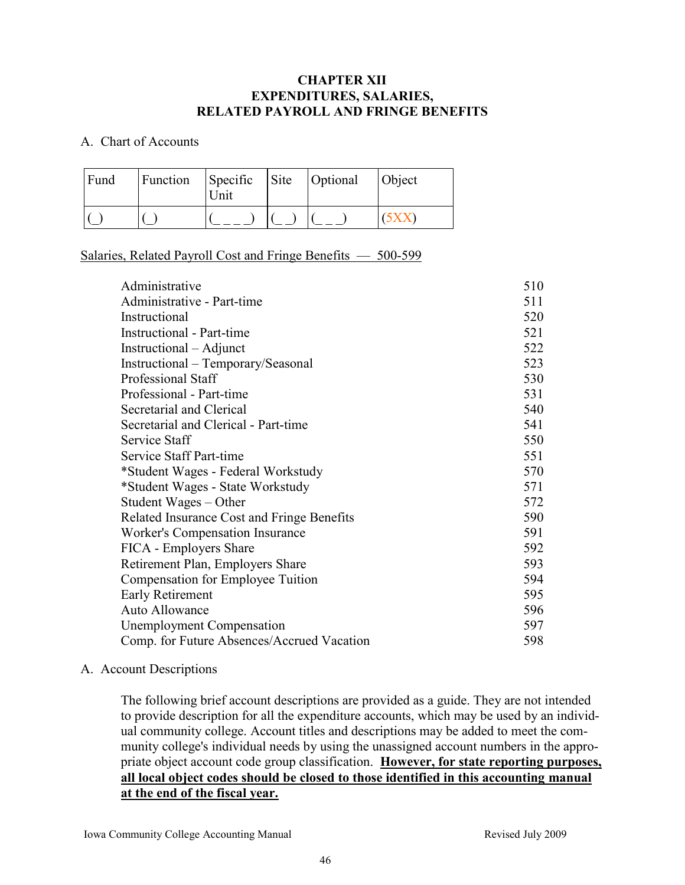# CHAPTER XII
# EXPENDITURES, SALARIES, RELATED PAYROLL AND FRINGE BENEFITS

A. Chart of Accounts

| Fund | Function | Specific Unit | Site | Optional | Object |
|---|---|---|---|---|---|
| (_) | (_) | (_ _ _ _) | (_ _) | (_ _ _) | (5XX) |

Salaries, Related Payroll Cost and Fringe Benefits — 500-599

| | |
|---|---|
| Administrative | 510 |
| Administrative - Part-time | 511 |
| Instructional | 520 |
| Instructional - Part-time | 521 |
| Instructional – Adjunct | 522 |
| Instructional – Temporary/Seasonal | 523 |
| Professional Staff | 530 |
| Professional - Part-time | 531 |
| Secretarial and Clerical | 540 |
| Secretarial and Clerical - Part-time | 541 |
| Service Staff | 550 |
| Service Staff Part-time | 551 |
| *Student Wages - Federal Workstudy | 570 |
| *Student Wages - State Workstudy | 571 |
| Student Wages – Other | 572 |
| Related Insurance Cost and Fringe Benefits | 590 |
| Worker's Compensation Insurance | 591 |
| FICA - Employers Share | 592 |
| Retirement Plan, Employers Share | 593 |
| Compensation for Employee Tuition | 594 |
| Early Retirement | 595 |
| Auto Allowance | 596 |
| Unemployment Compensation | 597 |
| Comp. for Future Absences/Accrued Vacation | 598 |

A. Account Descriptions

The following brief account descriptions are provided as a guide. They are not intended to provide description for all the expenditure accounts, which may be used by an individual community college. Account titles and descriptions may be added to meet the community college's individual needs by using the unassigned account numbers in the appropriate object account code group classification. **However, for state reporting purposes, all local object codes should be closed to those identified in this accounting manual at the end of the fiscal year.**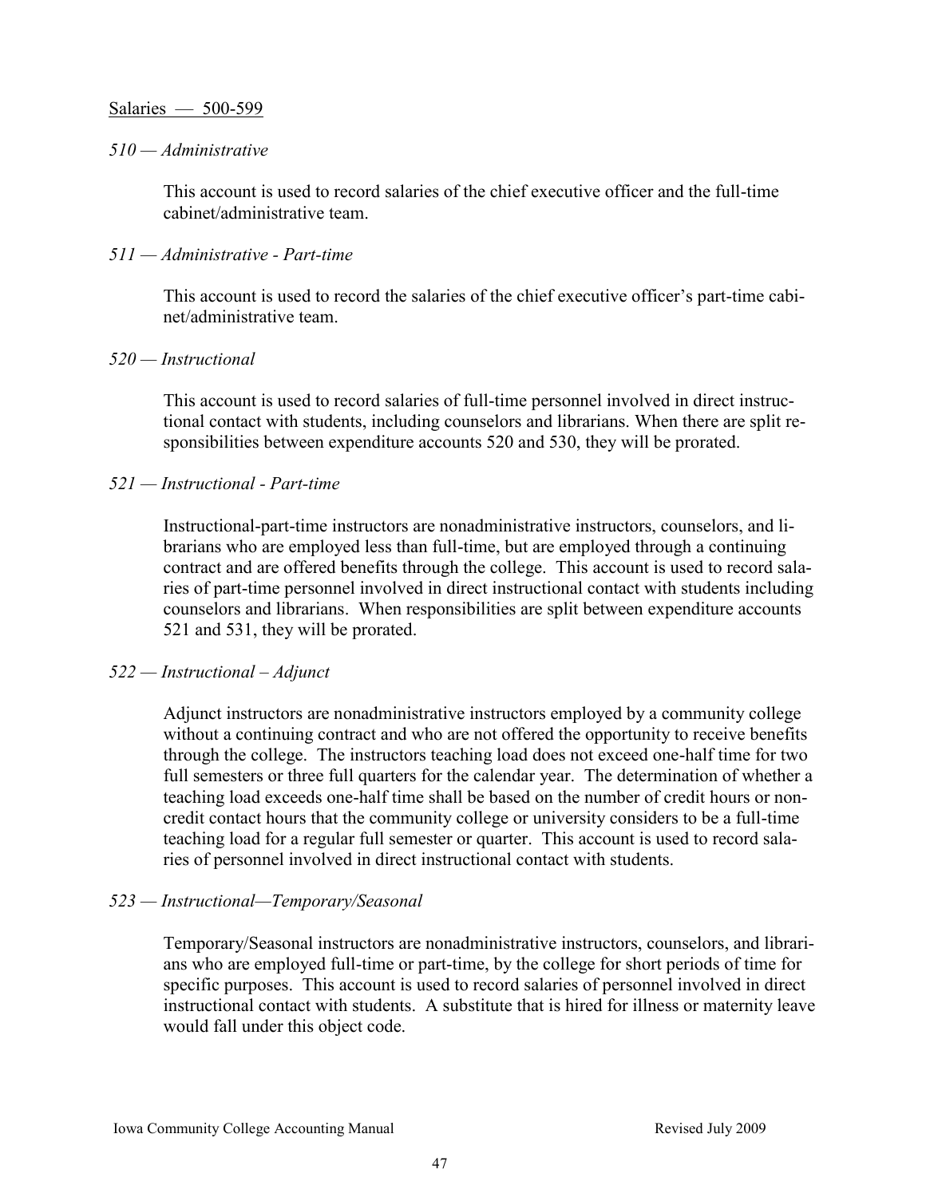<u>Salaries — 500-599</u>

*510 — Administrative*

This account is used to record salaries of the chief executive officer and the full-time cabinet/administrative team.

*511 — Administrative - Part-time*

This account is used to record the salaries of the chief executive officer's part-time cabinet/administrative team.

*520 — Instructional*

This account is used to record salaries of full-time personnel involved in direct instructional contact with students, including counselors and librarians. When there are split responsibilities between expenditure accounts 520 and 530, they will be prorated.

*521 — Instructional - Part-time*

Instructional-part-time instructors are nonadministrative instructors, counselors, and librarians who are employed less than full-time, but are employed through a continuing contract and are offered benefits through the college. This account is used to record salaries of part-time personnel involved in direct instructional contact with students including counselors and librarians. When responsibilities are split between expenditure accounts 521 and 531, they will be prorated.

*522 — Instructional – Adjunct*

Adjunct instructors are nonadministrative instructors employed by a community college without a continuing contract and who are not offered the opportunity to receive benefits through the college. The instructors teaching load does not exceed one-half time for two full semesters or three full quarters for the calendar year. The determination of whether a teaching load exceeds one-half time shall be based on the number of credit hours or non-credit contact hours that the community college or university considers to be a full-time teaching load for a regular full semester or quarter. This account is used to record salaries of personnel involved in direct instructional contact with students.

*523 — Instructional—Temporary/Seasonal*

Temporary/Seasonal instructors are nonadministrative instructors, counselors, and librarians who are employed full-time or part-time, by the college for short periods of time for specific purposes. This account is used to record salaries of personnel involved in direct instructional contact with students. A substitute that is hired for illness or maternity leave would fall under this object code.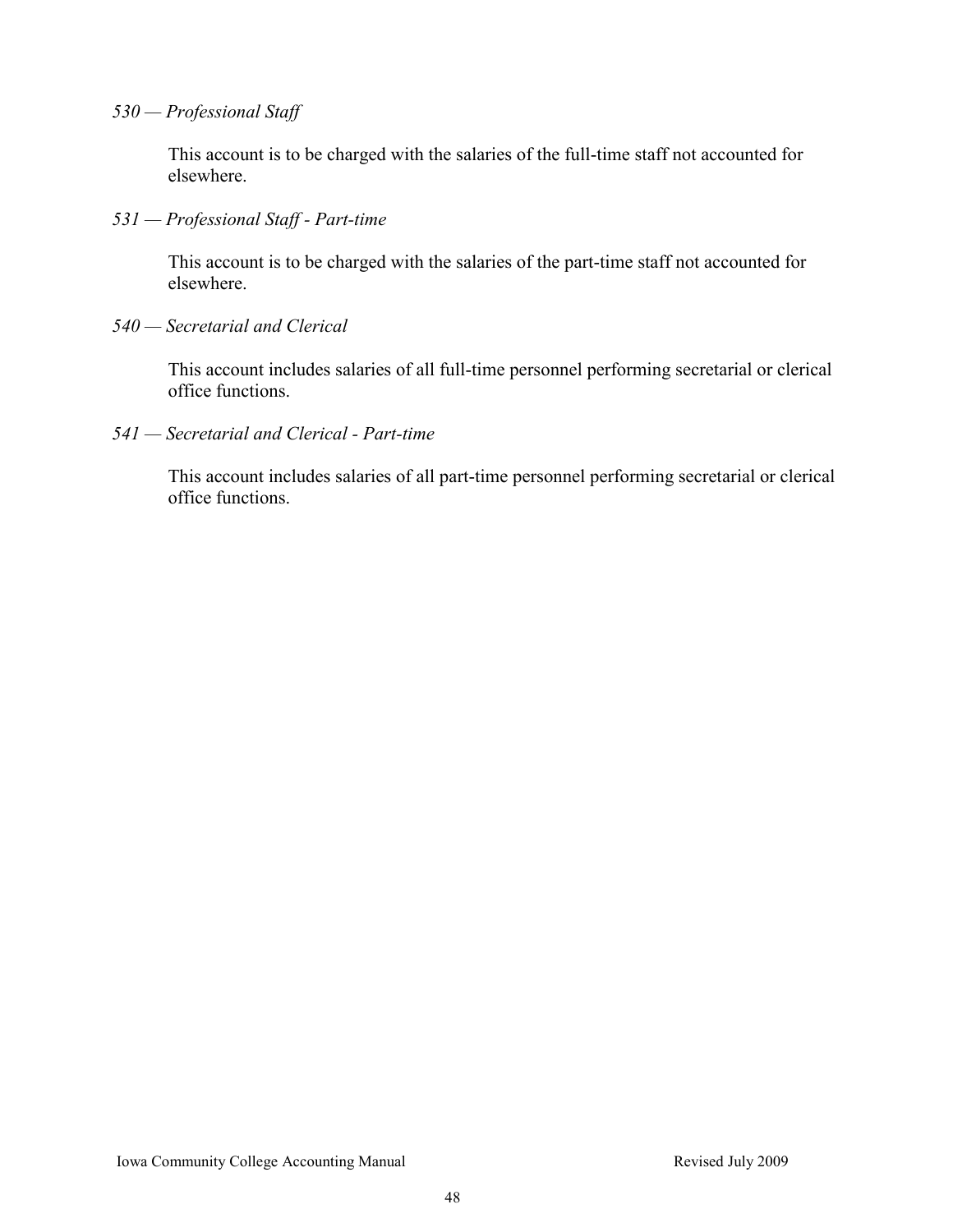*530 — Professional Staff*

This account is to be charged with the salaries of the full-time staff not accounted for elsewhere.

*531 — Professional Staff - Part-time*

This account is to be charged with the salaries of the part-time staff not accounted for elsewhere.

*540 — Secretarial and Clerical*

This account includes salaries of all full-time personnel performing secretarial or clerical office functions.

*541 — Secretarial and Clerical - Part-time*

This account includes salaries of all part-time personnel performing secretarial or clerical office functions.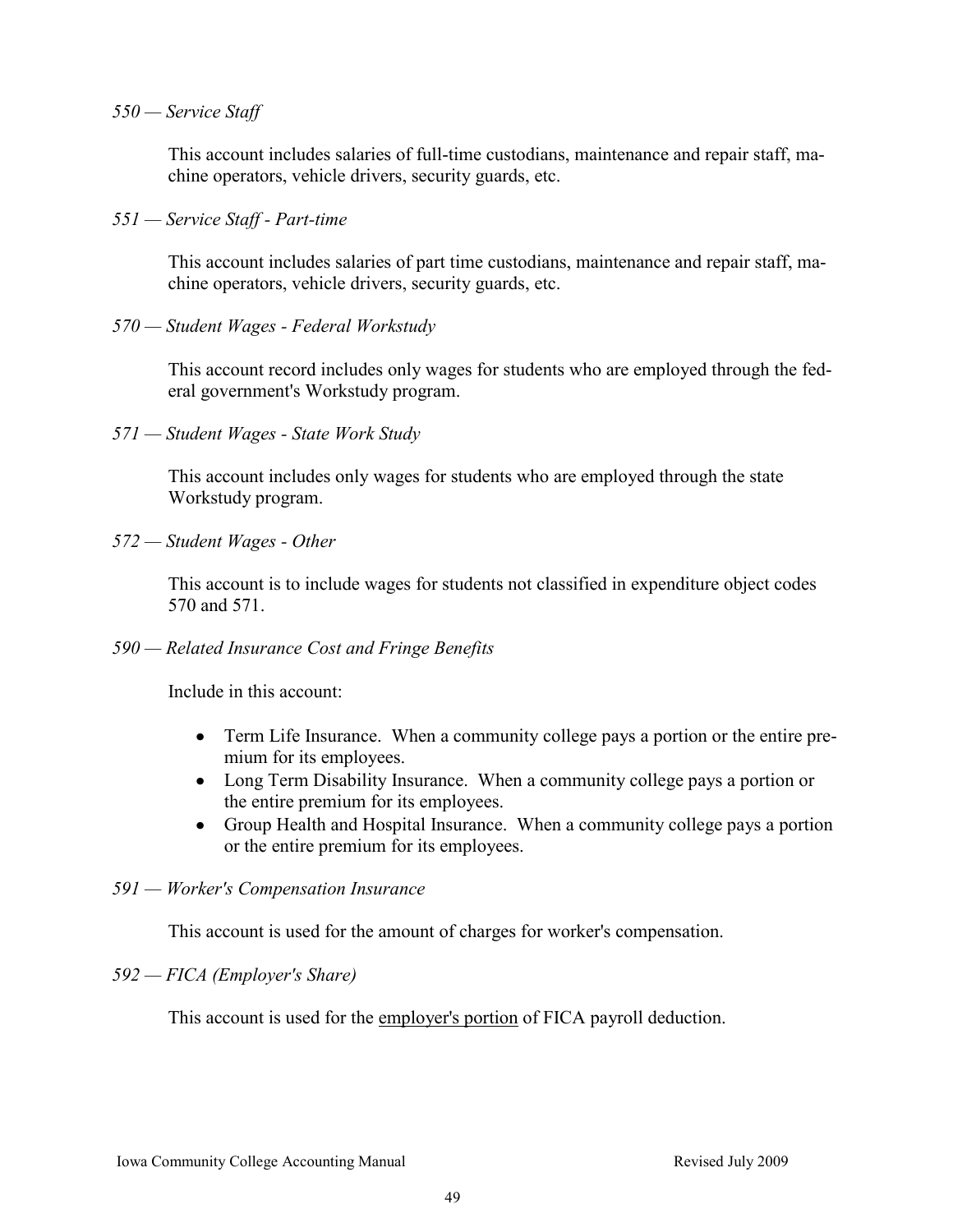*550 — Service Staff*

This account includes salaries of full-time custodians, maintenance and repair staff, machine operators, vehicle drivers, security guards, etc.

*551 — Service Staff - Part-time*

This account includes salaries of part time custodians, maintenance and repair staff, machine operators, vehicle drivers, security guards, etc.

*570 — Student Wages - Federal Workstudy*

This account record includes only wages for students who are employed through the federal government's Workstudy program.

*571 — Student Wages - State Work Study*

This account includes only wages for students who are employed through the state Workstudy program.

*572 — Student Wages - Other*

This account is to include wages for students not classified in expenditure object codes 570 and 571.

*590 — Related Insurance Cost and Fringe Benefits*

Include in this account:

- Term Life Insurance. When a community college pays a portion or the entire premium for its employees.
- Long Term Disability Insurance. When a community college pays a portion or the entire premium for its employees.
- Group Health and Hospital Insurance. When a community college pays a portion or the entire premium for its employees.

*591 — Worker's Compensation Insurance*

This account is used for the amount of charges for worker's compensation.

*592 — FICA (Employer's Share)*

This account is used for the employer's portion of FICA payroll deduction.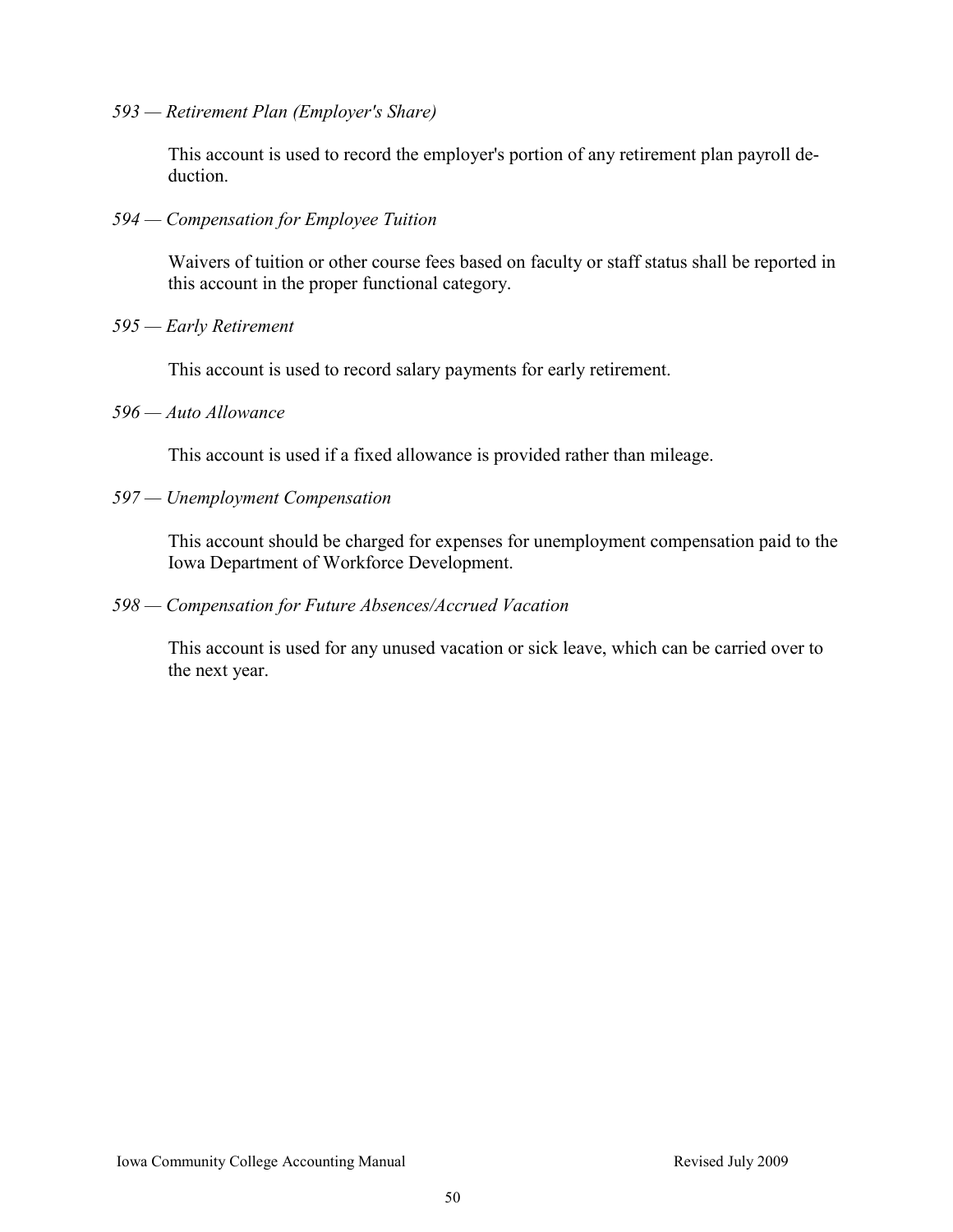*593 — Retirement Plan (Employer's Share)*

This account is used to record the employer's portion of any retirement plan payroll deduction.

*594 — Compensation for Employee Tuition*

Waivers of tuition or other course fees based on faculty or staff status shall be reported in this account in the proper functional category.

*595 — Early Retirement*

This account is used to record salary payments for early retirement.

*596 — Auto Allowance*

This account is used if a fixed allowance is provided rather than mileage.

*597 — Unemployment Compensation*

This account should be charged for expenses for unemployment compensation paid to the Iowa Department of Workforce Development.

*598 — Compensation for Future Absences/Accrued Vacation*

This account is used for any unused vacation or sick leave, which can be carried over to the next year.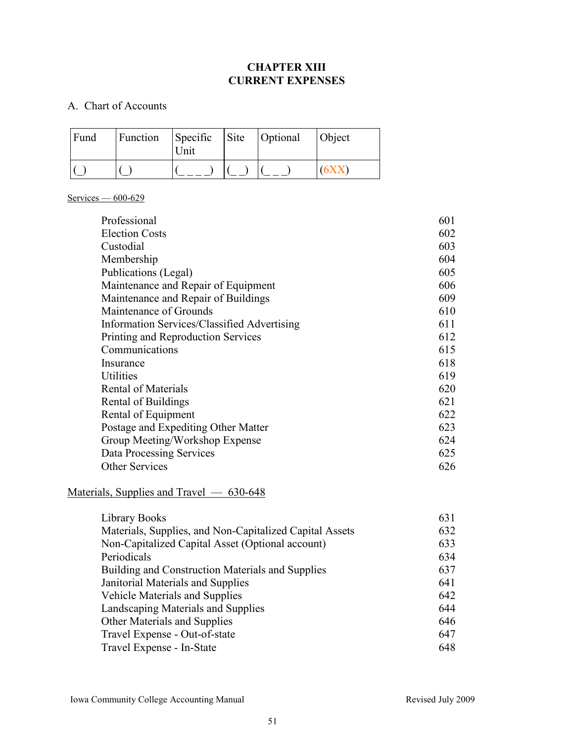# CHAPTER XIII
# CURRENT EXPENSES

## A. Chart of Accounts

| Fund | Function | Specific Unit | Site | Optional | Object |
|---|---|---|---|---|---|
| (_) | (_) | (_ _ _ _) | (_ _) | (_ _ _) | (6XX) |

Services — 600-629

| | |
|---|---|
| Professional | 601 |
| Election Costs | 602 |
| Custodial | 603 |
| Membership | 604 |
| Publications (Legal) | 605 |
| Maintenance and Repair of Equipment | 606 |
| Maintenance and Repair of Buildings | 609 |
| Maintenance of Grounds | 610 |
| Information Services/Classified Advertising | 611 |
| Printing and Reproduction Services | 612 |
| Communications | 615 |
| Insurance | 618 |
| Utilities | 619 |
| Rental of Materials | 620 |
| Rental of Buildings | 621 |
| Rental of Equipment | 622 |
| Postage and Expediting Other Matter | 623 |
| Group Meeting/Workshop Expense | 624 |
| Data Processing Services | 625 |
| Other Services | 626 |

Materials, Supplies and Travel — 630-648

| | |
|---|---|
| Library Books | 631 |
| Materials, Supplies, and Non-Capitalized Capital Assets | 632 |
| Non-Capitalized Capital Asset (Optional account) | 633 |
| Periodicals | 634 |
| Building and Construction Materials and Supplies | 637 |
| Janitorial Materials and Supplies | 641 |
| Vehicle Materials and Supplies | 642 |
| Landscaping Materials and Supplies | 644 |
| Other Materials and Supplies | 646 |
| Travel Expense - Out-of-state | 647 |
| Travel Expense - In-State | 648 |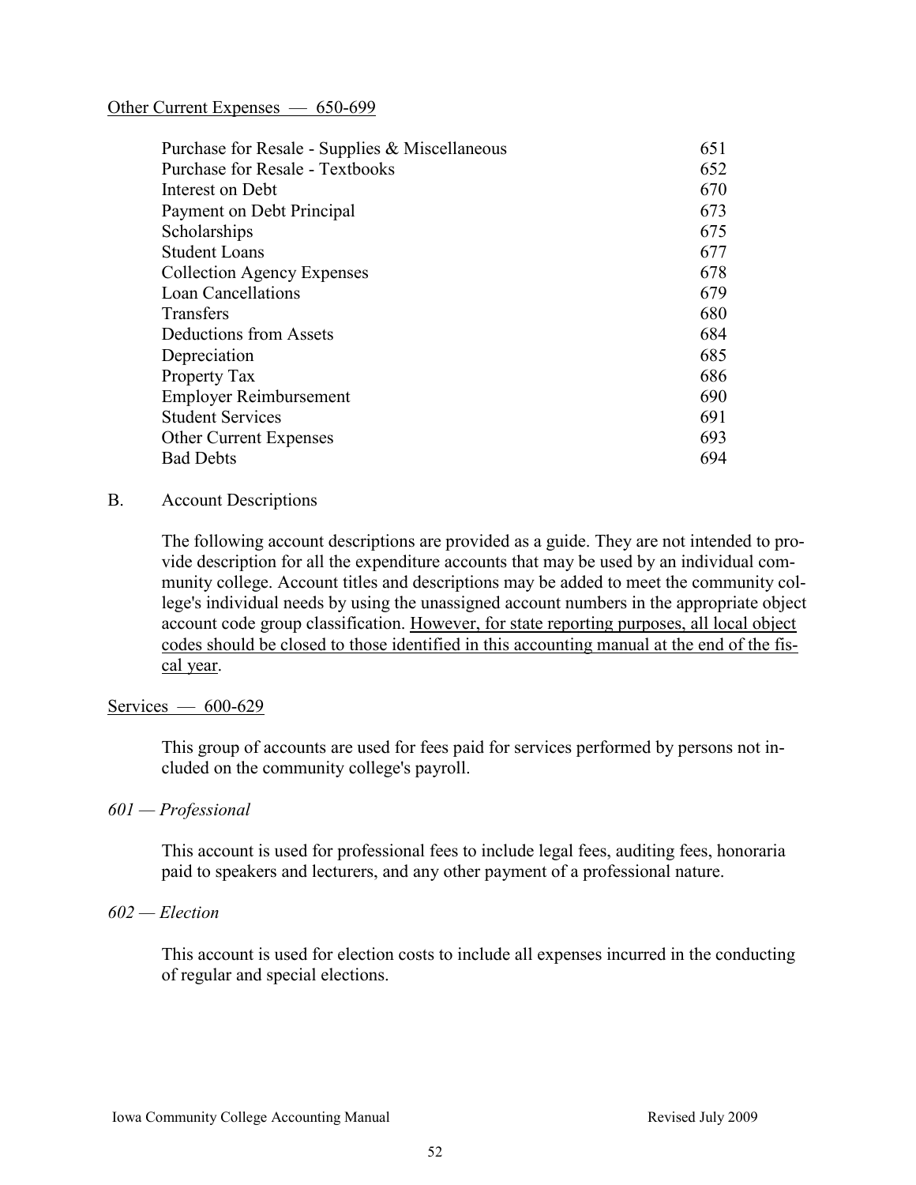<u>Other Current Expenses — 650-699</u>

| | |
|---|---|
| Purchase for Resale - Supplies & Miscellaneous | 651 |
| Purchase for Resale - Textbooks | 652 |
| Interest on Debt | 670 |
| Payment on Debt Principal | 673 |
| Scholarships | 675 |
| Student Loans | 677 |
| Collection Agency Expenses | 678 |
| Loan Cancellations | 679 |
| Transfers | 680 |
| Deductions from Assets | 684 |
| Depreciation | 685 |
| Property Tax | 686 |
| Employer Reimbursement | 690 |
| Student Services | 691 |
| Other Current Expenses | 693 |
| Bad Debts | 694 |

B. Account Descriptions

The following account descriptions are provided as a guide. They are not intended to provide description for all the expenditure accounts that may be used by an individual community college. Account titles and descriptions may be added to meet the community college's individual needs by using the unassigned account numbers in the appropriate object account code group classification. <u>However, for state reporting purposes, all local object codes should be closed to those identified in this accounting manual at the end of the fiscal year</u>.

<u>Services — 600-629</u>

This group of accounts are used for fees paid for services performed by persons not included on the community college's payroll.

*601 — Professional*

This account is used for professional fees to include legal fees, auditing fees, honoraria paid to speakers and lecturers, and any other payment of a professional nature.

*602 — Election*

This account is used for election costs to include all expenses incurred in the conducting of regular and special elections.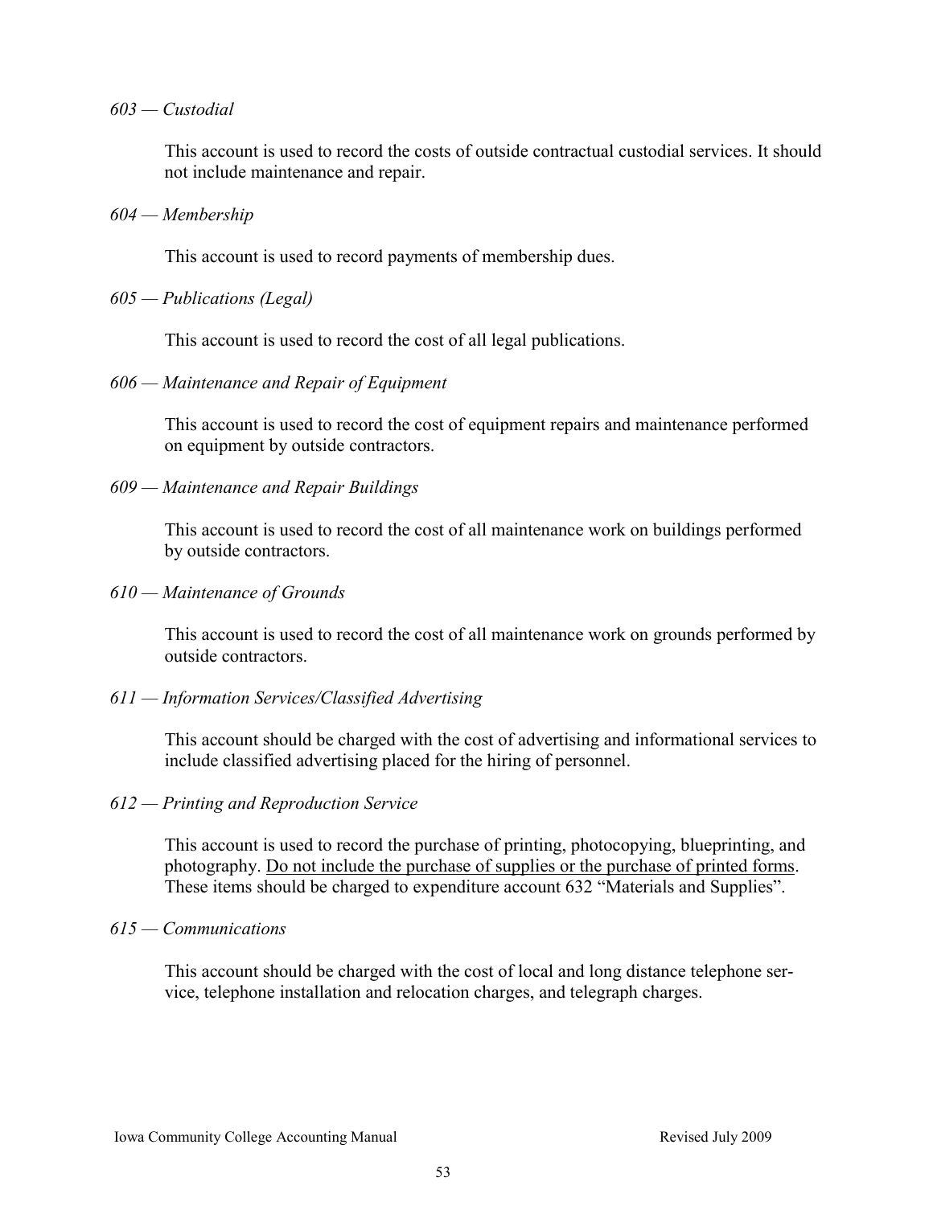*603 — Custodial*

This account is used to record the costs of outside contractual custodial services. It should not include maintenance and repair.

*604 — Membership*

This account is used to record payments of membership dues.

*605 — Publications (Legal)*

This account is used to record the cost of all legal publications.

*606 — Maintenance and Repair of Equipment*

This account is used to record the cost of equipment repairs and maintenance performed on equipment by outside contractors.

*609 — Maintenance and Repair Buildings*

This account is used to record the cost of all maintenance work on buildings performed by outside contractors.

*610 — Maintenance of Grounds*

This account is used to record the cost of all maintenance work on grounds performed by outside contractors.

*611 — Information Services/Classified Advertising*

This account should be charged with the cost of advertising and informational services to include classified advertising placed for the hiring of personnel.

*612 — Printing and Reproduction Service*

This account is used to record the purchase of printing, photocopying, blueprinting, and photography. <u>Do not include the purchase of supplies or the purchase of printed forms</u>. These items should be charged to expenditure account 632 "Materials and Supplies".

*615 — Communications*

This account should be charged with the cost of local and long distance telephone service, telephone installation and relocation charges, and telegraph charges.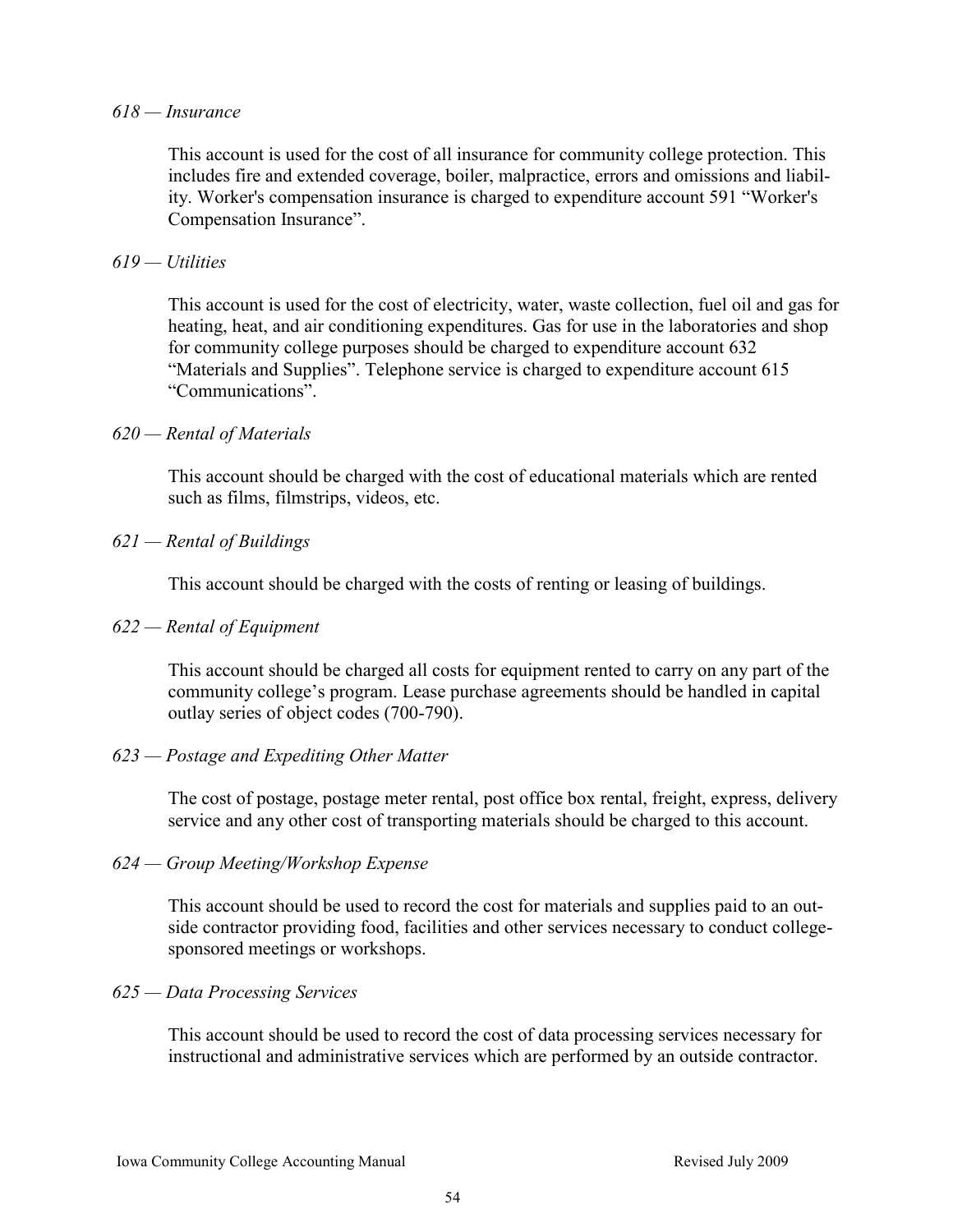*618 — Insurance*

This account is used for the cost of all insurance for community college protection. This includes fire and extended coverage, boiler, malpractice, errors and omissions and liability. Worker's compensation insurance is charged to expenditure account 591 “Worker's Compensation Insurance”.

*619 — Utilities*

This account is used for the cost of electricity, water, waste collection, fuel oil and gas for heating, heat, and air conditioning expenditures. Gas for use in the laboratories and shop for community college purposes should be charged to expenditure account 632 “Materials and Supplies”. Telephone service is charged to expenditure account 615 “Communications”.

*620 — Rental of Materials*

This account should be charged with the cost of educational materials which are rented such as films, filmstrips, videos, etc.

*621 — Rental of Buildings*

This account should be charged with the costs of renting or leasing of buildings.

*622 — Rental of Equipment*

This account should be charged all costs for equipment rented to carry on any part of the community college’s program. Lease purchase agreements should be handled in capital outlay series of object codes (700-790).

*623 — Postage and Expediting Other Matter*

The cost of postage, postage meter rental, post office box rental, freight, express, delivery service and any other cost of transporting materials should be charged to this account.

*624 — Group Meeting/Workshop Expense*

This account should be used to record the cost for materials and supplies paid to an outside contractor providing food, facilities and other services necessary to conduct college-sponsored meetings or workshops.

*625 — Data Processing Services*

This account should be used to record the cost of data processing services necessary for instructional and administrative services which are performed by an outside contractor.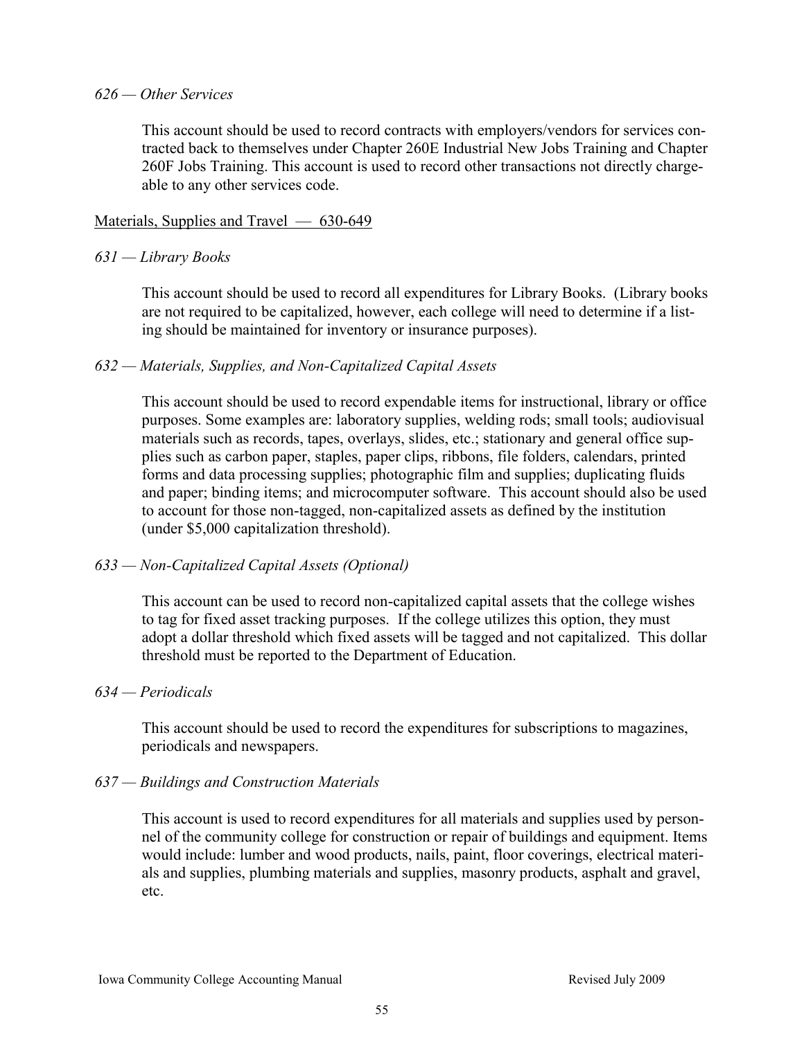*626 — Other Services*

This account should be used to record contracts with employers/vendors for services contracted back to themselves under Chapter 260E Industrial New Jobs Training and Chapter 260F Jobs Training. This account is used to record other transactions not directly chargeable to any other services code.

Materials, Supplies and Travel — 630-649

*631 — Library Books*

This account should be used to record all expenditures for Library Books. (Library books are not required to be capitalized, however, each college will need to determine if a listing should be maintained for inventory or insurance purposes).

*632 — Materials, Supplies, and Non-Capitalized Capital Assets*

This account should be used to record expendable items for instructional, library or office purposes. Some examples are: laboratory supplies, welding rods; small tools; audiovisual materials such as records, tapes, overlays, slides, etc.; stationary and general office supplies such as carbon paper, staples, paper clips, ribbons, file folders, calendars, printed forms and data processing supplies; photographic film and supplies; duplicating fluids and paper; binding items; and microcomputer software. This account should also be used to account for those non-tagged, non-capitalized assets as defined by the institution (under $5,000 capitalization threshold).

*633 — Non-Capitalized Capital Assets (Optional)*

This account can be used to record non-capitalized capital assets that the college wishes to tag for fixed asset tracking purposes. If the college utilizes this option, they must adopt a dollar threshold which fixed assets will be tagged and not capitalized. This dollar threshold must be reported to the Department of Education.

*634 — Periodicals*

This account should be used to record the expenditures for subscriptions to magazines, periodicals and newspapers.

*637 — Buildings and Construction Materials*

This account is used to record expenditures for all materials and supplies used by personnel of the community college for construction or repair of buildings and equipment. Items would include: lumber and wood products, nails, paint, floor coverings, electrical materials and supplies, plumbing materials and supplies, masonry products, asphalt and gravel, etc.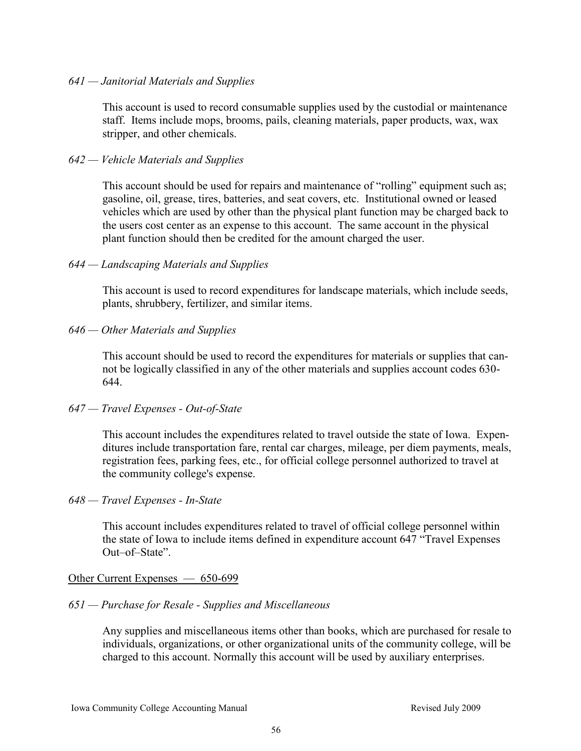*641 — Janitorial Materials and Supplies*

This account is used to record consumable supplies used by the custodial or maintenance staff. Items include mops, brooms, pails, cleaning materials, paper products, wax, wax stripper, and other chemicals.

*642 — Vehicle Materials and Supplies*

This account should be used for repairs and maintenance of “rolling” equipment such as; gasoline, oil, grease, tires, batteries, and seat covers, etc. Institutional owned or leased vehicles which are used by other than the physical plant function may be charged back to the users cost center as an expense to this account. The same account in the physical plant function should then be credited for the amount charged the user.

*644 — Landscaping Materials and Supplies*

This account is used to record expenditures for landscape materials, which include seeds, plants, shrubbery, fertilizer, and similar items.

*646 — Other Materials and Supplies*

This account should be used to record the expenditures for materials or supplies that cannot be logically classified in any of the other materials and supplies account codes 630-644.

*647 — Travel Expenses - Out-of-State*

This account includes the expenditures related to travel outside the state of Iowa. Expenditures include transportation fare, rental car charges, mileage, per diem payments, meals, registration fees, parking fees, etc., for official college personnel authorized to travel at the community college's expense.

*648 — Travel Expenses - In-State*

This account includes expenditures related to travel of official college personnel within the state of Iowa to include items defined in expenditure account 647 “Travel Expenses Out–of–State”.

<u>Other Current Expenses — 650-699</u>

*651 — Purchase for Resale - Supplies and Miscellaneous*

Any supplies and miscellaneous items other than books, which are purchased for resale to individuals, organizations, or other organizational units of the community college, will be charged to this account. Normally this account will be used by auxiliary enterprises.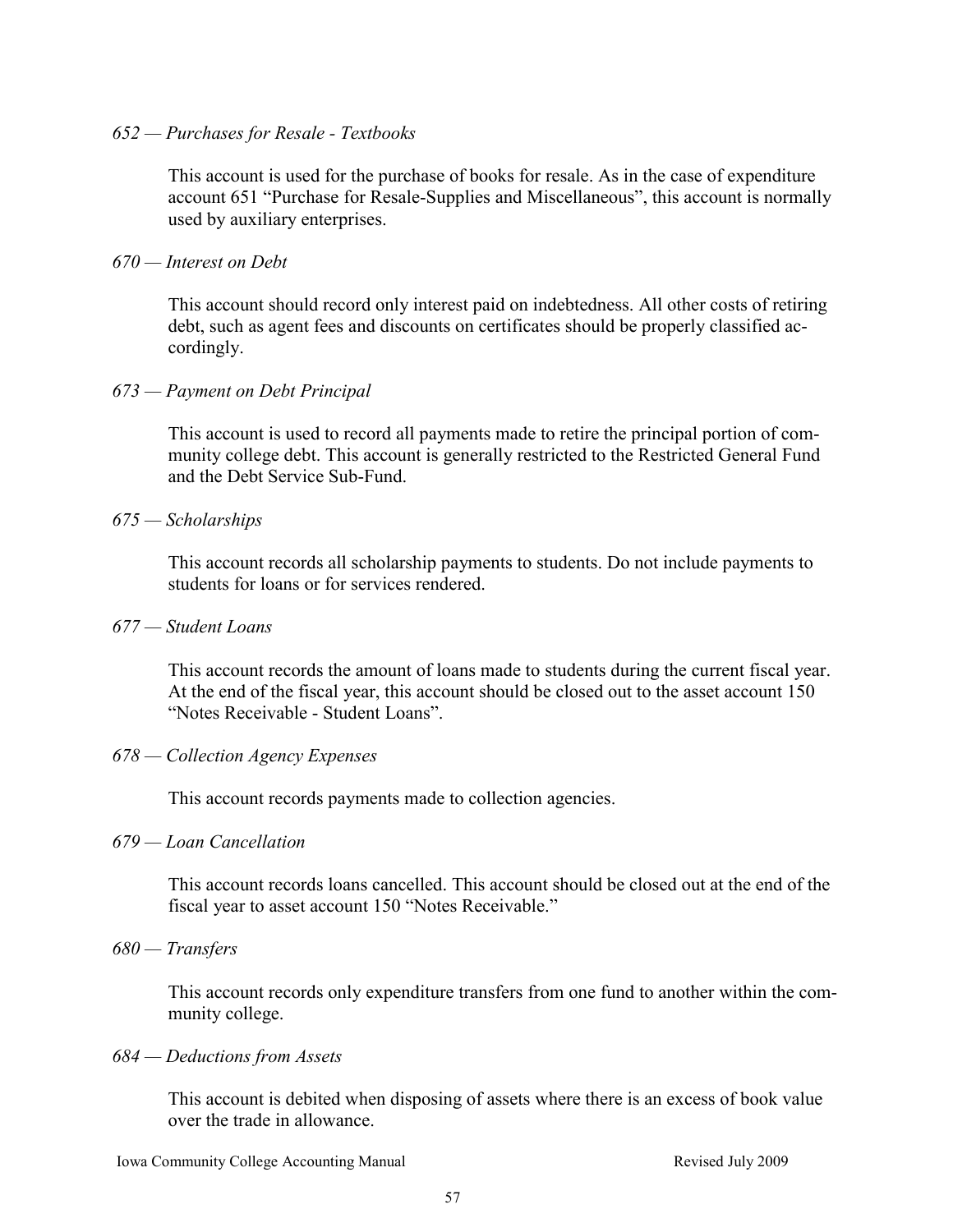*652 — Purchases for Resale - Textbooks*

This account is used for the purchase of books for resale. As in the case of expenditure account 651 "Purchase for Resale-Supplies and Miscellaneous", this account is normally used by auxiliary enterprises.

*670 — Interest on Debt*

This account should record only interest paid on indebtedness. All other costs of retiring debt, such as agent fees and discounts on certificates should be properly classified accordingly.

*673 — Payment on Debt Principal*

This account is used to record all payments made to retire the principal portion of community college debt. This account is generally restricted to the Restricted General Fund and the Debt Service Sub-Fund.

*675 — Scholarships*

This account records all scholarship payments to students. Do not include payments to students for loans or for services rendered.

*677 — Student Loans*

This account records the amount of loans made to students during the current fiscal year. At the end of the fiscal year, this account should be closed out to the asset account 150 "Notes Receivable - Student Loans".

*678 — Collection Agency Expenses*

This account records payments made to collection agencies.

*679 — Loan Cancellation*

This account records loans cancelled. This account should be closed out at the end of the fiscal year to asset account 150 "Notes Receivable."

*680 — Transfers*

This account records only expenditure transfers from one fund to another within the community college.

*684 — Deductions from Assets*

This account is debited when disposing of assets where there is an excess of book value over the trade in allowance.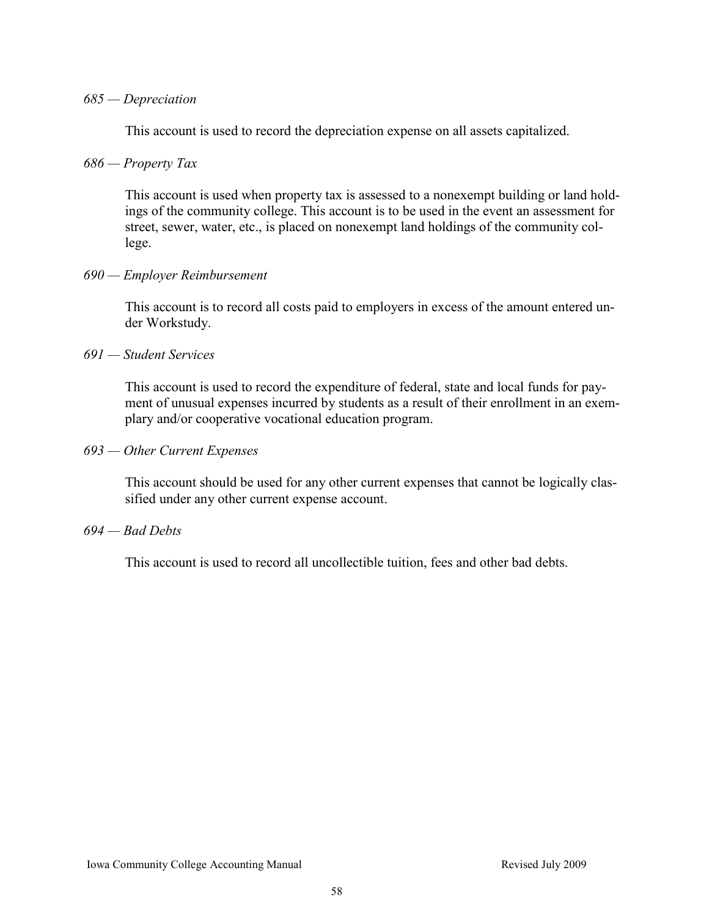*685 — Depreciation*

This account is used to record the depreciation expense on all assets capitalized.

*686 — Property Tax*

This account is used when property tax is assessed to a nonexempt building or land holdings of the community college. This account is to be used in the event an assessment for street, sewer, water, etc., is placed on nonexempt land holdings of the community college.

*690 — Employer Reimbursement*

This account is to record all costs paid to employers in excess of the amount entered under Workstudy.

*691 — Student Services*

This account is used to record the expenditure of federal, state and local funds for payment of unusual expenses incurred by students as a result of their enrollment in an exemplary and/or cooperative vocational education program.

*693 — Other Current Expenses*

This account should be used for any other current expenses that cannot be logically classified under any other current expense account.

*694 — Bad Debts*

This account is used to record all uncollectible tuition, fees and other bad debts.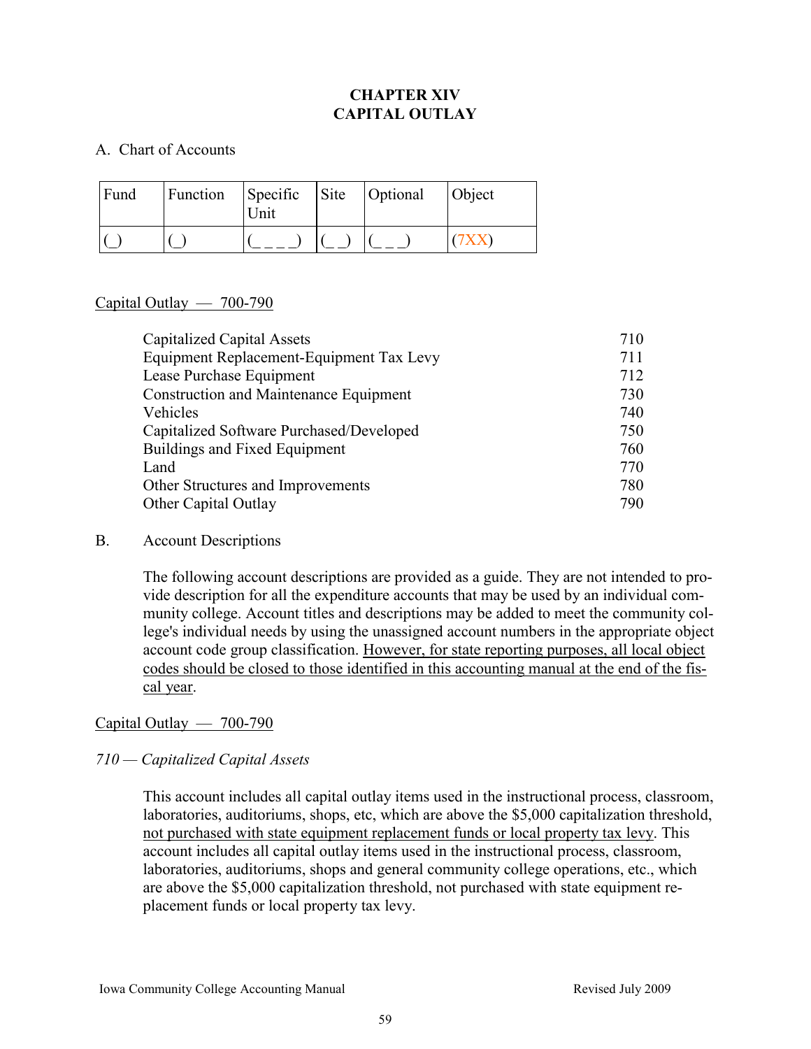# CHAPTER XIV
# CAPITAL OUTLAY

A. Chart of Accounts

| Fund | Function | Specific Unit | Site | Optional | Object |
|---|---|---|---|---|---|
| (_) | (_) | (_ _ _ _) | (_ _) | (_ _ _) | (7XX) |

Capital Outlay — 700-790

| | |
|---|---|
| Capitalized Capital Assets | 710 |
| Equipment Replacement-Equipment Tax Levy | 711 |
| Lease Purchase Equipment | 712 |
| Construction and Maintenance Equipment | 730 |
| Vehicles | 740 |
| Capitalized Software Purchased/Developed | 750 |
| Buildings and Fixed Equipment | 760 |
| Land | 770 |
| Other Structures and Improvements | 780 |
| Other Capital Outlay | 790 |

B. Account Descriptions

The following account descriptions are provided as a guide. They are not intended to provide description for all the expenditure accounts that may be used by an individual community college. Account titles and descriptions may be added to meet the community college's individual needs by using the unassigned account numbers in the appropriate object account code group classification. However, for state reporting purposes, all local object codes should be closed to those identified in this accounting manual at the end of the fiscal year.

Capital Outlay — 700-790

*710 — Capitalized Capital Assets*

This account includes all capital outlay items used in the instructional process, classroom, laboratories, auditoriums, shops, etc, which are above the $5,000 capitalization threshold, not purchased with state equipment replacement funds or local property tax levy. This account includes all capital outlay items used in the instructional process, classroom, laboratories, auditoriums, shops and general community college operations, etc., which are above the $5,000 capitalization threshold, not purchased with state equipment replacement funds or local property tax levy.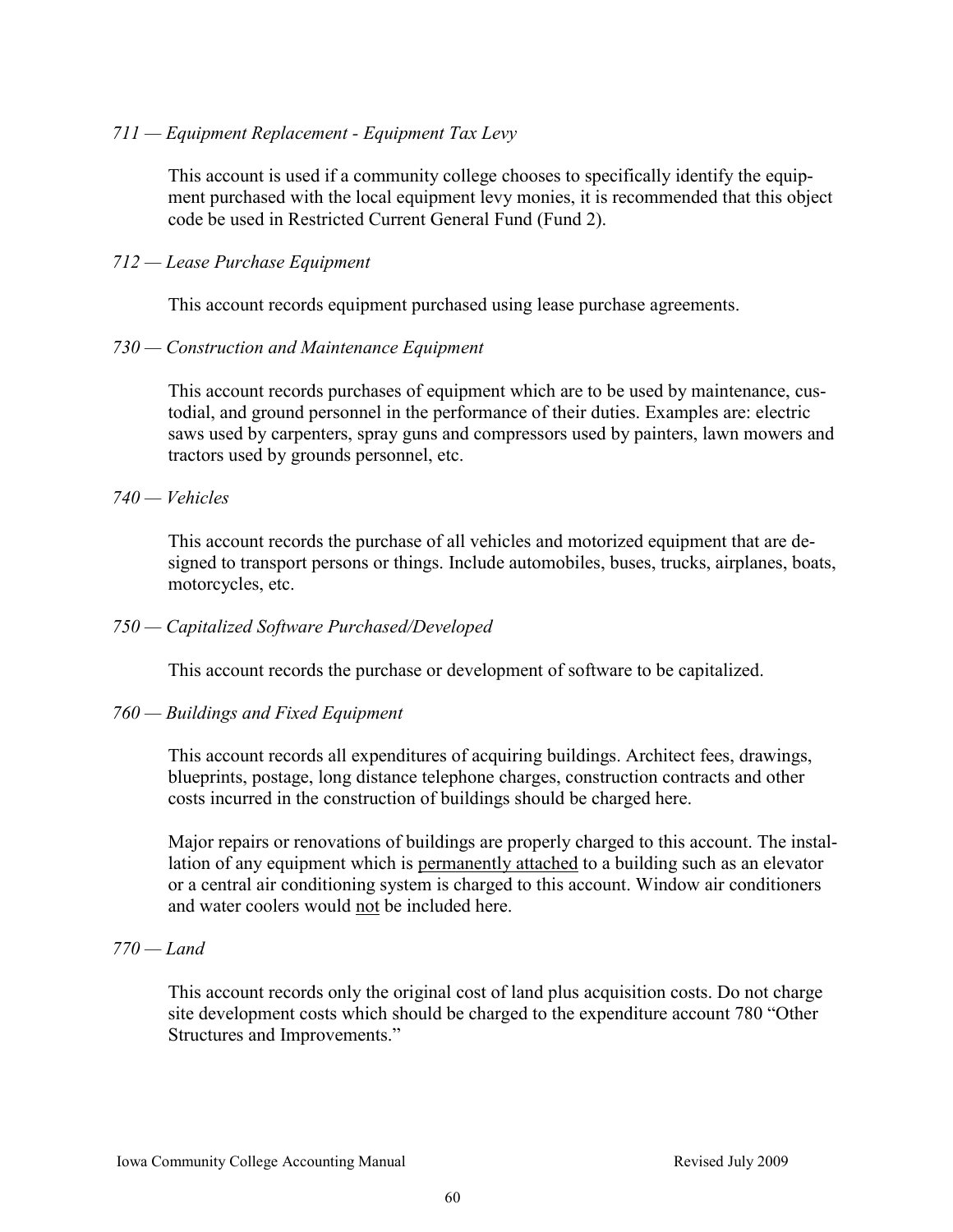*711 — Equipment Replacement - Equipment Tax Levy*

This account is used if a community college chooses to specifically identify the equipment purchased with the local equipment levy monies, it is recommended that this object code be used in Restricted Current General Fund (Fund 2).

*712 — Lease Purchase Equipment*

This account records equipment purchased using lease purchase agreements.

*730 — Construction and Maintenance Equipment*

This account records purchases of equipment which are to be used by maintenance, custodial, and ground personnel in the performance of their duties. Examples are: electric saws used by carpenters, spray guns and compressors used by painters, lawn mowers and tractors used by grounds personnel, etc.

*740 — Vehicles*

This account records the purchase of all vehicles and motorized equipment that are designed to transport persons or things. Include automobiles, buses, trucks, airplanes, boats, motorcycles, etc.

*750 — Capitalized Software Purchased/Developed*

This account records the purchase or development of software to be capitalized.

*760 — Buildings and Fixed Equipment*

This account records all expenditures of acquiring buildings. Architect fees, drawings, blueprints, postage, long distance telephone charges, construction contracts and other costs incurred in the construction of buildings should be charged here.

Major repairs or renovations of buildings are properly charged to this account. The installation of any equipment which is <u>permanently attached</u> to a building such as an elevator or a central air conditioning system is charged to this account. Window air conditioners and water coolers would <u>not</u> be included here.

*770 — Land*

This account records only the original cost of land plus acquisition costs. Do not charge site development costs which should be charged to the expenditure account 780 "Other Structures and Improvements."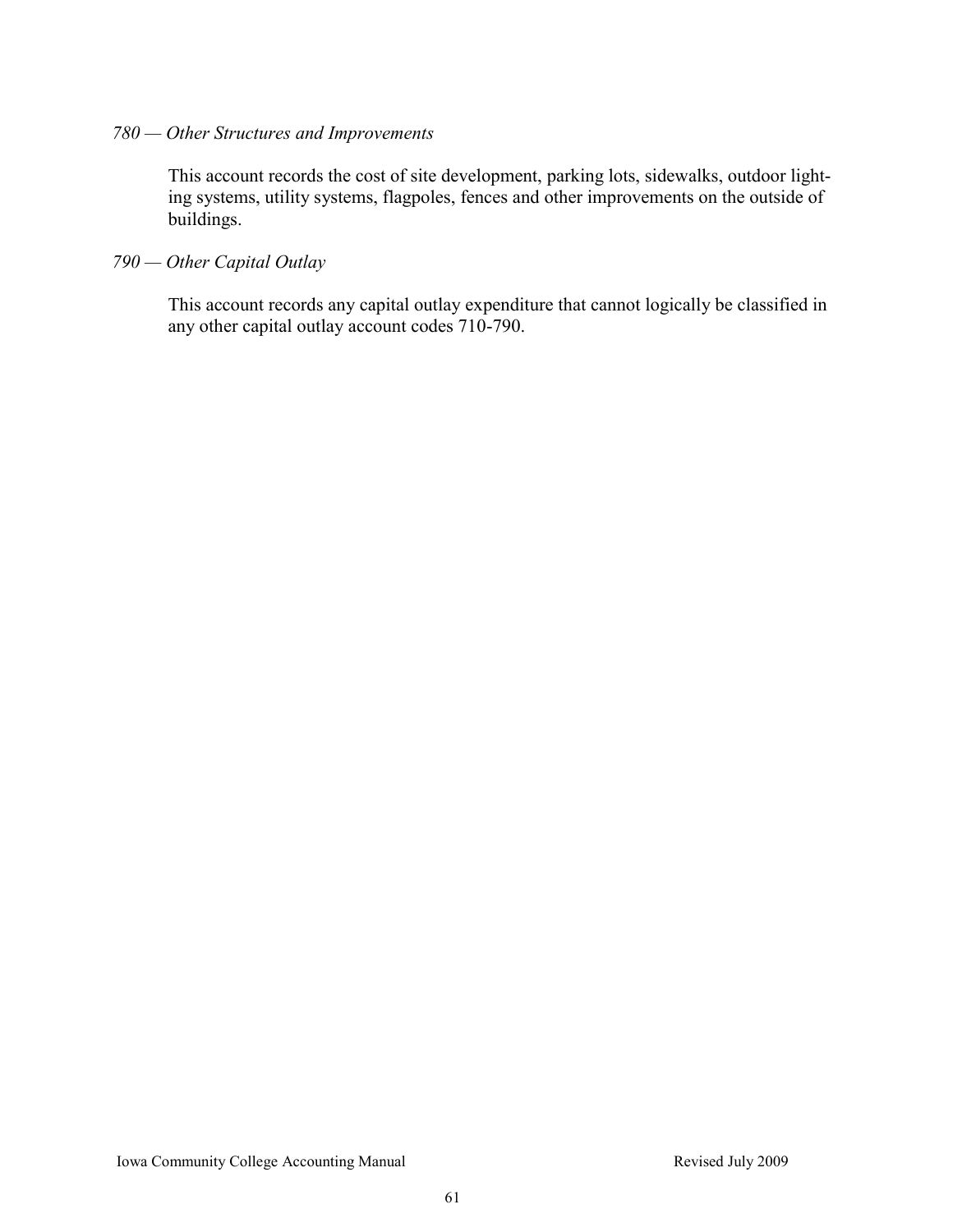*780 — Other Structures and Improvements*

This account records the cost of site development, parking lots, sidewalks, outdoor lighting systems, utility systems, flagpoles, fences and other improvements on the outside of buildings.

*790 — Other Capital Outlay*

This account records any capital outlay expenditure that cannot logically be classified in any other capital outlay account codes 710-790.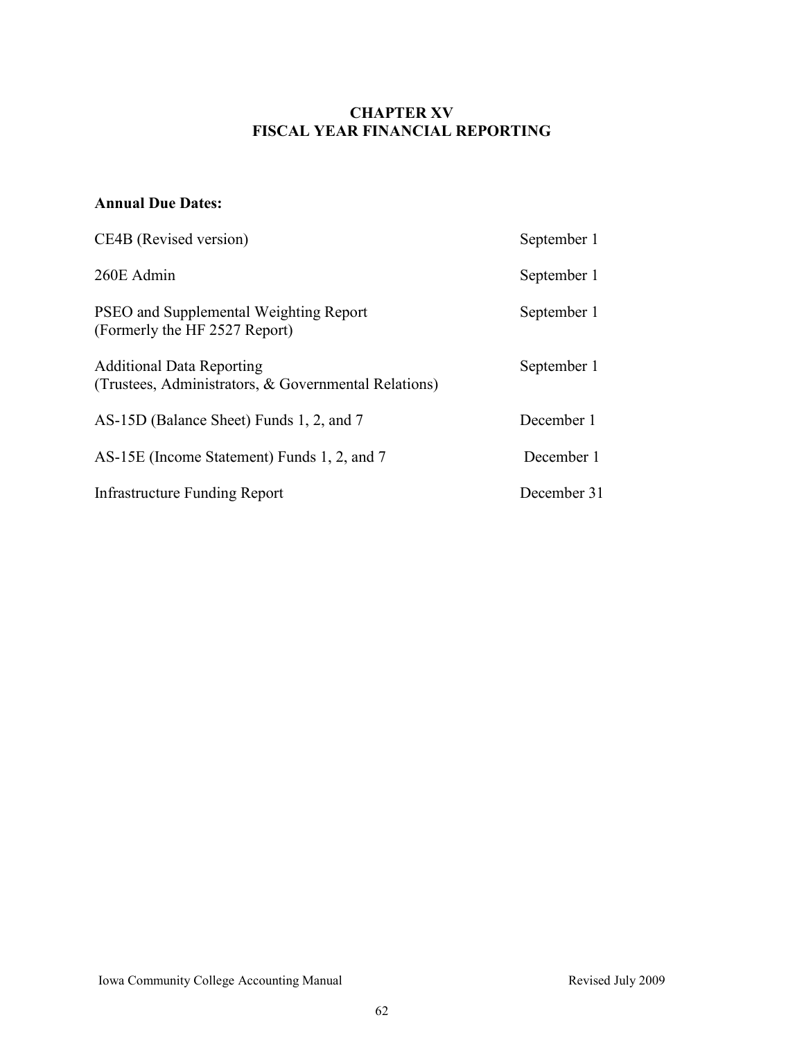# CHAPTER XV
# FISCAL YEAR FINANCIAL REPORTING

**Annual Due Dates:**

| | |
|---|---|
| CE4B (Revised version) | September 1 |
| 260E Admin | September 1 |
| PSEO and Supplemental Weighting Report (Formerly the HF 2527 Report) | September 1 |
| Additional Data Reporting (Trustees, Administrators, & Governmental Relations) | September 1 |
| AS-15D (Balance Sheet) Funds 1, 2, and 7 | December 1 |
| AS-15E (Income Statement) Funds 1, 2, and 7 | December 1 |
| Infrastructure Funding Report | December 31 |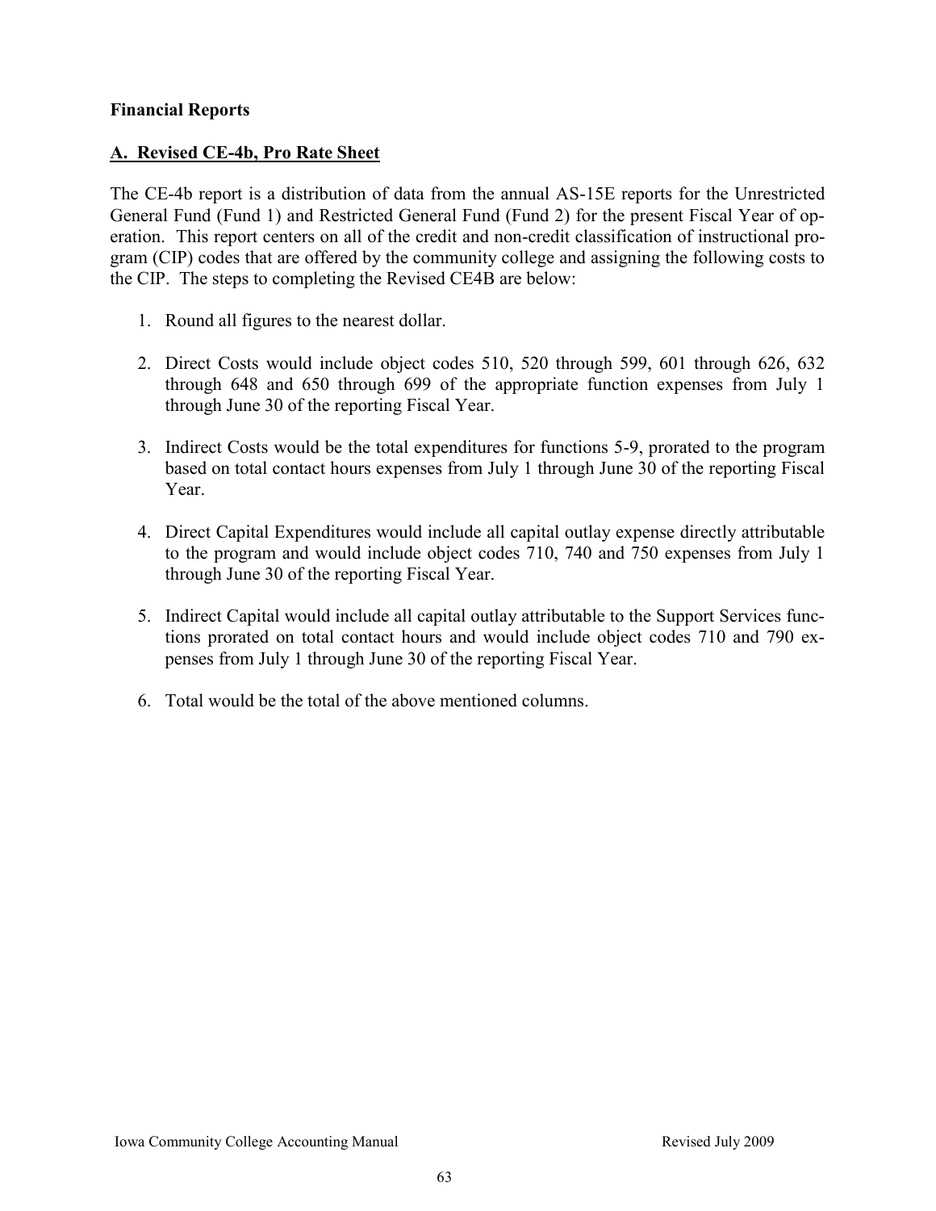**Financial Reports**

## A. Revised CE-4b, Pro Rate Sheet

The CE-4b report is a distribution of data from the annual AS-15E reports for the Unrestricted General Fund (Fund 1) and Restricted General Fund (Fund 2) for the present Fiscal Year of operation. This report centers on all of the credit and non-credit classification of instructional program (CIP) codes that are offered by the community college and assigning the following costs to the CIP. The steps to completing the Revised CE4B are below:

1. Round all figures to the nearest dollar.

2. Direct Costs would include object codes 510, 520 through 599, 601 through 626, 632 through 648 and 650 through 699 of the appropriate function expenses from July 1 through June 30 of the reporting Fiscal Year.

3. Indirect Costs would be the total expenditures for functions 5-9, prorated to the program based on total contact hours expenses from July 1 through June 30 of the reporting Fiscal Year.

4. Direct Capital Expenditures would include all capital outlay expense directly attributable to the program and would include object codes 710, 740 and 750 expenses from July 1 through June 30 of the reporting Fiscal Year.

5. Indirect Capital would include all capital outlay attributable to the Support Services functions prorated on total contact hours and would include object codes 710 and 790 expenses from July 1 through June 30 of the reporting Fiscal Year.

6. Total would be the total of the above mentioned columns.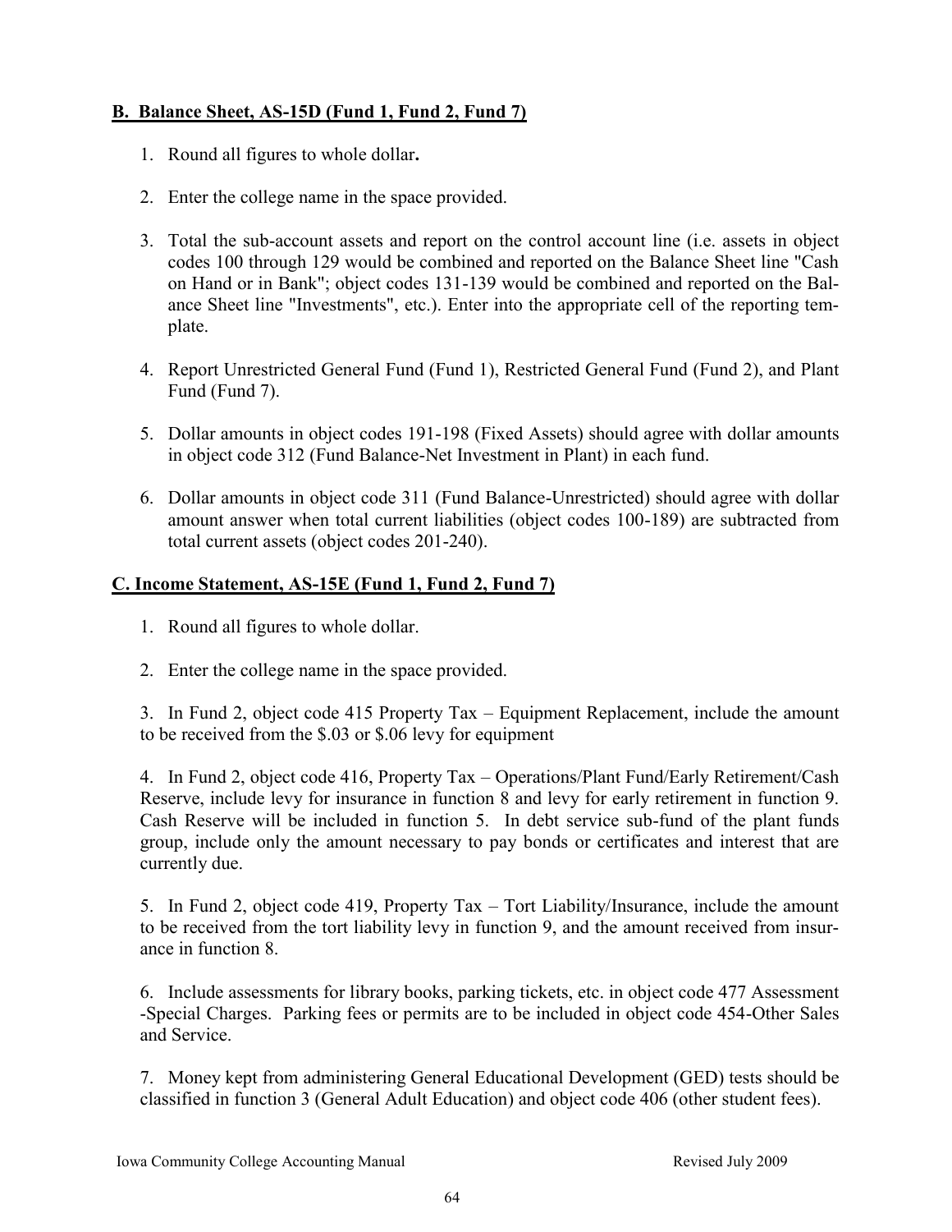## B. Balance Sheet, AS-15D (Fund 1, Fund 2, Fund 7)

1. Round all figures to whole dollar**.**
2. Enter the college name in the space provided.
3. Total the sub-account assets and report on the control account line (i.e. assets in object codes 100 through 129 would be combined and reported on the Balance Sheet line "Cash on Hand or in Bank"; object codes 131-139 would be combined and reported on the Balance Sheet line "Investments", etc.). Enter into the appropriate cell of the reporting template.
4. Report Unrestricted General Fund (Fund 1), Restricted General Fund (Fund 2), and Plant Fund (Fund 7).
5. Dollar amounts in object codes 191-198 (Fixed Assets) should agree with dollar amounts in object code 312 (Fund Balance-Net Investment in Plant) in each fund.
6. Dollar amounts in object code 311 (Fund Balance-Unrestricted) should agree with dollar amount answer when total current liabilities (object codes 100-189) are subtracted from total current assets (object codes 201-240).

## C. Income Statement, AS-15E (Fund 1, Fund 2, Fund 7)

1. Round all figures to whole dollar.
2. Enter the college name in the space provided.

3. In Fund 2, object code 415 Property Tax – Equipment Replacement, include the amount to be received from the $.03 or $.06 levy for equipment

4. In Fund 2, object code 416, Property Tax – Operations/Plant Fund/Early Retirement/Cash Reserve, include levy for insurance in function 8 and levy for early retirement in function 9. Cash Reserve will be included in function 5. In debt service sub-fund of the plant funds group, include only the amount necessary to pay bonds or certificates and interest that are currently due.

5. In Fund 2, object code 419, Property Tax – Tort Liability/Insurance, include the amount to be received from the tort liability levy in function 9, and the amount received from insurance in function 8.

6. Include assessments for library books, parking tickets, etc. in object code 477 Assessment -Special Charges. Parking fees or permits are to be included in object code 454-Other Sales and Service.

7. Money kept from administering General Educational Development (GED) tests should be classified in function 3 (General Adult Education) and object code 406 (other student fees).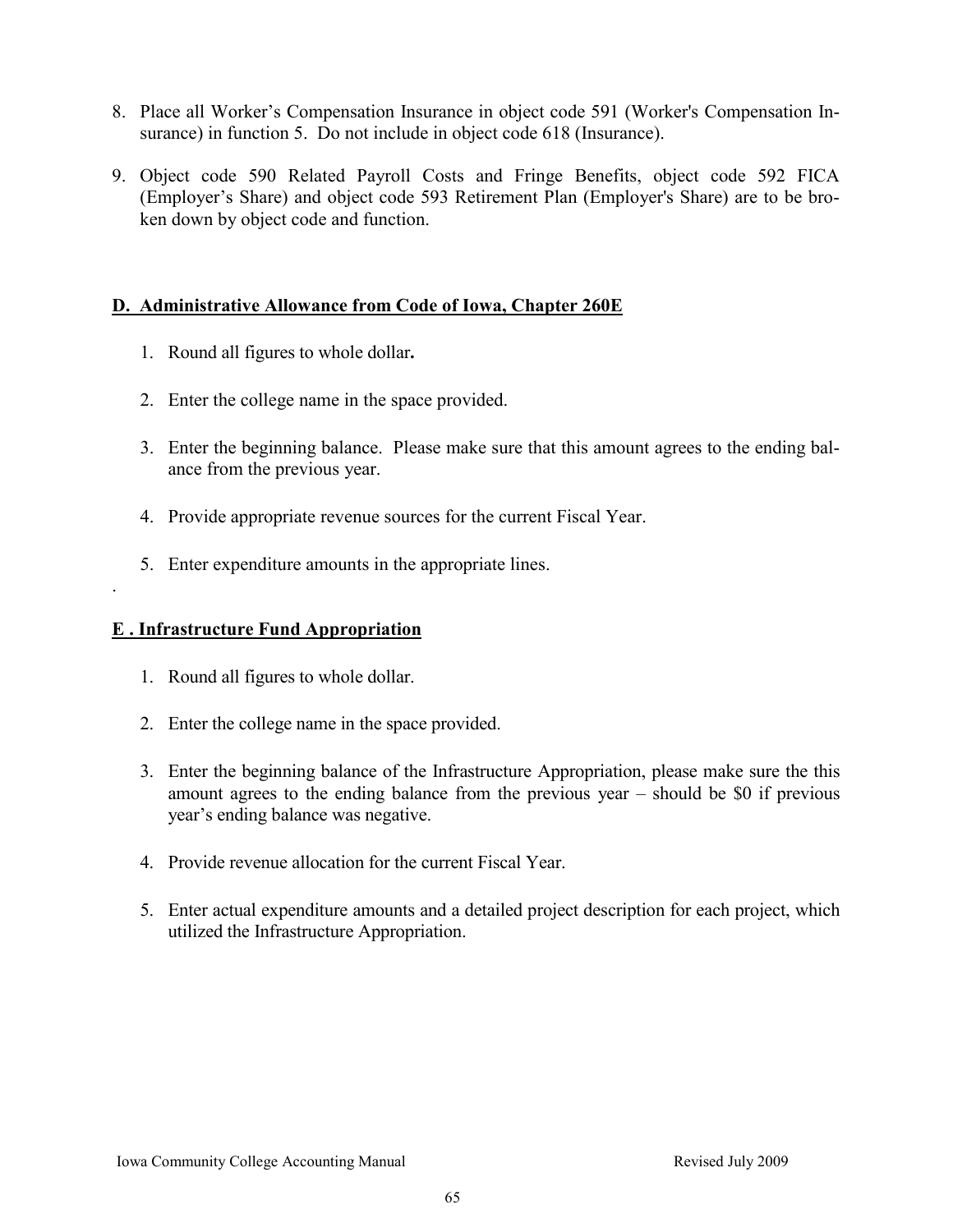8. Place all Worker's Compensation Insurance in object code 591 (Worker's Compensation Insurance) in function 5. Do not include in object code 618 (Insurance).

9. Object code 590 Related Payroll Costs and Fringe Benefits, object code 592 FICA (Employer's Share) and object code 593 Retirement Plan (Employer's Share) are to be broken down by object code and function.

## D. Administrative Allowance from Code of Iowa, Chapter 260E

1. Round all figures to whole dollar**.**

2. Enter the college name in the space provided.

3. Enter the beginning balance. Please make sure that this amount agrees to the ending balance from the previous year.

4. Provide appropriate revenue sources for the current Fiscal Year.

5. Enter expenditure amounts in the appropriate lines.

.

## E . Infrastructure Fund Appropriation

1. Round all figures to whole dollar.

2. Enter the college name in the space provided.

3. Enter the beginning balance of the Infrastructure Appropriation, please make sure the this amount agrees to the ending balance from the previous year – should be $0 if previous year's ending balance was negative.

4. Provide revenue allocation for the current Fiscal Year.

5. Enter actual expenditure amounts and a detailed project description for each project, which utilized the Infrastructure Appropriation.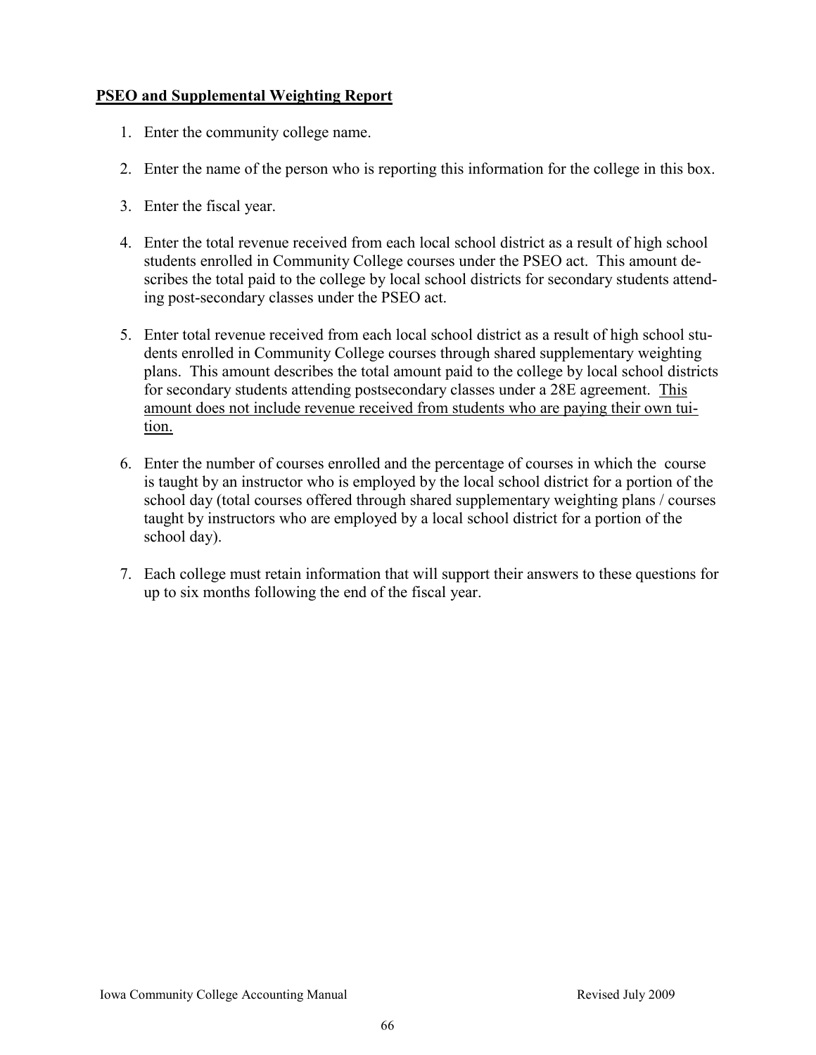## PSEO and Supplemental Weighting Report

1. Enter the community college name.

2. Enter the name of the person who is reporting this information for the college in this box.

3. Enter the fiscal year.

4. Enter the total revenue received from each local school district as a result of high school students enrolled in Community College courses under the PSEO act. This amount describes the total paid to the college by local school districts for secondary students attending post-secondary classes under the PSEO act.

5. Enter total revenue received from each local school district as a result of high school students enrolled in Community College courses through shared supplementary weighting plans. This amount describes the total amount paid to the college by local school districts for secondary students attending postsecondary classes under a 28E agreement. <u>This amount does not include revenue received from students who are paying their own tuition.</u>

6. Enter the number of courses enrolled and the percentage of courses in which the course is taught by an instructor who is employed by the local school district for a portion of the school day (total courses offered through shared supplementary weighting plans / courses taught by instructors who are employed by a local school district for a portion of the school day).

7. Each college must retain information that will support their answers to these questions for up to six months following the end of the fiscal year.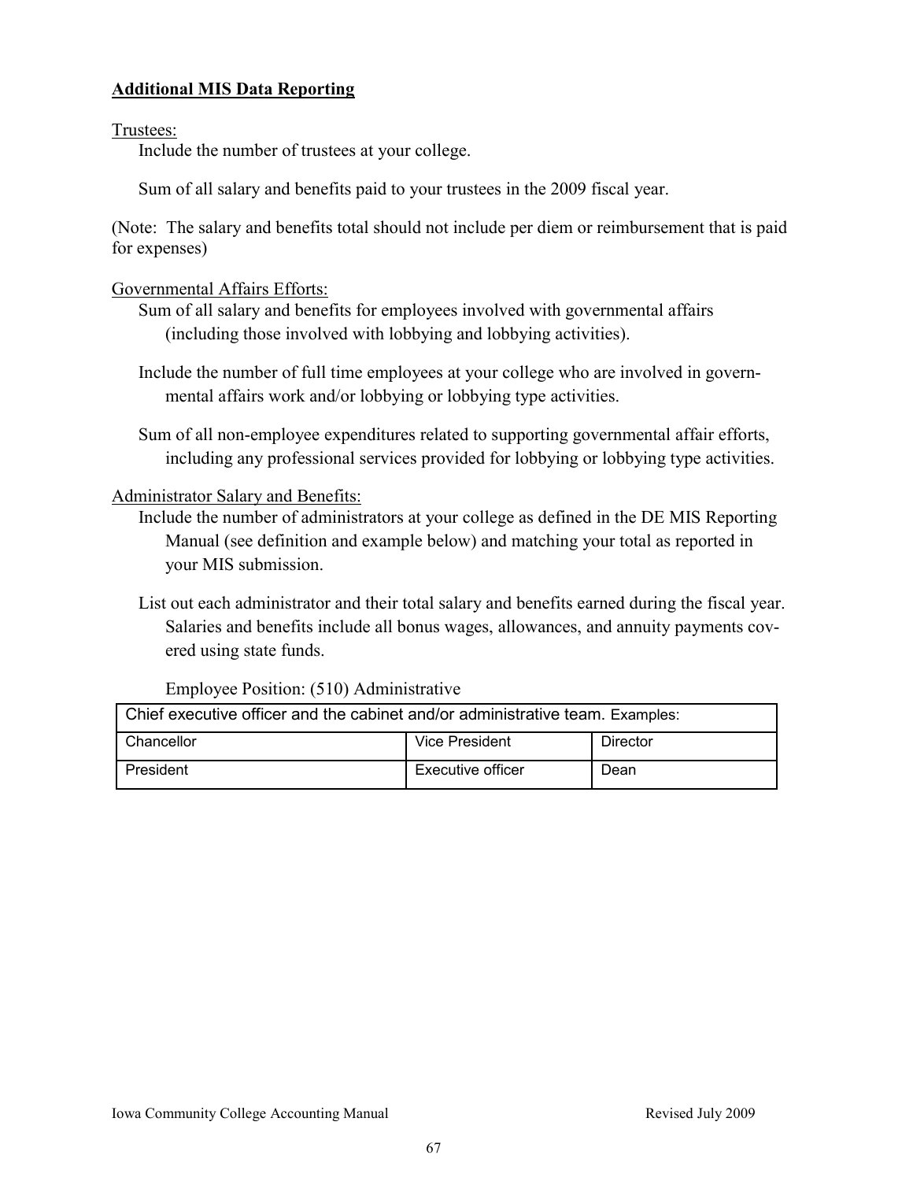**Additional MIS Data Reporting**

Trustees:

Include the number of trustees at your college.

Sum of all salary and benefits paid to your trustees in the 2009 fiscal year.

(Note: The salary and benefits total should not include per diem or reimbursement that is paid for expenses)

Governmental Affairs Efforts:

Sum of all salary and benefits for employees involved with governmental affairs (including those involved with lobbying and lobbying activities).

Include the number of full time employees at your college who are involved in governmental affairs work and/or lobbying or lobbying type activities.

Sum of all non-employee expenditures related to supporting governmental affair efforts, including any professional services provided for lobbying or lobbying type activities.

Administrator Salary and Benefits:

Include the number of administrators at your college as defined in the DE MIS Reporting Manual (see definition and example below) and matching your total as reported in your MIS submission.

List out each administrator and their total salary and benefits earned during the fiscal year. Salaries and benefits include all bonus wages, allowances, and annuity payments covered using state funds.

Employee Position: (510) Administrative

| Chief executive officer and the cabinet and/or administrative team. Examples: | | |
|---|---|---|
| Chancellor | Vice President | Director |
| President | Executive officer | Dean |